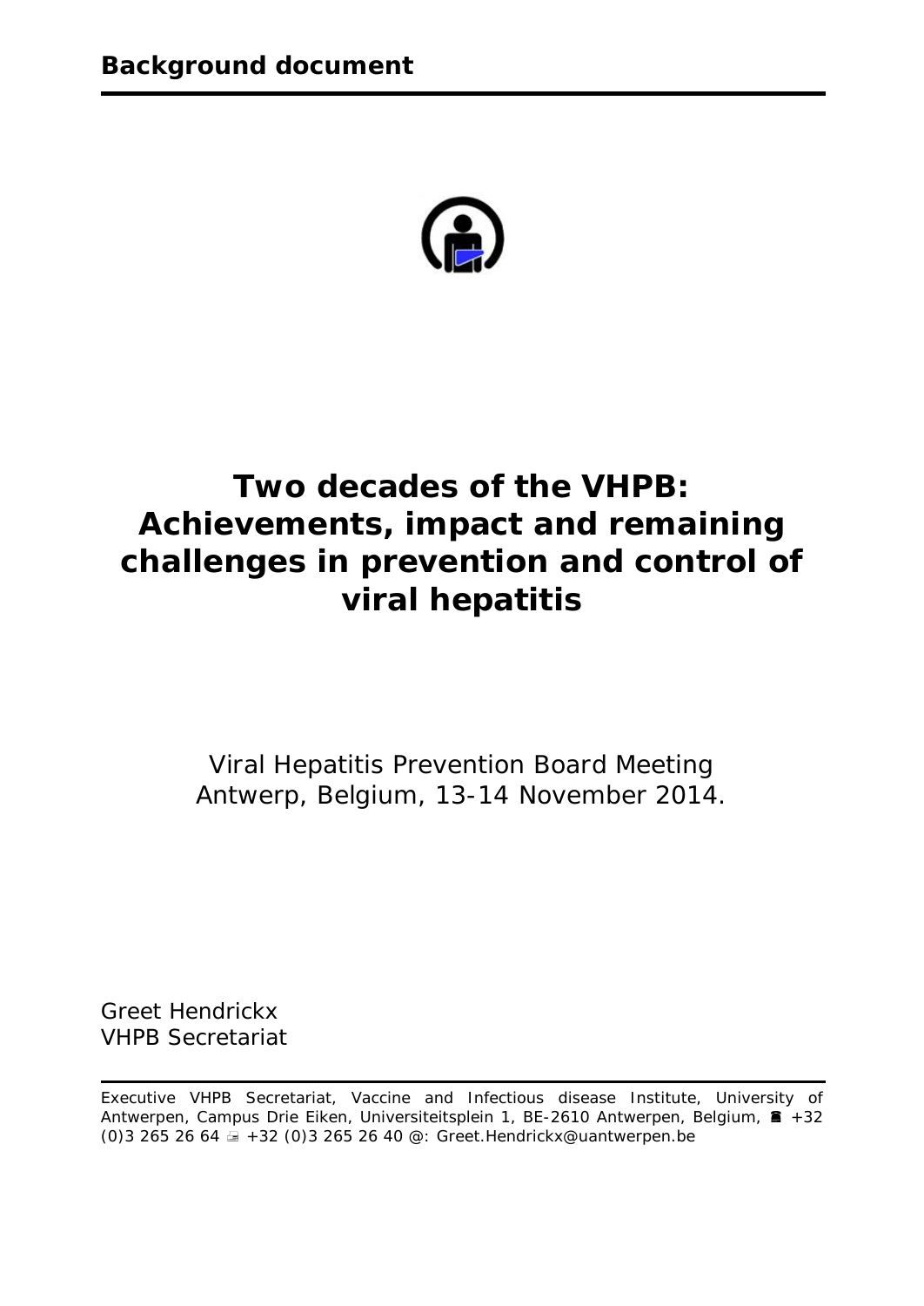**Background document**

# Two decades of the VHPB: Achievements, impact and remaining challenges in prevention and control of viral hepatitis

Viral Hepatitis Prevention Board Meeting
Antwerp, Belgium, 13-14 November 2014.

Greet Hendrickx
VHPB Secretariat

Executive VHPB Secretariat, Vaccine and Infectious disease Institute, University of Antwerpen, Campus Drie Eiken, Universiteitsplein 1, BE-2610 Antwerpen, Belgium, ☎ +32 (0)3 265 26 64 📠 +32 (0)3 265 26 40 @: Greet.Hendrickx@uantwerpen.be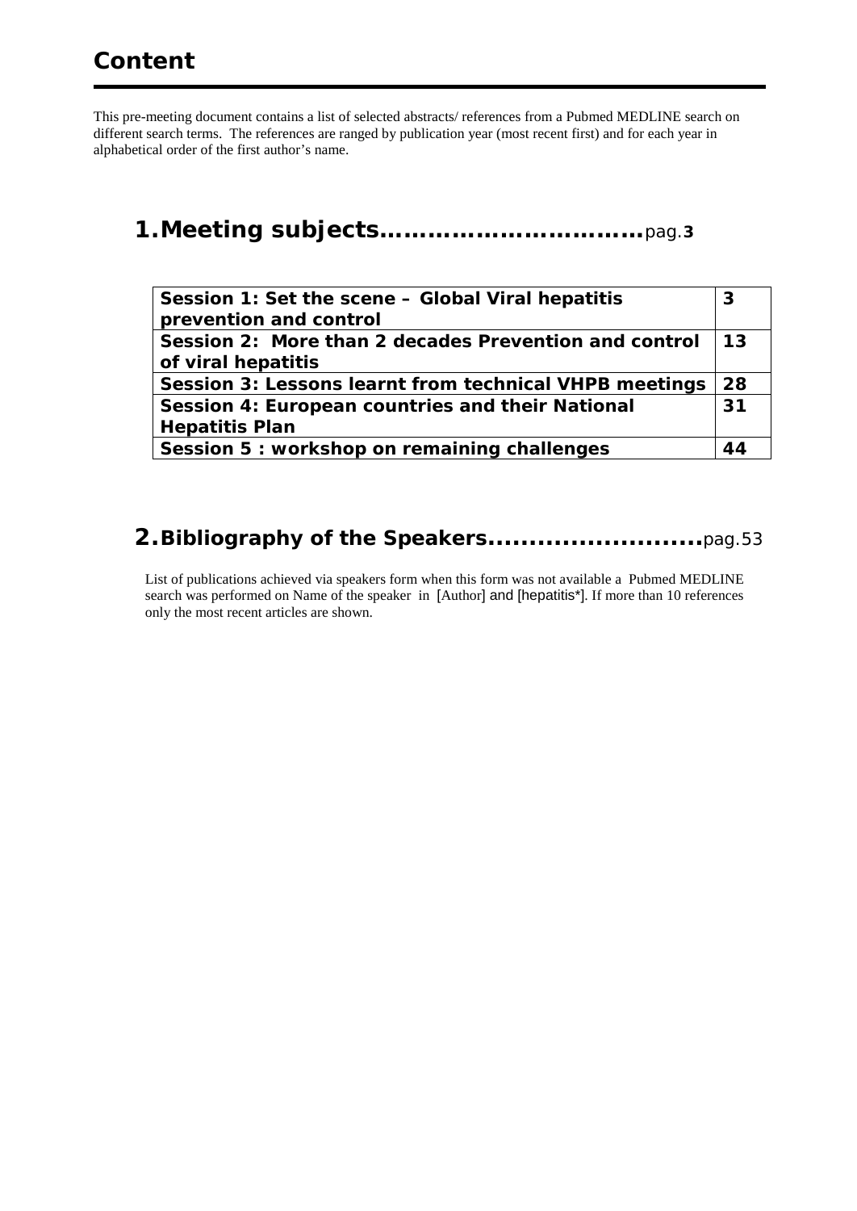# Content

This pre-meeting document contains a list of selected abstracts/ references from a Pubmed MEDLINE search on different search terms. The references are ranged by publication year (most recent first) and for each year in alphabetical order of the first author's name.

## 1. Meeting subjects..............................pag.3

| | |
|---|---|
| **Session 1: Set the scene – Global Viral hepatitis prevention and control** | **3** |
| **Session 2: More than 2 decades Prevention and control of viral hepatitis** | **13** |
| **Session 3: Lessons learnt from technical VHPB meetings** | **28** |
| **Session 4: European countries and their National Hepatitis Plan** | **31** |
| **Session 5 : workshop on remaining challenges** | **44** |

## 2. Bibliography of the Speakers..........................pag.53

List of publications achieved via speakers form when this form was not available a Pubmed MEDLINE search was performed on Name of the speaker in [Author] and [hepatitis*]. If more than 10 references only the most recent articles are shown.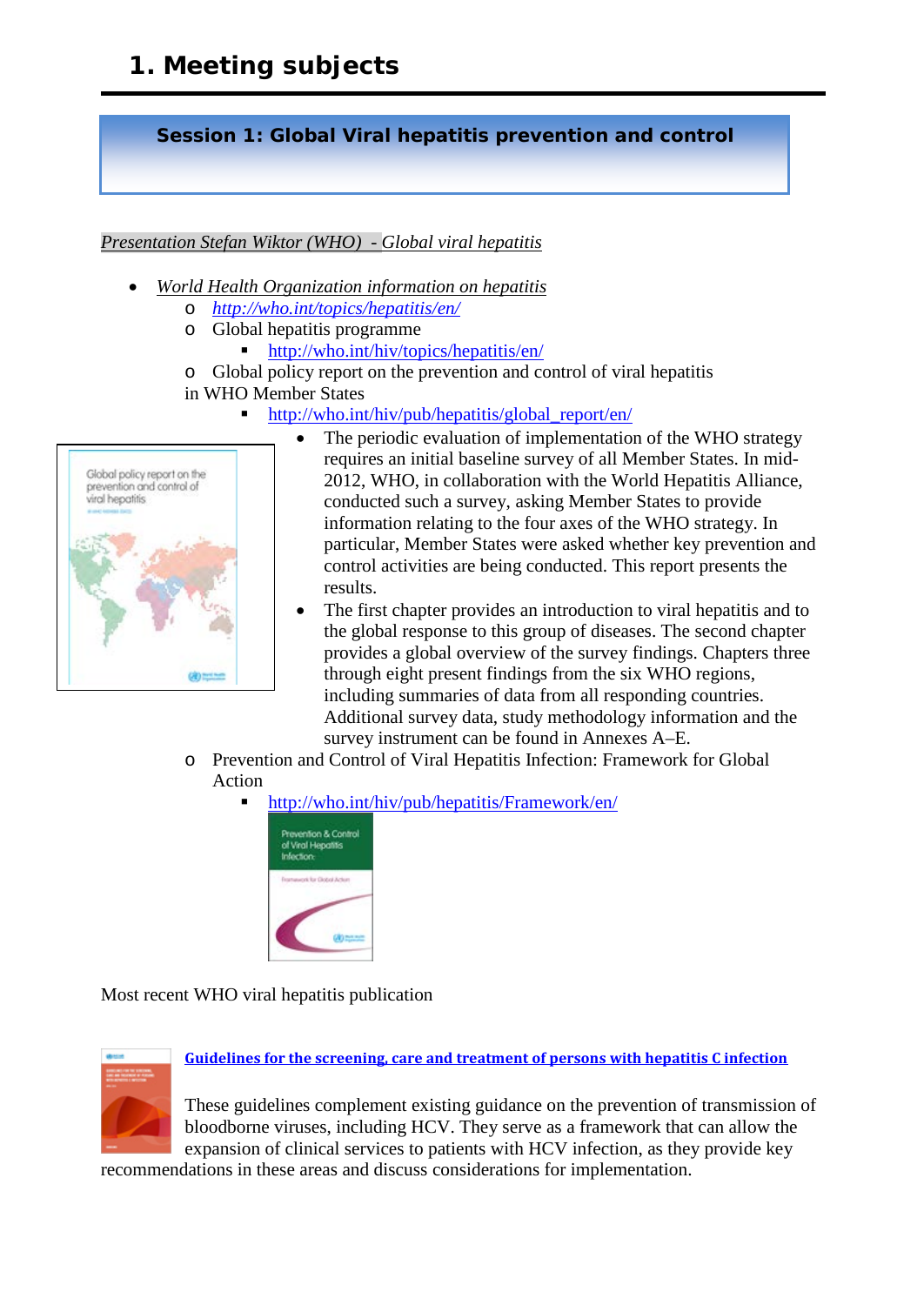# 1. Meeting subjects

## Session 1: Global Viral hepatitis prevention and control

*Presentation Stefan Wiktor (WHO) - Global viral hepatitis*

- *World Health Organization information on hepatitis*
  - *http://who.int/topics/hepatitis/en/*
  - Global hepatitis programme
    - http://who.int/hiv/topics/hepatitis/en/
  - Global policy report on the prevention and control of viral hepatitis in WHO Member States
    - http://who.int/hiv/pub/hepatitis/global_report/en/
      - The periodic evaluation of implementation of the WHO strategy requires an initial baseline survey of all Member States. In mid-2012, WHO, in collaboration with the World Hepatitis Alliance, conducted such a survey, asking Member States to provide information relating to the four axes of the WHO strategy. In particular, Member States were asked whether key prevention and control activities are being conducted. This report presents the results.
      - The first chapter provides an introduction to viral hepatitis and to the global response to this group of diseases. The second chapter provides a global overview of the survey findings. Chapters three through eight present findings from the six WHO regions, including summaries of data from all responding countries. Additional survey data, study methodology information and the survey instrument can be found in Annexes A–E.
  - Prevention and Control of Viral Hepatitis Infection: Framework for Global Action
    - http://who.int/hiv/pub/hepatitis/Framework/en/

Most recent WHO viral hepatitis publication

**Guidelines for the screening, care and treatment of persons with hepatitis C infection**

These guidelines complement existing guidance on the prevention of transmission of bloodborne viruses, including HCV. They serve as a framework that can allow the expansion of clinical services to patients with HCV infection, as they provide key recommendations in these areas and discuss considerations for implementation.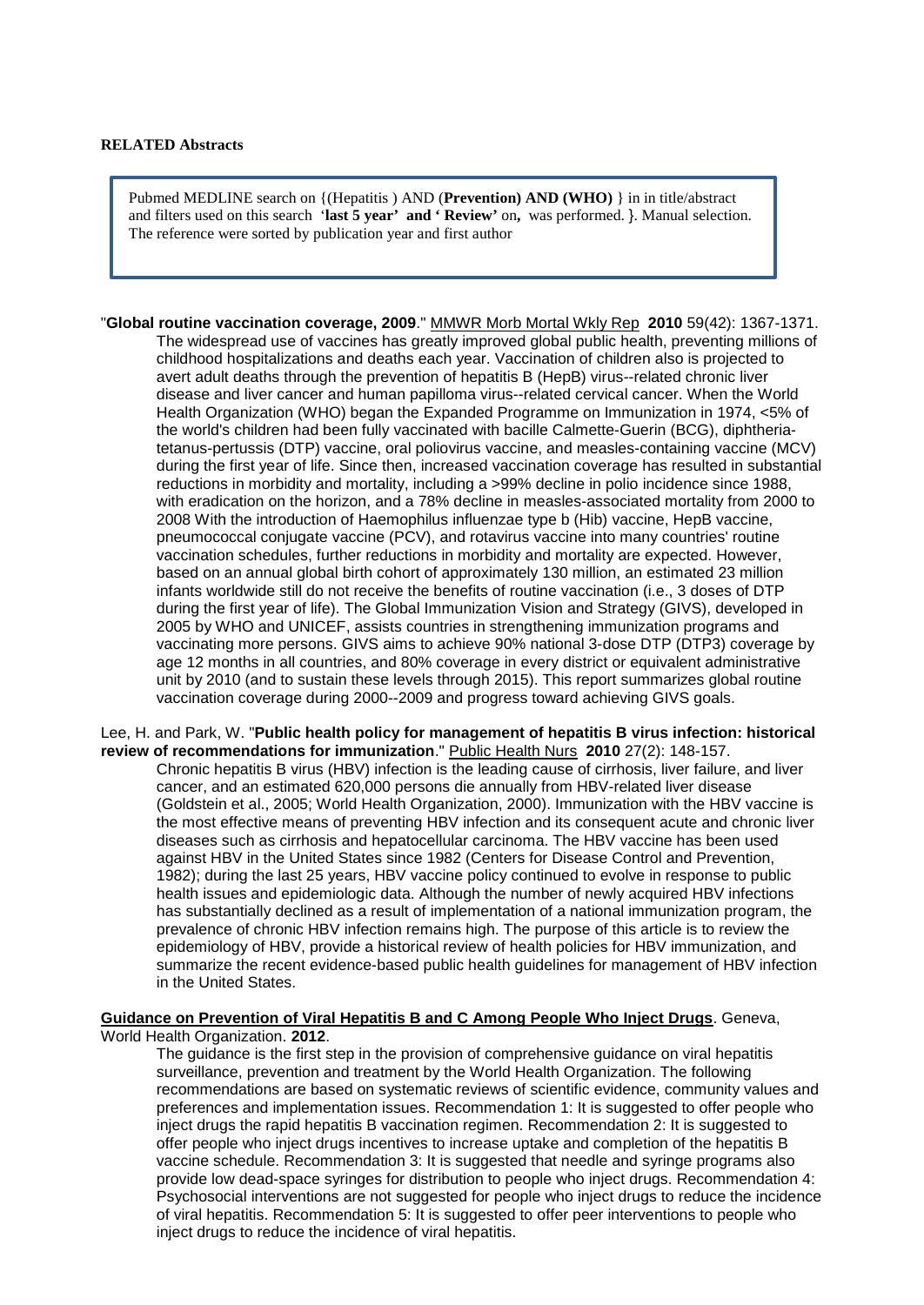**RELATED Abstracts**

> Pubmed MEDLINE search on {(Hepatitis ) AND (**Prevention) AND (WHO)** } in in title/abstract and filters used on this search '**last 5 year' and ' Review'** on**,** was performed. }. Manual selection. The reference were sorted by publication year and first author

"**Global routine vaccination coverage, 2009**." MMWR Morb Mortal Wkly Rep **2010** 59(42): 1367-1371.

The widespread use of vaccines has greatly improved global public health, preventing millions of childhood hospitalizations and deaths each year. Vaccination of children also is projected to avert adult deaths through the prevention of hepatitis B (HepB) virus--related chronic liver disease and liver cancer and human papilloma virus--related cervical cancer. When the World Health Organization (WHO) began the Expanded Programme on Immunization in 1974, <5% of the world's children had been fully vaccinated with bacille Calmette-Guerin (BCG), diphtheria-tetanus-pertussis (DTP) vaccine, oral poliovirus vaccine, and measles-containing vaccine (MCV) during the first year of life. Since then, increased vaccination coverage has resulted in substantial reductions in morbidity and mortality, including a >99% decline in polio incidence since 1988, with eradication on the horizon, and a 78% decline in measles-associated mortality from 2000 to 2008 With the introduction of Haemophilus influenzae type b (Hib) vaccine, HepB vaccine, pneumococcal conjugate vaccine (PCV), and rotavirus vaccine into many countries' routine vaccination schedules, further reductions in morbidity and mortality are expected. However, based on an annual global birth cohort of approximately 130 million, an estimated 23 million infants worldwide still do not receive the benefits of routine vaccination (i.e., 3 doses of DTP during the first year of life). The Global Immunization Vision and Strategy (GIVS), developed in 2005 by WHO and UNICEF, assists countries in strengthening immunization programs and vaccinating more persons. GIVS aims to achieve 90% national 3-dose DTP (DTP3) coverage by age 12 months in all countries, and 80% coverage in every district or equivalent administrative unit by 2010 (and to sustain these levels through 2015). This report summarizes global routine vaccination coverage during 2000--2009 and progress toward achieving GIVS goals.

Lee, H. and Park, W. "**Public health policy for management of hepatitis B virus infection: historical review of recommendations for immunization**." Public Health Nurs **2010** 27(2): 148-157.

Chronic hepatitis B virus (HBV) infection is the leading cause of cirrhosis, liver failure, and liver cancer, and an estimated 620,000 persons die annually from HBV-related liver disease (Goldstein et al., 2005; World Health Organization, 2000). Immunization with the HBV vaccine is the most effective means of preventing HBV infection and its consequent acute and chronic liver diseases such as cirrhosis and hepatocellular carcinoma. The HBV vaccine has been used against HBV in the United States since 1982 (Centers for Disease Control and Prevention, 1982); during the last 25 years, HBV vaccine policy continued to evolve in response to public health issues and epidemiologic data. Although the number of newly acquired HBV infections has substantially declined as a result of implementation of a national immunization program, the prevalence of chronic HBV infection remains high. The purpose of this article is to review the epidemiology of HBV, provide a historical review of health policies for HBV immunization, and summarize the recent evidence-based public health guidelines for management of HBV infection in the United States.

**Guidance on Prevention of Viral Hepatitis B and C Among People Who Inject Drugs**. Geneva, World Health Organization. **2012**.

The guidance is the first step in the provision of comprehensive guidance on viral hepatitis surveillance, prevention and treatment by the World Health Organization. The following recommendations are based on systematic reviews of scientific evidence, community values and preferences and implementation issues. Recommendation 1: It is suggested to offer people who inject drugs the rapid hepatitis B vaccination regimen. Recommendation 2: It is suggested to offer people who inject drugs incentives to increase uptake and completion of the hepatitis B vaccine schedule. Recommendation 3: It is suggested that needle and syringe programs also provide low dead-space syringes for distribution to people who inject drugs. Recommendation 4: Psychosocial interventions are not suggested for people who inject drugs to reduce the incidence of viral hepatitis. Recommendation 5: It is suggested to offer peer interventions to people who inject drugs to reduce the incidence of viral hepatitis.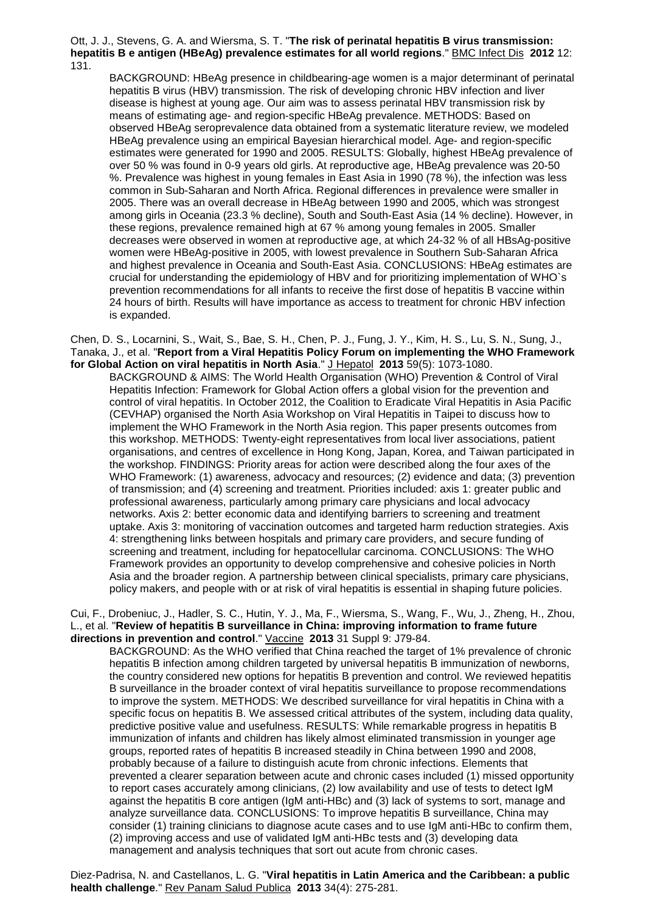Ott, J. J., Stevens, G. A. and Wiersma, S. T. "**The risk of perinatal hepatitis B virus transmission: hepatitis B e antigen (HBeAg) prevalence estimates for all world regions**." BMC Infect Dis **2012** 12: 131.

BACKGROUND: HBeAg presence in childbearing-age women is a major determinant of perinatal hepatitis B virus (HBV) transmission. The risk of developing chronic HBV infection and liver disease is highest at young age. Our aim was to assess perinatal HBV transmission risk by means of estimating age- and region-specific HBeAg prevalence. METHODS: Based on observed HBeAg seroprevalence data obtained from a systematic literature review, we modeled HBeAg prevalence using an empirical Bayesian hierarchical model. Age- and region-specific estimates were generated for 1990 and 2005. RESULTS: Globally, highest HBeAg prevalence of over 50 % was found in 0-9 years old girls. At reproductive age, HBeAg prevalence was 20-50 %. Prevalence was highest in young females in East Asia in 1990 (78 %), the infection was less common in Sub-Saharan and North Africa. Regional differences in prevalence were smaller in 2005. There was an overall decrease in HBeAg between 1990 and 2005, which was strongest among girls in Oceania (23.3 % decline), South and South-East Asia (14 % decline). However, in these regions, prevalence remained high at 67 % among young females in 2005. Smaller decreases were observed in women at reproductive age, at which 24-32 % of all HBsAg-positive women were HBeAg-positive in 2005, with lowest prevalence in Southern Sub-Saharan Africa and highest prevalence in Oceania and South-East Asia. CONCLUSIONS: HBeAg estimates are crucial for understanding the epidemiology of HBV and for prioritizing implementation of WHO`s prevention recommendations for all infants to receive the first dose of hepatitis B vaccine within 24 hours of birth. Results will have importance as access to treatment for chronic HBV infection is expanded.

Chen, D. S., Locarnini, S., Wait, S., Bae, S. H., Chen, P. J., Fung, J. Y., Kim, H. S., Lu, S. N., Sung, J., Tanaka, J., et al. "**Report from a Viral Hepatitis Policy Forum on implementing the WHO Framework for Global Action on viral hepatitis in North Asia**." J Hepatol **2013** 59(5): 1073-1080.

BACKGROUND & AIMS: The World Health Organisation (WHO) Prevention & Control of Viral Hepatitis Infection: Framework for Global Action offers a global vision for the prevention and control of viral hepatitis. In October 2012, the Coalition to Eradicate Viral Hepatitis in Asia Pacific (CEVHAP) organised the North Asia Workshop on Viral Hepatitis in Taipei to discuss how to implement the WHO Framework in the North Asia region. This paper presents outcomes from this workshop. METHODS: Twenty-eight representatives from local liver associations, patient organisations, and centres of excellence in Hong Kong, Japan, Korea, and Taiwan participated in the workshop. FINDINGS: Priority areas for action were described along the four axes of the WHO Framework: (1) awareness, advocacy and resources; (2) evidence and data; (3) prevention of transmission; and (4) screening and treatment. Priorities included: axis 1: greater public and professional awareness, particularly among primary care physicians and local advocacy networks. Axis 2: better economic data and identifying barriers to screening and treatment uptake. Axis 3: monitoring of vaccination outcomes and targeted harm reduction strategies. Axis 4: strengthening links between hospitals and primary care providers, and secure funding of screening and treatment, including for hepatocellular carcinoma. CONCLUSIONS: The WHO Framework provides an opportunity to develop comprehensive and cohesive policies in North Asia and the broader region. A partnership between clinical specialists, primary care physicians, policy makers, and people with or at risk of viral hepatitis is essential in shaping future policies.

Cui, F., Drobeniuc, J., Hadler, S. C., Hutin, Y. J., Ma, F., Wiersma, S., Wang, F., Wu, J., Zheng, H., Zhou, L., et al. "**Review of hepatitis B surveillance in China: improving information to frame future directions in prevention and control**." Vaccine **2013** 31 Suppl 9: J79-84.

BACKGROUND: As the WHO verified that China reached the target of 1% prevalence of chronic hepatitis B infection among children targeted by universal hepatitis B immunization of newborns, the country considered new options for hepatitis B prevention and control. We reviewed hepatitis B surveillance in the broader context of viral hepatitis surveillance to propose recommendations to improve the system. METHODS: We described surveillance for viral hepatitis in China with a specific focus on hepatitis B. We assessed critical attributes of the system, including data quality, predictive positive value and usefulness. RESULTS: While remarkable progress in hepatitis B immunization of infants and children has likely almost eliminated transmission in younger age groups, reported rates of hepatitis B increased steadily in China between 1990 and 2008, probably because of a failure to distinguish acute from chronic infections. Elements that prevented a clearer separation between acute and chronic cases included (1) missed opportunity to report cases accurately among clinicians, (2) low availability and use of tests to detect IgM against the hepatitis B core antigen (IgM anti-HBc) and (3) lack of systems to sort, manage and analyze surveillance data. CONCLUSIONS: To improve hepatitis B surveillance, China may consider (1) training clinicians to diagnose acute cases and to use IgM anti-HBc to confirm them, (2) improving access and use of validated IgM anti-HBc tests and (3) developing data management and analysis techniques that sort out acute from chronic cases.

Diez-Padrisa, N. and Castellanos, L. G. "**Viral hepatitis in Latin America and the Caribbean: a public health challenge**." Rev Panam Salud Publica **2013** 34(4): 275-281.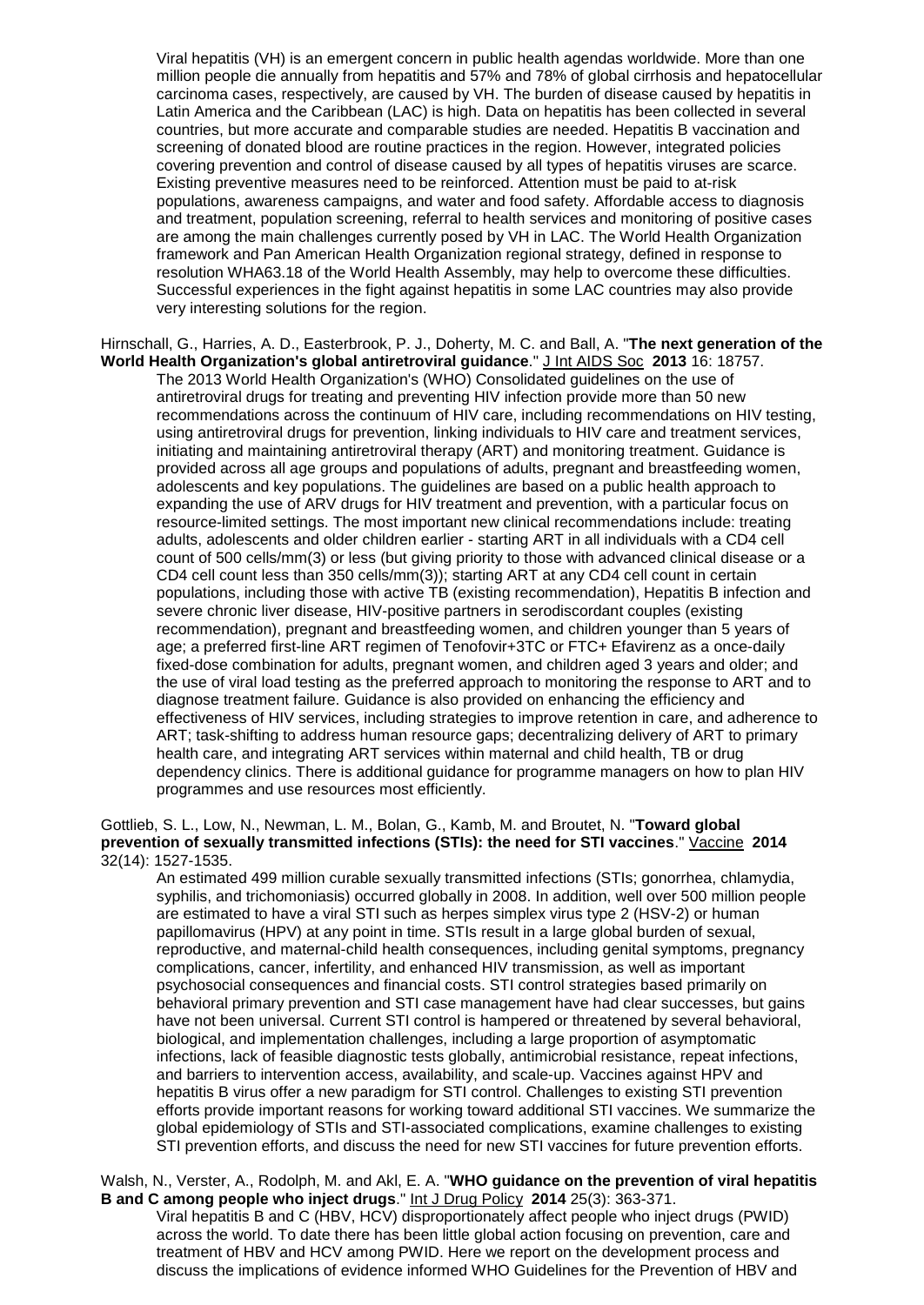Viral hepatitis (VH) is an emergent concern in public health agendas worldwide. More than one million people die annually from hepatitis and 57% and 78% of global cirrhosis and hepatocellular carcinoma cases, respectively, are caused by VH. The burden of disease caused by hepatitis in Latin America and the Caribbean (LAC) is high. Data on hepatitis has been collected in several countries, but more accurate and comparable studies are needed. Hepatitis B vaccination and screening of donated blood are routine practices in the region. However, integrated policies covering prevention and control of disease caused by all types of hepatitis viruses are scarce. Existing preventive measures need to be reinforced. Attention must be paid to at-risk populations, awareness campaigns, and water and food safety. Affordable access to diagnosis and treatment, population screening, referral to health services and monitoring of positive cases are among the main challenges currently posed by VH in LAC. The World Health Organization framework and Pan American Health Organization regional strategy, defined in response to resolution WHA63.18 of the World Health Assembly, may help to overcome these difficulties. Successful experiences in the fight against hepatitis in some LAC countries may also provide very interesting solutions for the region.

Hirnschall, G., Harries, A. D., Easterbrook, P. J., Doherty, M. C. and Ball, A. "**The next generation of the World Health Organization's global antiretroviral guidance**." J Int AIDS Soc **2013** 16: 18757.

The 2013 World Health Organization's (WHO) Consolidated guidelines on the use of antiretroviral drugs for treating and preventing HIV infection provide more than 50 new recommendations across the continuum of HIV care, including recommendations on HIV testing, using antiretroviral drugs for prevention, linking individuals to HIV care and treatment services, initiating and maintaining antiretroviral therapy (ART) and monitoring treatment. Guidance is provided across all age groups and populations of adults, pregnant and breastfeeding women, adolescents and key populations. The guidelines are based on a public health approach to expanding the use of ARV drugs for HIV treatment and prevention, with a particular focus on resource-limited settings. The most important new clinical recommendations include: treating adults, adolescents and older children earlier - starting ART in all individuals with a CD4 cell count of 500 cells/mm(3) or less (but giving priority to those with advanced clinical disease or a CD4 cell count less than 350 cells/mm(3)); starting ART at any CD4 cell count in certain populations, including those with active TB (existing recommendation), Hepatitis B infection and severe chronic liver disease, HIV-positive partners in serodiscordant couples (existing recommendation), pregnant and breastfeeding women, and children younger than 5 years of age; a preferred first-line ART regimen of Tenofovir+3TC or FTC+ Efavirenz as a once-daily fixed-dose combination for adults, pregnant women, and children aged 3 years and older; and the use of viral load testing as the preferred approach to monitoring the response to ART and to diagnose treatment failure. Guidance is also provided on enhancing the efficiency and effectiveness of HIV services, including strategies to improve retention in care, and adherence to ART; task-shifting to address human resource gaps; decentralizing delivery of ART to primary health care, and integrating ART services within maternal and child health, TB or drug dependency clinics. There is additional guidance for programme managers on how to plan HIV programmes and use resources most efficiently.

Gottlieb, S. L., Low, N., Newman, L. M., Bolan, G., Kamb, M. and Broutet, N. "**Toward global prevention of sexually transmitted infections (STIs): the need for STI vaccines**." Vaccine **2014** 32(14): 1527-1535.

An estimated 499 million curable sexually transmitted infections (STIs; gonorrhea, chlamydia, syphilis, and trichomoniasis) occurred globally in 2008. In addition, well over 500 million people are estimated to have a viral STI such as herpes simplex virus type 2 (HSV-2) or human papillomavirus (HPV) at any point in time. STIs result in a large global burden of sexual, reproductive, and maternal-child health consequences, including genital symptoms, pregnancy complications, cancer, infertility, and enhanced HIV transmission, as well as important psychosocial consequences and financial costs. STI control strategies based primarily on behavioral primary prevention and STI case management have had clear successes, but gains have not been universal. Current STI control is hampered or threatened by several behavioral, biological, and implementation challenges, including a large proportion of asymptomatic infections, lack of feasible diagnostic tests globally, antimicrobial resistance, repeat infections, and barriers to intervention access, availability, and scale-up. Vaccines against HPV and hepatitis B virus offer a new paradigm for STI control. Challenges to existing STI prevention efforts provide important reasons for working toward additional STI vaccines. We summarize the global epidemiology of STIs and STI-associated complications, examine challenges to existing STI prevention efforts, and discuss the need for new STI vaccines for future prevention efforts.

Walsh, N., Verster, A., Rodolph, M. and Akl, E. A. "**WHO guidance on the prevention of viral hepatitis B and C among people who inject drugs**." Int J Drug Policy **2014** 25(3): 363-371.

Viral hepatitis B and C (HBV, HCV) disproportionately affect people who inject drugs (PWID) across the world. To date there has been little global action focusing on prevention, care and treatment of HBV and HCV among PWID. Here we report on the development process and discuss the implications of evidence informed WHO Guidelines for the Prevention of HBV and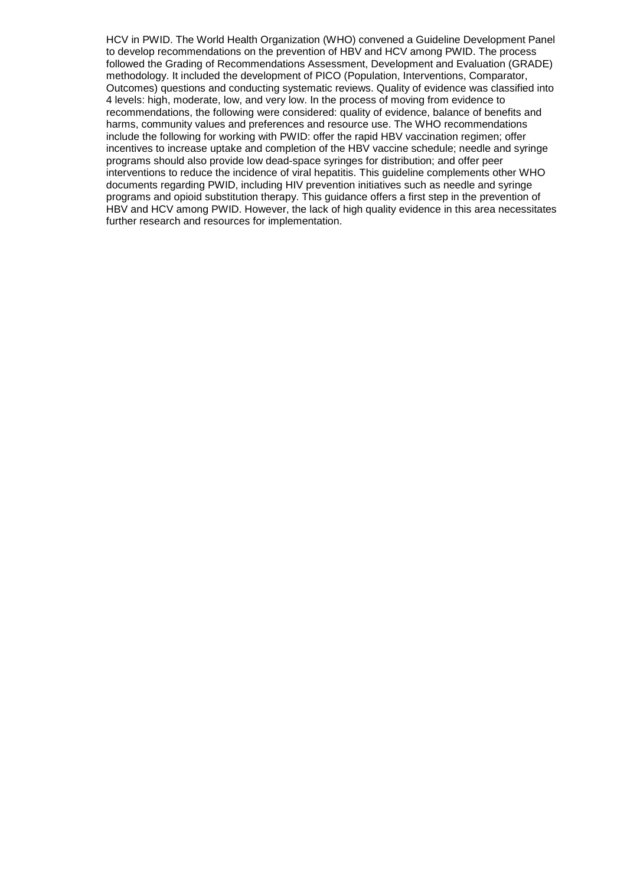HCV in PWID. The World Health Organization (WHO) convened a Guideline Development Panel to develop recommendations on the prevention of HBV and HCV among PWID. The process followed the Grading of Recommendations Assessment, Development and Evaluation (GRADE) methodology. It included the development of PICO (Population, Interventions, Comparator, Outcomes) questions and conducting systematic reviews. Quality of evidence was classified into 4 levels: high, moderate, low, and very low. In the process of moving from evidence to recommendations, the following were considered: quality of evidence, balance of benefits and harms, community values and preferences and resource use. The WHO recommendations include the following for working with PWID: offer the rapid HBV vaccination regimen; offer incentives to increase uptake and completion of the HBV vaccine schedule; needle and syringe programs should also provide low dead-space syringes for distribution; and offer peer interventions to reduce the incidence of viral hepatitis. This guideline complements other WHO documents regarding PWID, including HIV prevention initiatives such as needle and syringe programs and opioid substitution therapy. This guidance offers a first step in the prevention of HBV and HCV among PWID. However, the lack of high quality evidence in this area necessitates further research and resources for implementation.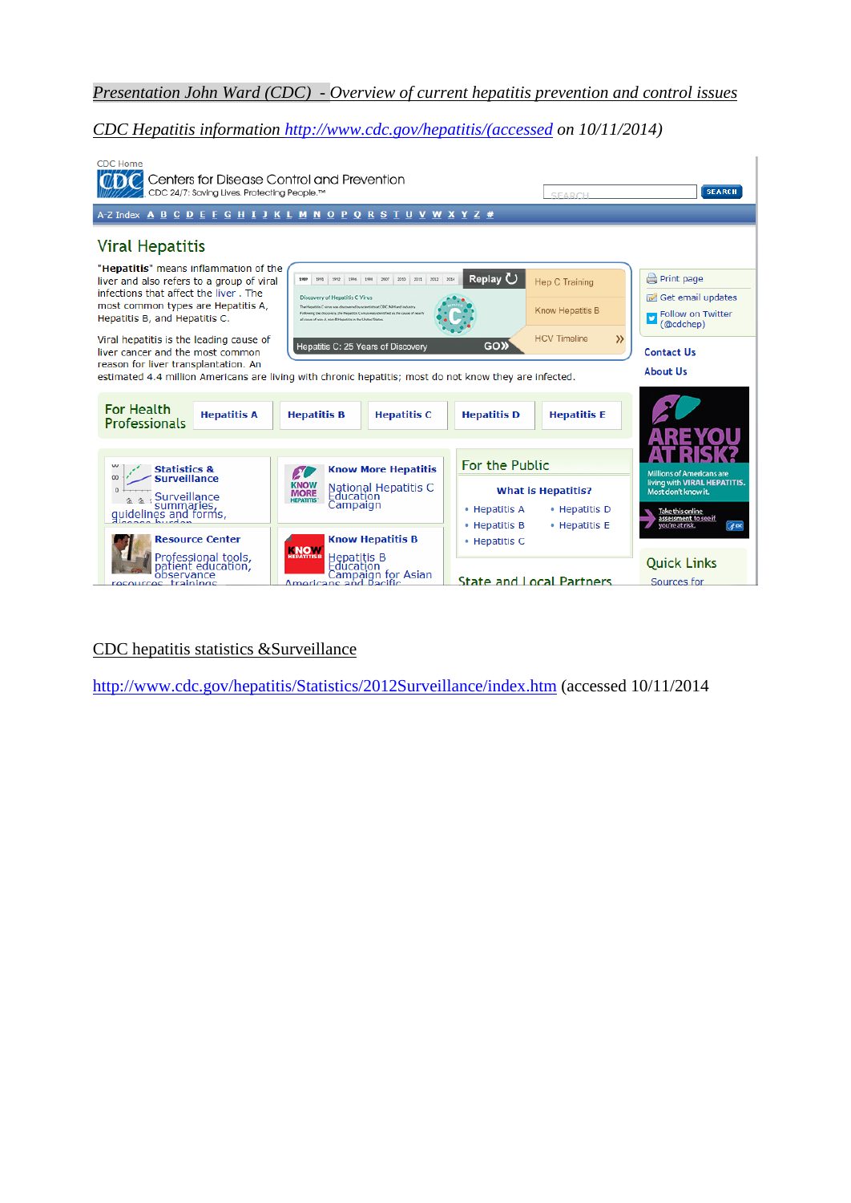*Presentation John Ward (CDC) - Overview of current hepatitis prevention and control issues*

*CDC Hepatitis information http://www.cdc.gov/hepatitis/(accessed on 10/11/2014)*

CDC hepatitis statistics &Surveillance

http://www.cdc.gov/hepatitis/Statistics/2012Surveillance/index.htm (accessed 10/11/2014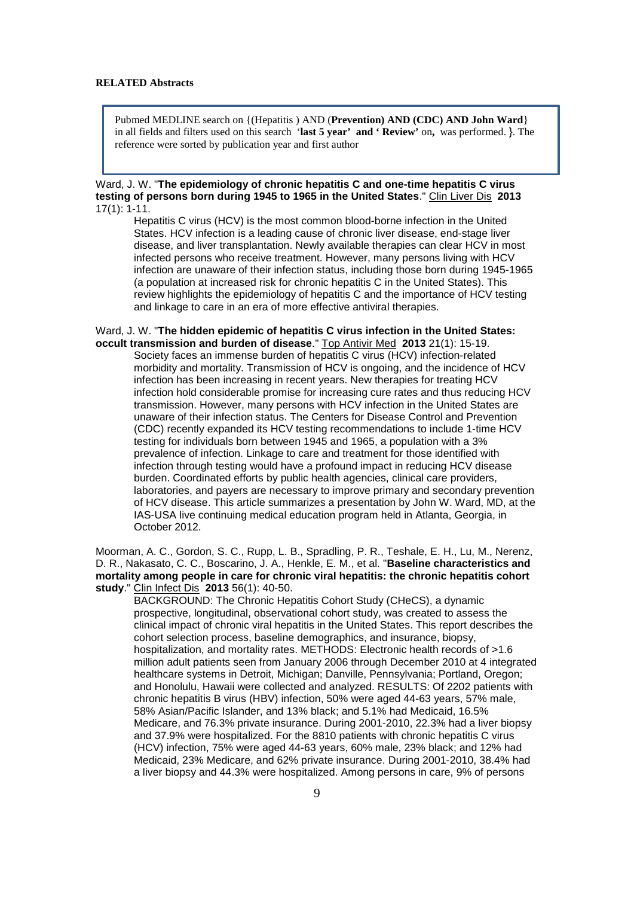**RELATED Abstracts**

> Pubmed MEDLINE search on {(Hepatitis ) AND (**Prevention) AND (CDC) AND John Ward**} in all fields and filters used on this search '**last 5 year' and ' Review'** on**,** was performed. **}**. The reference were sorted by publication year and first author

Ward, J. W. "**The epidemiology of chronic hepatitis C and one-time hepatitis C virus testing of persons born during 1945 to 1965 in the United States**." Clin Liver Dis **2013** 17(1): 1-11.

Hepatitis C virus (HCV) is the most common blood-borne infection in the United States. HCV infection is a leading cause of chronic liver disease, end-stage liver disease, and liver transplantation. Newly available therapies can clear HCV in most infected persons who receive treatment. However, many persons living with HCV infection are unaware of their infection status, including those born during 1945-1965 (a population at increased risk for chronic hepatitis C in the United States). This review highlights the epidemiology of hepatitis C and the importance of HCV testing and linkage to care in an era of more effective antiviral therapies.

Ward, J. W. "**The hidden epidemic of hepatitis C virus infection in the United States: occult transmission and burden of disease**." Top Antivir Med **2013** 21(1): 15-19.

Society faces an immense burden of hepatitis C virus (HCV) infection-related morbidity and mortality. Transmission of HCV is ongoing, and the incidence of HCV infection has been increasing in recent years. New therapies for treating HCV infection hold considerable promise for increasing cure rates and thus reducing HCV transmission. However, many persons with HCV infection in the United States are unaware of their infection status. The Centers for Disease Control and Prevention (CDC) recently expanded its HCV testing recommendations to include 1-time HCV testing for individuals born between 1945 and 1965, a population with a 3% prevalence of infection. Linkage to care and treatment for those identified with infection through testing would have a profound impact in reducing HCV disease burden. Coordinated efforts by public health agencies, clinical care providers, laboratories, and payers are necessary to improve primary and secondary prevention of HCV disease. This article summarizes a presentation by John W. Ward, MD, at the IAS-USA live continuing medical education program held in Atlanta, Georgia, in October 2012.

Moorman, A. C., Gordon, S. C., Rupp, L. B., Spradling, P. R., Teshale, E. H., Lu, M., Nerenz, D. R., Nakasato, C. C., Boscarino, J. A., Henkle, E. M., et al. "**Baseline characteristics and mortality among people in care for chronic viral hepatitis: the chronic hepatitis cohort study**." Clin Infect Dis **2013** 56(1): 40-50.

BACKGROUND: The Chronic Hepatitis Cohort Study (CHeCS), a dynamic prospective, longitudinal, observational cohort study, was created to assess the clinical impact of chronic viral hepatitis in the United States. This report describes the cohort selection process, baseline demographics, and insurance, biopsy, hospitalization, and mortality rates. METHODS: Electronic health records of >1.6 million adult patients seen from January 2006 through December 2010 at 4 integrated healthcare systems in Detroit, Michigan; Danville, Pennsylvania; Portland, Oregon; and Honolulu, Hawaii were collected and analyzed. RESULTS: Of 2202 patients with chronic hepatitis B virus (HBV) infection, 50% were aged 44-63 years, 57% male, 58% Asian/Pacific Islander, and 13% black; and 5.1% had Medicaid, 16.5% Medicare, and 76.3% private insurance. During 2001-2010, 22.3% had a liver biopsy and 37.9% were hospitalized. For the 8810 patients with chronic hepatitis C virus (HCV) infection, 75% were aged 44-63 years, 60% male, 23% black; and 12% had Medicaid, 23% Medicare, and 62% private insurance. During 2001-2010, 38.4% had a liver biopsy and 44.3% were hospitalized. Among persons in care, 9% of persons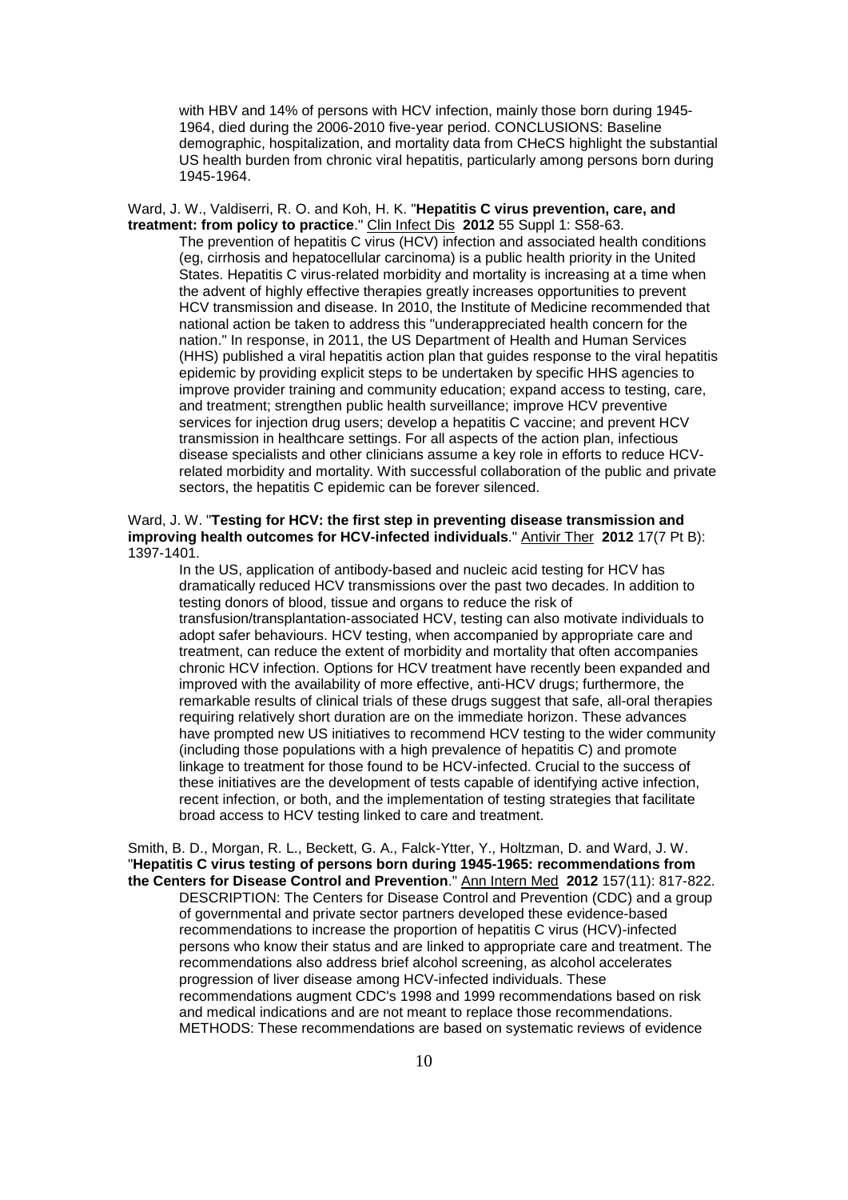with HBV and 14% of persons with HCV infection, mainly those born during 1945-1964, died during the 2006-2010 five-year period. CONCLUSIONS: Baseline demographic, hospitalization, and mortality data from CHeCS highlight the substantial US health burden from chronic viral hepatitis, particularly among persons born during 1945-1964.

Ward, J. W., Valdiserri, R. O. and Koh, H. K. "**Hepatitis C virus prevention, care, and treatment: from policy to practice**." Clin Infect Dis **2012** 55 Suppl 1: S58-63.

The prevention of hepatitis C virus (HCV) infection and associated health conditions (eg, cirrhosis and hepatocellular carcinoma) is a public health priority in the United States. Hepatitis C virus-related morbidity and mortality is increasing at a time when the advent of highly effective therapies greatly increases opportunities to prevent HCV transmission and disease. In 2010, the Institute of Medicine recommended that national action be taken to address this "underappreciated health concern for the nation." In response, in 2011, the US Department of Health and Human Services (HHS) published a viral hepatitis action plan that guides response to the viral hepatitis epidemic by providing explicit steps to be undertaken by specific HHS agencies to improve provider training and community education; expand access to testing, care, and treatment; strengthen public health surveillance; improve HCV preventive services for injection drug users; develop a hepatitis C vaccine; and prevent HCV transmission in healthcare settings. For all aspects of the action plan, infectious disease specialists and other clinicians assume a key role in efforts to reduce HCV-related morbidity and mortality. With successful collaboration of the public and private sectors, the hepatitis C epidemic can be forever silenced.

Ward, J. W. "**Testing for HCV: the first step in preventing disease transmission and improving health outcomes for HCV-infected individuals**." Antivir Ther **2012** 17(7 Pt B): 1397-1401.

In the US, application of antibody-based and nucleic acid testing for HCV has dramatically reduced HCV transmissions over the past two decades. In addition to testing donors of blood, tissue and organs to reduce the risk of transfusion/transplantation-associated HCV, testing can also motivate individuals to adopt safer behaviours. HCV testing, when accompanied by appropriate care and treatment, can reduce the extent of morbidity and mortality that often accompanies chronic HCV infection. Options for HCV treatment have recently been expanded and improved with the availability of more effective, anti-HCV drugs; furthermore, the remarkable results of clinical trials of these drugs suggest that safe, all-oral therapies requiring relatively short duration are on the immediate horizon. These advances have prompted new US initiatives to recommend HCV testing to the wider community (including those populations with a high prevalence of hepatitis C) and promote linkage to treatment for those found to be HCV-infected. Crucial to the success of these initiatives are the development of tests capable of identifying active infection, recent infection, or both, and the implementation of testing strategies that facilitate broad access to HCV testing linked to care and treatment.

Smith, B. D., Morgan, R. L., Beckett, G. A., Falck-Ytter, Y., Holtzman, D. and Ward, J. W. "**Hepatitis C virus testing of persons born during 1945-1965: recommendations from the Centers for Disease Control and Prevention**." Ann Intern Med **2012** 157(11): 817-822.

DESCRIPTION: The Centers for Disease Control and Prevention (CDC) and a group of governmental and private sector partners developed these evidence-based recommendations to increase the proportion of hepatitis C virus (HCV)-infected persons who know their status and are linked to appropriate care and treatment. The recommendations also address brief alcohol screening, as alcohol accelerates progression of liver disease among HCV-infected individuals. These recommendations augment CDC's 1998 and 1999 recommendations based on risk and medical indications and are not meant to replace those recommendations. METHODS: These recommendations are based on systematic reviews of evidence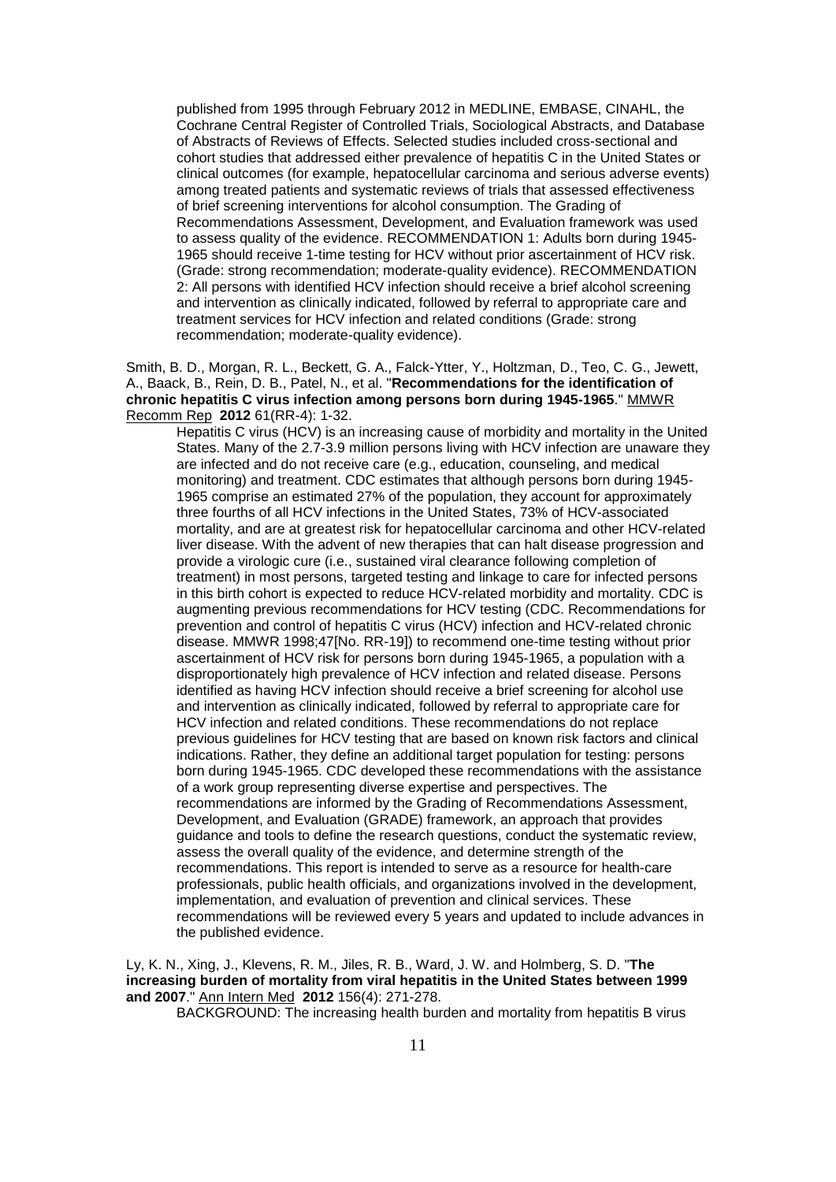published from 1995 through February 2012 in MEDLINE, EMBASE, CINAHL, the Cochrane Central Register of Controlled Trials, Sociological Abstracts, and Database of Abstracts of Reviews of Effects. Selected studies included cross-sectional and cohort studies that addressed either prevalence of hepatitis C in the United States or clinical outcomes (for example, hepatocellular carcinoma and serious adverse events) among treated patients and systematic reviews of trials that assessed effectiveness of brief screening interventions for alcohol consumption. The Grading of Recommendations Assessment, Development, and Evaluation framework was used to assess quality of the evidence. RECOMMENDATION 1: Adults born during 1945-1965 should receive 1-time testing for HCV without prior ascertainment of HCV risk. (Grade: strong recommendation; moderate-quality evidence). RECOMMENDATION 2: All persons with identified HCV infection should receive a brief alcohol screening and intervention as clinically indicated, followed by referral to appropriate care and treatment services for HCV infection and related conditions (Grade: strong recommendation; moderate-quality evidence).

Smith, B. D., Morgan, R. L., Beckett, G. A., Falck-Ytter, Y., Holtzman, D., Teo, C. G., Jewett, A., Baack, B., Rein, D. B., Patel, N., et al. "**Recommendations for the identification of chronic hepatitis C virus infection among persons born during 1945-1965**." MMWR Recomm Rep **2012** 61(RR-4): 1-32.

Hepatitis C virus (HCV) is an increasing cause of morbidity and mortality in the United States. Many of the 2.7-3.9 million persons living with HCV infection are unaware they are infected and do not receive care (e.g., education, counseling, and medical monitoring) and treatment. CDC estimates that although persons born during 1945-1965 comprise an estimated 27% of the population, they account for approximately three fourths of all HCV infections in the United States, 73% of HCV-associated mortality, and are at greatest risk for hepatocellular carcinoma and other HCV-related liver disease. With the advent of new therapies that can halt disease progression and provide a virologic cure (i.e., sustained viral clearance following completion of treatment) in most persons, targeted testing and linkage to care for infected persons in this birth cohort is expected to reduce HCV-related morbidity and mortality. CDC is augmenting previous recommendations for HCV testing (CDC. Recommendations for prevention and control of hepatitis C virus (HCV) infection and HCV-related chronic disease. MMWR 1998;47[No. RR-19]) to recommend one-time testing without prior ascertainment of HCV risk for persons born during 1945-1965, a population with a disproportionately high prevalence of HCV infection and related disease. Persons identified as having HCV infection should receive a brief screening for alcohol use and intervention as clinically indicated, followed by referral to appropriate care for HCV infection and related conditions. These recommendations do not replace previous guidelines for HCV testing that are based on known risk factors and clinical indications. Rather, they define an additional target population for testing: persons born during 1945-1965. CDC developed these recommendations with the assistance of a work group representing diverse expertise and perspectives. The recommendations are informed by the Grading of Recommendations Assessment, Development, and Evaluation (GRADE) framework, an approach that provides guidance and tools to define the research questions, conduct the systematic review, assess the overall quality of the evidence, and determine strength of the recommendations. This report is intended to serve as a resource for health-care professionals, public health officials, and organizations involved in the development, implementation, and evaluation of prevention and clinical services. These recommendations will be reviewed every 5 years and updated to include advances in the published evidence.

Ly, K. N., Xing, J., Klevens, R. M., Jiles, R. B., Ward, J. W. and Holmberg, S. D. "**The increasing burden of mortality from viral hepatitis in the United States between 1999 and 2007**." Ann Intern Med **2012** 156(4): 271-278.

BACKGROUND: The increasing health burden and mortality from hepatitis B virus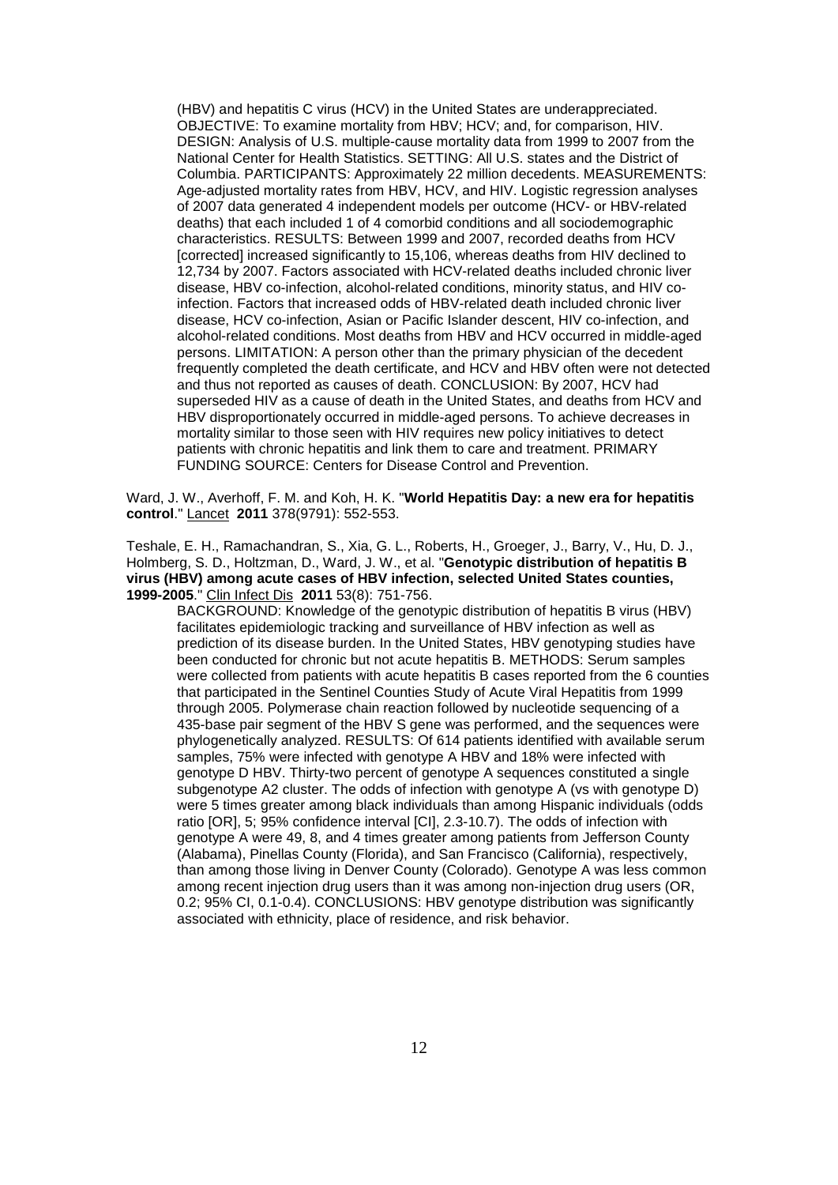(HBV) and hepatitis C virus (HCV) in the United States are underappreciated. OBJECTIVE: To examine mortality from HBV; HCV; and, for comparison, HIV. DESIGN: Analysis of U.S. multiple-cause mortality data from 1999 to 2007 from the National Center for Health Statistics. SETTING: All U.S. states and the District of Columbia. PARTICIPANTS: Approximately 22 million decedents. MEASUREMENTS: Age-adjusted mortality rates from HBV, HCV, and HIV. Logistic regression analyses of 2007 data generated 4 independent models per outcome (HCV- or HBV-related deaths) that each included 1 of 4 comorbid conditions and all sociodemographic characteristics. RESULTS: Between 1999 and 2007, recorded deaths from HCV [corrected] increased significantly to 15,106, whereas deaths from HIV declined to 12,734 by 2007. Factors associated with HCV-related deaths included chronic liver disease, HBV co-infection, alcohol-related conditions, minority status, and HIV co-infection. Factors that increased odds of HBV-related death included chronic liver disease, HCV co-infection, Asian or Pacific Islander descent, HIV co-infection, and alcohol-related conditions. Most deaths from HBV and HCV occurred in middle-aged persons. LIMITATION: A person other than the primary physician of the decedent frequently completed the death certificate, and HCV and HBV often were not detected and thus not reported as causes of death. CONCLUSION: By 2007, HCV had superseded HIV as a cause of death in the United States, and deaths from HCV and HBV disproportionately occurred in middle-aged persons. To achieve decreases in mortality similar to those seen with HIV requires new policy initiatives to detect patients with chronic hepatitis and link them to care and treatment. PRIMARY FUNDING SOURCE: Centers for Disease Control and Prevention.

Ward, J. W., Averhoff, F. M. and Koh, H. K. "**World Hepatitis Day: a new era for hepatitis control**." Lancet **2011** 378(9791): 552-553.

Teshale, E. H., Ramachandran, S., Xia, G. L., Roberts, H., Groeger, J., Barry, V., Hu, D. J., Holmberg, S. D., Holtzman, D., Ward, J. W., et al. "**Genotypic distribution of hepatitis B virus (HBV) among acute cases of HBV infection, selected United States counties, 1999-2005**." Clin Infect Dis **2011** 53(8): 751-756.

BACKGROUND: Knowledge of the genotypic distribution of hepatitis B virus (HBV) facilitates epidemiologic tracking and surveillance of HBV infection as well as prediction of its disease burden. In the United States, HBV genotyping studies have been conducted for chronic but not acute hepatitis B. METHODS: Serum samples were collected from patients with acute hepatitis B cases reported from the 6 counties that participated in the Sentinel Counties Study of Acute Viral Hepatitis from 1999 through 2005. Polymerase chain reaction followed by nucleotide sequencing of a 435-base pair segment of the HBV S gene was performed, and the sequences were phylogenetically analyzed. RESULTS: Of 614 patients identified with available serum samples, 75% were infected with genotype A HBV and 18% were infected with genotype D HBV. Thirty-two percent of genotype A sequences constituted a single subgenotype A2 cluster. The odds of infection with genotype A (vs with genotype D) were 5 times greater among black individuals than among Hispanic individuals (odds ratio [OR], 5; 95% confidence interval [CI], 2.3-10.7). The odds of infection with genotype A were 49, 8, and 4 times greater among patients from Jefferson County (Alabama), Pinellas County (Florida), and San Francisco (California), respectively, than among those living in Denver County (Colorado). Genotype A was less common among recent injection drug users than it was among non-injection drug users (OR, 0.2; 95% CI, 0.1-0.4). CONCLUSIONS: HBV genotype distribution was significantly associated with ethnicity, place of residence, and risk behavior.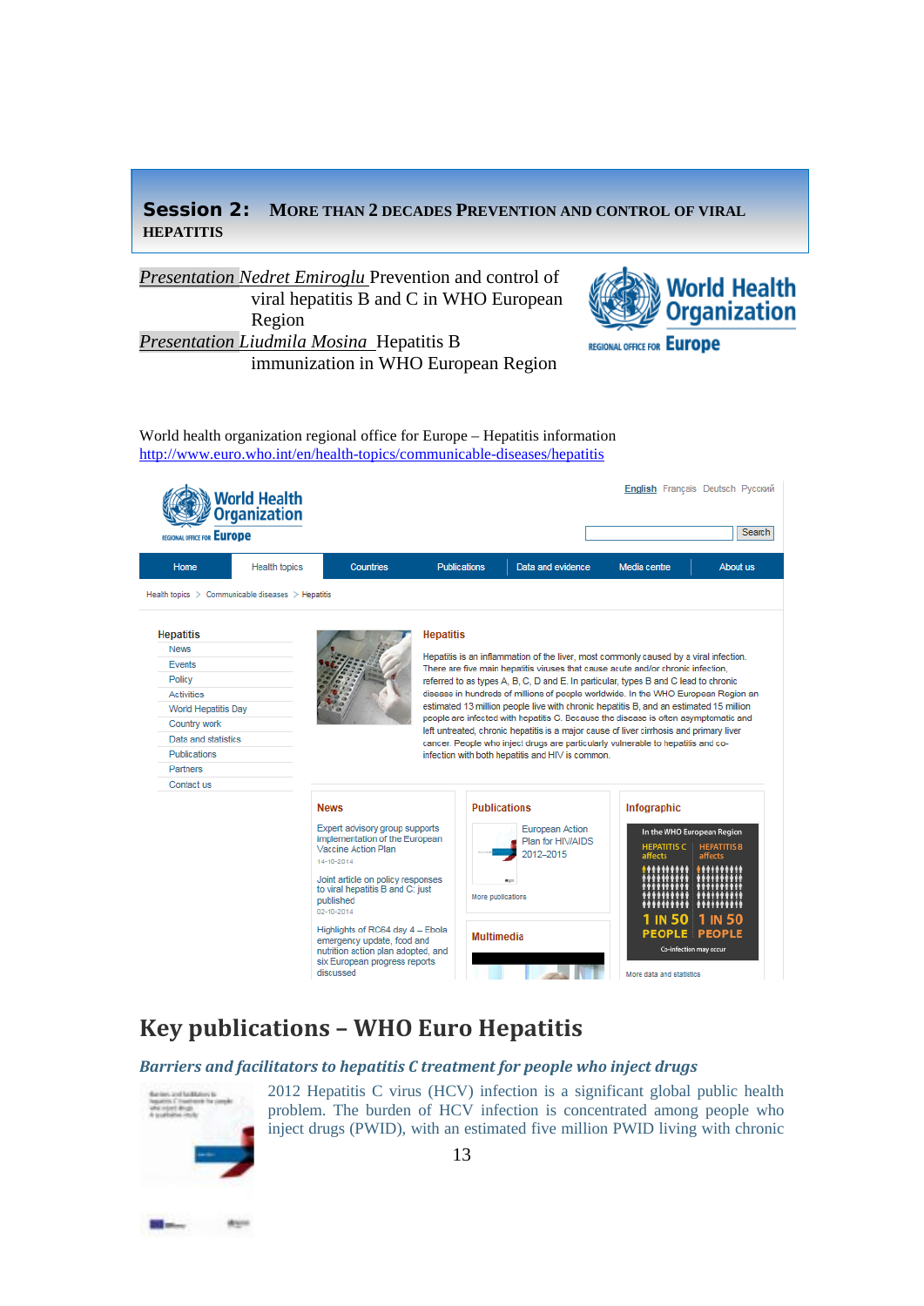## Session 2: More than 2 decades prevention and control of viral hepatitis

*Presentation Nedret Emiroglu* Prevention and control of viral hepatitis B and C in WHO European Region

*Presentation Liudmila Mosina* Hepatitis B immunization in WHO European Region

World health organization regional office for Europe – Hepatitis information
http://www.euro.who.int/en/health-topics/communicable-diseases/hepatitis

## Key publications – WHO Euro Hepatitis

### *Barriers and facilitators to hepatitis C treatment for people who inject drugs*

2012 Hepatitis C virus (HCV) infection is a significant global public health problem. The burden of HCV infection is concentrated among people who inject drugs (PWID), with an estimated five million PWID living with chronic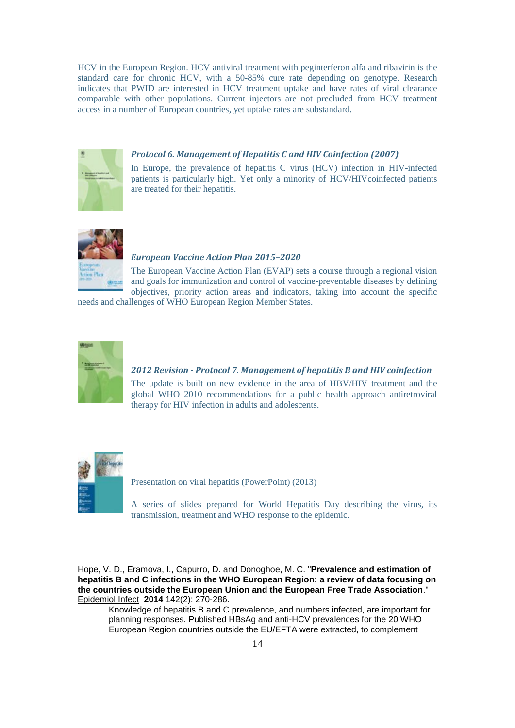HCV in the European Region. HCV antiviral treatment with peginterferon alfa and ribavirin is the standard care for chronic HCV, with a 50-85% cure rate depending on genotype. Research indicates that PWID are interested in HCV treatment uptake and have rates of viral clearance comparable with other populations. Current injectors are not precluded from HCV treatment access in a number of European countries, yet uptake rates are substandard.

***Protocol 6. Management of Hepatitis C and HIV Coinfection (2007)***

In Europe, the prevalence of hepatitis C virus (HCV) infection in HIV-infected patients is particularly high. Yet only a minority of HCV/HIVcoinfected patients are treated for their hepatitis.

***European Vaccine Action Plan 2015–2020***

The European Vaccine Action Plan (EVAP) sets a course through a regional vision and goals for immunization and control of vaccine-preventable diseases by defining objectives, priority action areas and indicators, taking into account the specific needs and challenges of WHO European Region Member States.

***2012 Revision - Protocol 7. Management of hepatitis B and HIV coinfection***

The update is built on new evidence in the area of HBV/HIV treatment and the global WHO 2010 recommendations for a public health approach antiretroviral therapy for HIV infection in adults and adolescents.

Presentation on viral hepatitis (PowerPoint) (2013)

A series of slides prepared for World Hepatitis Day describing the virus, its transmission, treatment and WHO response to the epidemic.

Hope, V. D., Eramova, I., Capurro, D. and Donoghoe, M. C. "**Prevalence and estimation of hepatitis B and C infections in the WHO European Region: a review of data focusing on the countries outside the European Union and the European Free Trade Association**." Epidemiol Infect **2014** 142(2): 270-286.

Knowledge of hepatitis B and C prevalence, and numbers infected, are important for planning responses. Published HBsAg and anti-HCV prevalences for the 20 WHO European Region countries outside the EU/EFTA were extracted, to complement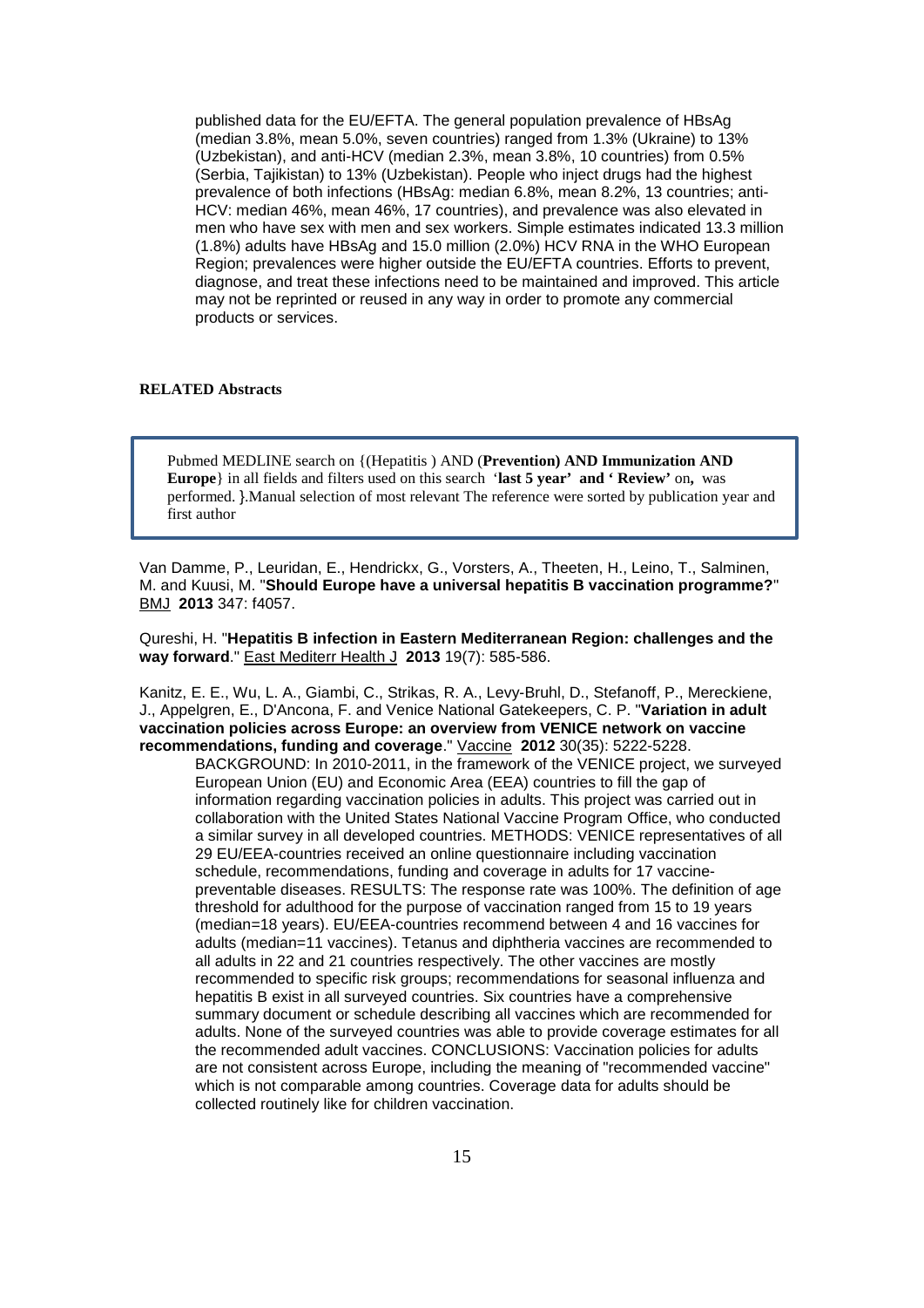published data for the EU/EFTA. The general population prevalence of HBsAg (median 3.8%, mean 5.0%, seven countries) ranged from 1.3% (Ukraine) to 13% (Uzbekistan), and anti-HCV (median 2.3%, mean 3.8%, 10 countries) from 0.5% (Serbia, Tajikistan) to 13% (Uzbekistan). People who inject drugs had the highest prevalence of both infections (HBsAg: median 6.8%, mean 8.2%, 13 countries; anti-HCV: median 46%, mean 46%, 17 countries), and prevalence was also elevated in men who have sex with men and sex workers. Simple estimates indicated 13.3 million (1.8%) adults have HBsAg and 15.0 million (2.0%) HCV RNA in the WHO European Region; prevalences were higher outside the EU/EFTA countries. Efforts to prevent, diagnose, and treat these infections need to be maintained and improved. This article may not be reprinted or reused in any way in order to promote any commercial products or services.

**RELATED Abstracts**

Pubmed MEDLINE search on {(Hepatitis ) AND (**Prevention) AND Immunization AND Europe**} in all fields and filters used on this search '**last 5 year' and ' Review'** on**,** was performed. }.Manual selection of most relevant The reference were sorted by publication year and first author

Van Damme, P., Leuridan, E., Hendrickx, G., Vorsters, A., Theeten, H., Leino, T., Salminen, M. and Kuusi, M. "**Should Europe have a universal hepatitis B vaccination programme?**" BMJ **2013** 347: f4057.

Qureshi, H. "**Hepatitis B infection in Eastern Mediterranean Region: challenges and the way forward**." East Mediterr Health J **2013** 19(7): 585-586.

Kanitz, E. E., Wu, L. A., Giambi, C., Strikas, R. A., Levy-Bruhl, D., Stefanoff, P., Mereckiene, J., Appelgren, E., D'Ancona, F. and Venice National Gatekeepers, C. P. "**Variation in adult vaccination policies across Europe: an overview from VENICE network on vaccine recommendations, funding and coverage**." Vaccine **2012** 30(35): 5222-5228.

BACKGROUND: In 2010-2011, in the framework of the VENICE project, we surveyed European Union (EU) and Economic Area (EEA) countries to fill the gap of information regarding vaccination policies in adults. This project was carried out in collaboration with the United States National Vaccine Program Office, who conducted a similar survey in all developed countries. METHODS: VENICE representatives of all 29 EU/EEA-countries received an online questionnaire including vaccination schedule, recommendations, funding and coverage in adults for 17 vaccine-preventable diseases. RESULTS: The response rate was 100%. The definition of age threshold for adulthood for the purpose of vaccination ranged from 15 to 19 years (median=18 years). EU/EEA-countries recommend between 4 and 16 vaccines for adults (median=11 vaccines). Tetanus and diphtheria vaccines are recommended to all adults in 22 and 21 countries respectively. The other vaccines are mostly recommended to specific risk groups; recommendations for seasonal influenza and hepatitis B exist in all surveyed countries. Six countries have a comprehensive summary document or schedule describing all vaccines which are recommended for adults. None of the surveyed countries was able to provide coverage estimates for all the recommended adult vaccines. CONCLUSIONS: Vaccination policies for adults are not consistent across Europe, including the meaning of "recommended vaccine" which is not comparable among countries. Coverage data for adults should be collected routinely like for children vaccination.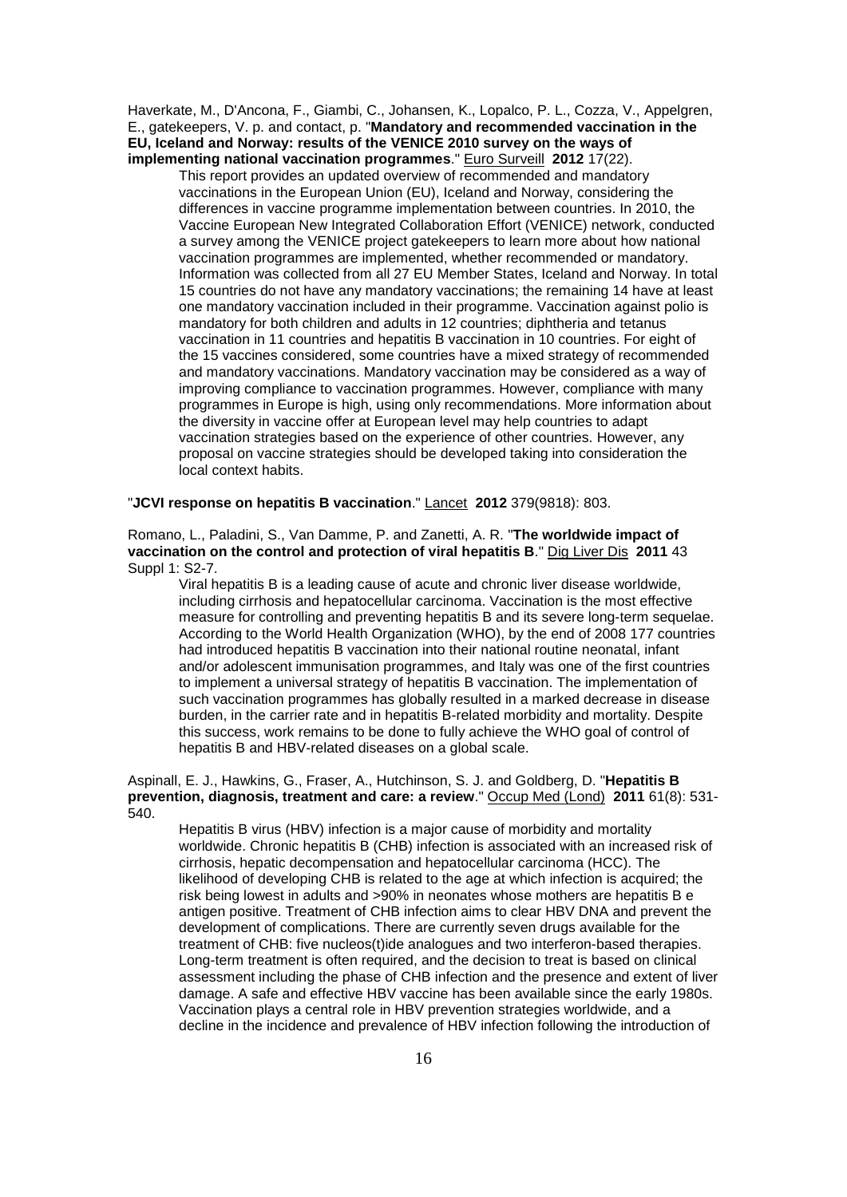Haverkate, M., D'Ancona, F., Giambi, C., Johansen, K., Lopalco, P. L., Cozza, V., Appelgren, E., gatekeepers, V. p. and contact, p. "**Mandatory and recommended vaccination in the EU, Iceland and Norway: results of the VENICE 2010 survey on the ways of implementing national vaccination programmes**." Euro Surveill **2012** 17(22).

> This report provides an updated overview of recommended and mandatory vaccinations in the European Union (EU), Iceland and Norway, considering the differences in vaccine programme implementation between countries. In 2010, the Vaccine European New Integrated Collaboration Effort (VENICE) network, conducted a survey among the VENICE project gatekeepers to learn more about how national vaccination programmes are implemented, whether recommended or mandatory. Information was collected from all 27 EU Member States, Iceland and Norway. In total 15 countries do not have any mandatory vaccinations; the remaining 14 have at least one mandatory vaccination included in their programme. Vaccination against polio is mandatory for both children and adults in 12 countries; diphtheria and tetanus vaccination in 11 countries and hepatitis B vaccination in 10 countries. For eight of the 15 vaccines considered, some countries have a mixed strategy of recommended and mandatory vaccinations. Mandatory vaccination may be considered as a way of improving compliance to vaccination programmes. However, compliance with many programmes in Europe is high, using only recommendations. More information about the diversity in vaccine offer at European level may help countries to adapt vaccination strategies based on the experience of other countries. However, any proposal on vaccine strategies should be developed taking into consideration the local context habits.

"**JCVI response on hepatitis B vaccination**." Lancet **2012** 379(9818): 803.

Romano, L., Paladini, S., Van Damme, P. and Zanetti, A. R. "**The worldwide impact of vaccination on the control and protection of viral hepatitis B**." Dig Liver Dis **2011** 43 Suppl 1: S2-7.

> Viral hepatitis B is a leading cause of acute and chronic liver disease worldwide, including cirrhosis and hepatocellular carcinoma. Vaccination is the most effective measure for controlling and preventing hepatitis B and its severe long-term sequelae. According to the World Health Organization (WHO), by the end of 2008 177 countries had introduced hepatitis B vaccination into their national routine neonatal, infant and/or adolescent immunisation programmes, and Italy was one of the first countries to implement a universal strategy of hepatitis B vaccination. The implementation of such vaccination programmes has globally resulted in a marked decrease in disease burden, in the carrier rate and in hepatitis B-related morbidity and mortality. Despite this success, work remains to be done to fully achieve the WHO goal of control of hepatitis B and HBV-related diseases on a global scale.

Aspinall, E. J., Hawkins, G., Fraser, A., Hutchinson, S. J. and Goldberg, D. "**Hepatitis B prevention, diagnosis, treatment and care: a review**." Occup Med (Lond) **2011** 61(8): 531-540.

> Hepatitis B virus (HBV) infection is a major cause of morbidity and mortality worldwide. Chronic hepatitis B (CHB) infection is associated with an increased risk of cirrhosis, hepatic decompensation and hepatocellular carcinoma (HCC). The likelihood of developing CHB is related to the age at which infection is acquired; the risk being lowest in adults and >90% in neonates whose mothers are hepatitis B e antigen positive. Treatment of CHB infection aims to clear HBV DNA and prevent the development of complications. There are currently seven drugs available for the treatment of CHB: five nucleos(t)ide analogues and two interferon-based therapies. Long-term treatment is often required, and the decision to treat is based on clinical assessment including the phase of CHB infection and the presence and extent of liver damage. A safe and effective HBV vaccine has been available since the early 1980s. Vaccination plays a central role in HBV prevention strategies worldwide, and a decline in the incidence and prevalence of HBV infection following the introduction of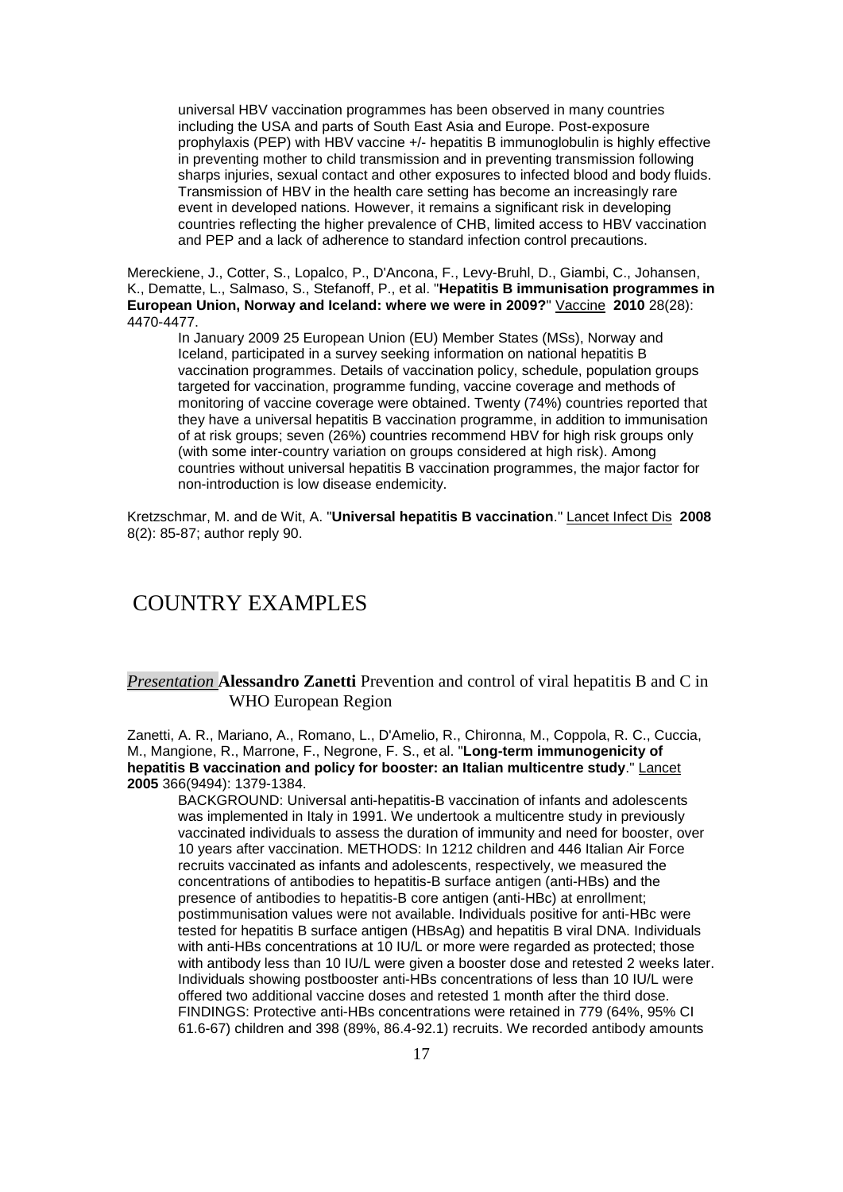universal HBV vaccination programmes has been observed in many countries including the USA and parts of South East Asia and Europe. Post-exposure prophylaxis (PEP) with HBV vaccine +/- hepatitis B immunoglobulin is highly effective in preventing mother to child transmission and in preventing transmission following sharps injuries, sexual contact and other exposures to infected blood and body fluids. Transmission of HBV in the health care setting has become an increasingly rare event in developed nations. However, it remains a significant risk in developing countries reflecting the higher prevalence of CHB, limited access to HBV vaccination and PEP and a lack of adherence to standard infection control precautions.

Mereckiene, J., Cotter, S., Lopalco, P., D'Ancona, F., Levy-Bruhl, D., Giambi, C., Johansen, K., Dematte, L., Salmaso, S., Stefanoff, P., et al. "**Hepatitis B immunisation programmes in European Union, Norway and Iceland: where we were in 2009?**" Vaccine **2010** 28(28): 4470-4477.

In January 2009 25 European Union (EU) Member States (MSs), Norway and Iceland, participated in a survey seeking information on national hepatitis B vaccination programmes. Details of vaccination policy, schedule, population groups targeted for vaccination, programme funding, vaccine coverage and methods of monitoring of vaccine coverage were obtained. Twenty (74%) countries reported that they have a universal hepatitis B vaccination programme, in addition to immunisation of at risk groups; seven (26%) countries recommend HBV for high risk groups only (with some inter-country variation on groups considered at high risk). Among countries without universal hepatitis B vaccination programmes, the major factor for non-introduction is low disease endemicity.

Kretzschmar, M. and de Wit, A. "**Universal hepatitis B vaccination**." Lancet Infect Dis **2008** 8(2): 85-87; author reply 90.

# COUNTRY EXAMPLES

*Presentation* **Alessandro Zanetti** Prevention and control of viral hepatitis B and C in WHO European Region

Zanetti, A. R., Mariano, A., Romano, L., D'Amelio, R., Chironna, M., Coppola, R. C., Cuccia, M., Mangione, R., Marrone, F., Negrone, F. S., et al. "**Long-term immunogenicity of hepatitis B vaccination and policy for booster: an Italian multicentre study**." Lancet **2005** 366(9494): 1379-1384.

BACKGROUND: Universal anti-hepatitis-B vaccination of infants and adolescents was implemented in Italy in 1991. We undertook a multicentre study in previously vaccinated individuals to assess the duration of immunity and need for booster, over 10 years after vaccination. METHODS: In 1212 children and 446 Italian Air Force recruits vaccinated as infants and adolescents, respectively, we measured the concentrations of antibodies to hepatitis-B surface antigen (anti-HBs) and the presence of antibodies to hepatitis-B core antigen (anti-HBc) at enrollment; postimmunisation values were not available. Individuals positive for anti-HBc were tested for hepatitis B surface antigen (HBsAg) and hepatitis B viral DNA. Individuals with anti-HBs concentrations at 10 IU/L or more were regarded as protected; those with antibody less than 10 IU/L were given a booster dose and retested 2 weeks later. Individuals showing postbooster anti-HBs concentrations of less than 10 IU/L were offered two additional vaccine doses and retested 1 month after the third dose. FINDINGS: Protective anti-HBs concentrations were retained in 779 (64%, 95% CI 61.6-67) children and 398 (89%, 86.4-92.1) recruits. We recorded antibody amounts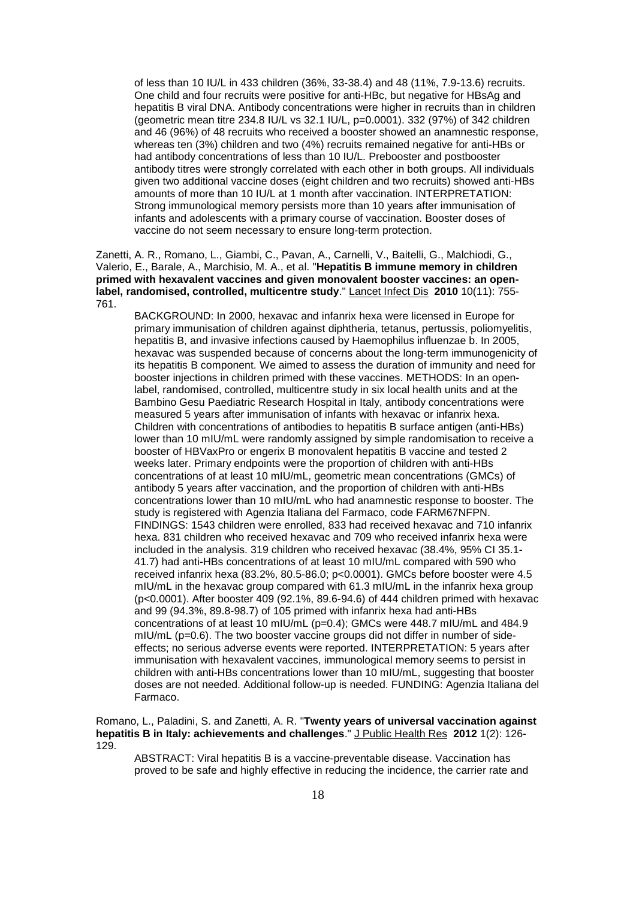of less than 10 IU/L in 433 children (36%, 33-38.4) and 48 (11%, 7.9-13.6) recruits. One child and four recruits were positive for anti-HBc, but negative for HBsAg and hepatitis B viral DNA. Antibody concentrations were higher in recruits than in children (geometric mean titre 234.8 IU/L vs 32.1 IU/L, p=0.0001). 332 (97%) of 342 children and 46 (96%) of 48 recruits who received a booster showed an anamnestic response, whereas ten (3%) children and two (4%) recruits remained negative for anti-HBs or had antibody concentrations of less than 10 IU/L. Prebooster and postbooster antibody titres were strongly correlated with each other in both groups. All individuals given two additional vaccine doses (eight children and two recruits) showed anti-HBs amounts of more than 10 IU/L at 1 month after vaccination. INTERPRETATION: Strong immunological memory persists more than 10 years after immunisation of infants and adolescents with a primary course of vaccination. Booster doses of vaccine do not seem necessary to ensure long-term protection.

Zanetti, A. R., Romano, L., Giambi, C., Pavan, A., Carnelli, V., Baitelli, G., Malchiodi, G., Valerio, E., Barale, A., Marchisio, M. A., et al. "**Hepatitis B immune memory in children primed with hexavalent vaccines and given monovalent booster vaccines: an open-label, randomised, controlled, multicentre study**." Lancet Infect Dis **2010** 10(11): 755-761.

BACKGROUND: In 2000, hexavac and infanrix hexa were licensed in Europe for primary immunisation of children against diphtheria, tetanus, pertussis, poliomyelitis, hepatitis B, and invasive infections caused by Haemophilus influenzae b. In 2005, hexavac was suspended because of concerns about the long-term immunogenicity of its hepatitis B component. We aimed to assess the duration of immunity and need for booster injections in children primed with these vaccines. METHODS: In an open-label, randomised, controlled, multicentre study in six local health units and at the Bambino Gesu Paediatric Research Hospital in Italy, antibody concentrations were measured 5 years after immunisation of infants with hexavac or infanrix hexa. Children with concentrations of antibodies to hepatitis B surface antigen (anti-HBs) lower than 10 mIU/mL were randomly assigned by simple randomisation to receive a booster of HBVaxPro or engerix B monovalent hepatitis B vaccine and tested 2 weeks later. Primary endpoints were the proportion of children with anti-HBs concentrations of at least 10 mIU/mL, geometric mean concentrations (GMCs) of antibody 5 years after vaccination, and the proportion of children with anti-HBs concentrations lower than 10 mIU/mL who had anamnestic response to booster. The study is registered with Agenzia Italiana del Farmaco, code FARM67NFPN. FINDINGS: 1543 children were enrolled, 833 had received hexavac and 710 infanrix hexa. 831 children who received hexavac and 709 who received infanrix hexa were included in the analysis. 319 children who received hexavac (38.4%, 95% CI 35.1-41.7) had anti-HBs concentrations of at least 10 mIU/mL compared with 590 who received infanrix hexa (83.2%, 80.5-86.0; p<0.0001). GMCs before booster were 4.5 mIU/mL in the hexavac group compared with 61.3 mIU/mL in the infanrix hexa group (p<0.0001). After booster 409 (92.1%, 89.6-94.6) of 444 children primed with hexavac and 99 (94.3%, 89.8-98.7) of 105 primed with infanrix hexa had anti-HBs concentrations of at least 10 mIU/mL (p=0.4); GMCs were 448.7 mIU/mL and 484.9 mIU/mL (p=0.6). The two booster vaccine groups did not differ in number of side-effects; no serious adverse events were reported. INTERPRETATION: 5 years after immunisation with hexavalent vaccines, immunological memory seems to persist in children with anti-HBs concentrations lower than 10 mIU/mL, suggesting that booster doses are not needed. Additional follow-up is needed. FUNDING: Agenzia Italiana del Farmaco.

Romano, L., Paladini, S. and Zanetti, A. R. "**Twenty years of universal vaccination against hepatitis B in Italy: achievements and challenges**." J Public Health Res **2012** 1(2): 126-129.

ABSTRACT: Viral hepatitis B is a vaccine-preventable disease. Vaccination has proved to be safe and highly effective in reducing the incidence, the carrier rate and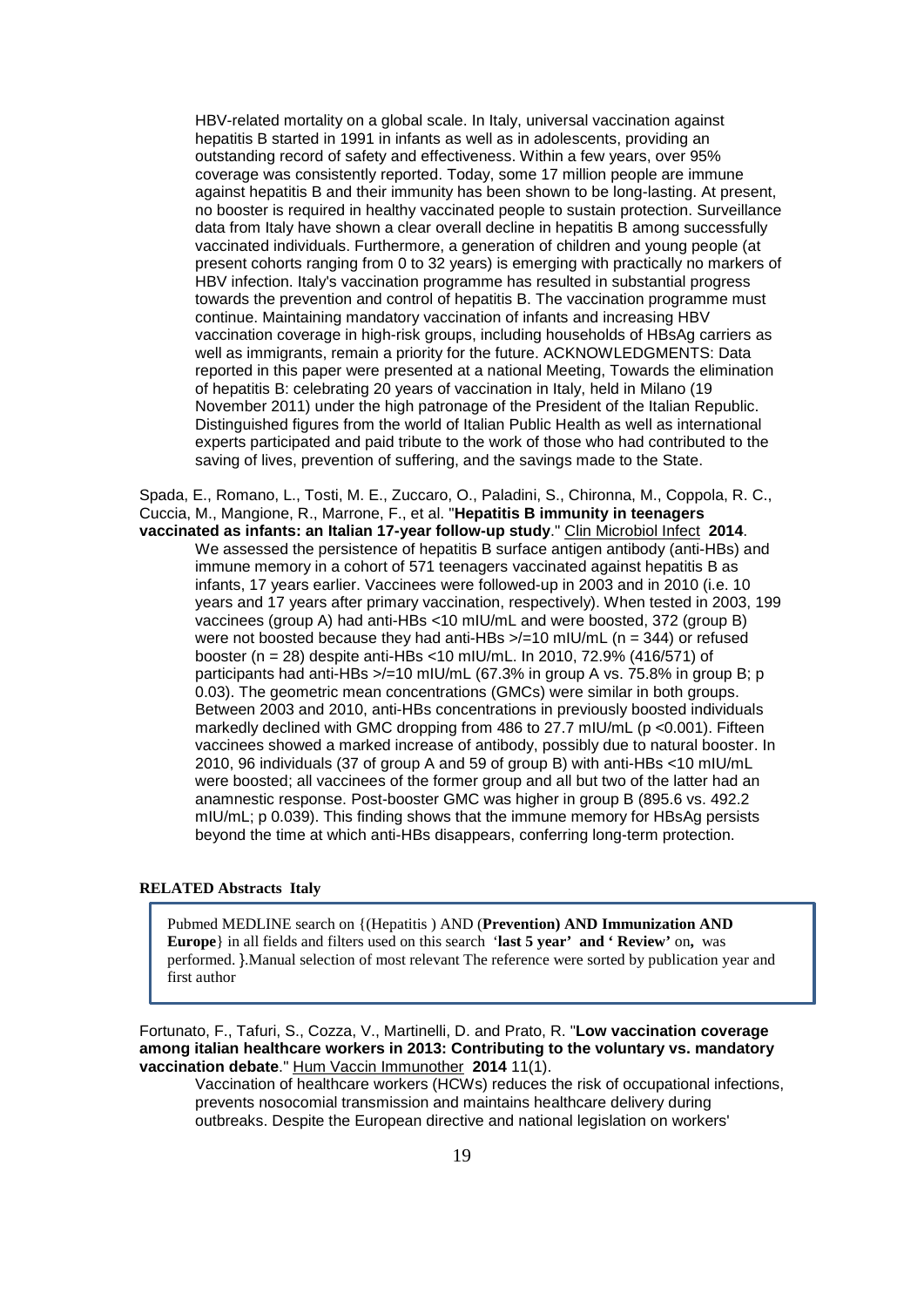HBV-related mortality on a global scale. In Italy, universal vaccination against hepatitis B started in 1991 in infants as well as in adolescents, providing an outstanding record of safety and effectiveness. Within a few years, over 95% coverage was consistently reported. Today, some 17 million people are immune against hepatitis B and their immunity has been shown to be long-lasting. At present, no booster is required in healthy vaccinated people to sustain protection. Surveillance data from Italy have shown a clear overall decline in hepatitis B among successfully vaccinated individuals. Furthermore, a generation of children and young people (at present cohorts ranging from 0 to 32 years) is emerging with practically no markers of HBV infection. Italy's vaccination programme has resulted in substantial progress towards the prevention and control of hepatitis B. The vaccination programme must continue. Maintaining mandatory vaccination of infants and increasing HBV vaccination coverage in high-risk groups, including households of HBsAg carriers as well as immigrants, remain a priority for the future. ACKNOWLEDGMENTS: Data reported in this paper were presented at a national Meeting, Towards the elimination of hepatitis B: celebrating 20 years of vaccination in Italy, held in Milano (19 November 2011) under the high patronage of the President of the Italian Republic. Distinguished figures from the world of Italian Public Health as well as international experts participated and paid tribute to the work of those who had contributed to the saving of lives, prevention of suffering, and the savings made to the State.

Spada, E., Romano, L., Tosti, M. E., Zuccaro, O., Paladini, S., Chironna, M., Coppola, R. C., Cuccia, M., Mangione, R., Marrone, F., et al. "**Hepatitis B immunity in teenagers vaccinated as infants: an Italian 17-year follow-up study**." Clin Microbiol Infect **2014**.

We assessed the persistence of hepatitis B surface antigen antibody (anti-HBs) and immune memory in a cohort of 571 teenagers vaccinated against hepatitis B as infants, 17 years earlier. Vaccinees were followed-up in 2003 and in 2010 (i.e. 10 years and 17 years after primary vaccination, respectively). When tested in 2003, 199 vaccinees (group A) had anti-HBs <10 mIU/mL and were boosted, 372 (group B) were not boosted because they had anti-HBs >/=10 mIU/mL (n = 344) or refused booster (n = 28) despite anti-HBs <10 mIU/mL. In 2010, 72.9% (416/571) of participants had anti-HBs >/=10 mIU/mL (67.3% in group A vs. 75.8% in group B; p 0.03). The geometric mean concentrations (GMCs) were similar in both groups. Between 2003 and 2010, anti-HBs concentrations in previously boosted individuals markedly declined with GMC dropping from 486 to 27.7 mIU/mL (p <0.001). Fifteen vaccinees showed a marked increase of antibody, possibly due to natural booster. In 2010, 96 individuals (37 of group A and 59 of group B) with anti-HBs <10 mIU/mL were boosted; all vaccinees of the former group and all but two of the latter had an anamnestic response. Post-booster GMC was higher in group B (895.6 vs. 492.2 mIU/mL; p 0.039). This finding shows that the immune memory for HBsAg persists beyond the time at which anti-HBs disappears, conferring long-term protection.

### RELATED Abstracts Italy

Pubmed MEDLINE search on {(Hepatitis ) AND (**Prevention) AND Immunization AND Europe**} in all fields and filters used on this search '**last 5 year' and ' Review'** on**,** was performed. }.Manual selection of most relevant The reference were sorted by publication year and first author

Fortunato, F., Tafuri, S., Cozza, V., Martinelli, D. and Prato, R. "**Low vaccination coverage among italian healthcare workers in 2013: Contributing to the voluntary vs. mandatory vaccination debate**." Hum Vaccin Immunother **2014** 11(1).

Vaccination of healthcare workers (HCWs) reduces the risk of occupational infections, prevents nosocomial transmission and maintains healthcare delivery during outbreaks. Despite the European directive and national legislation on workers'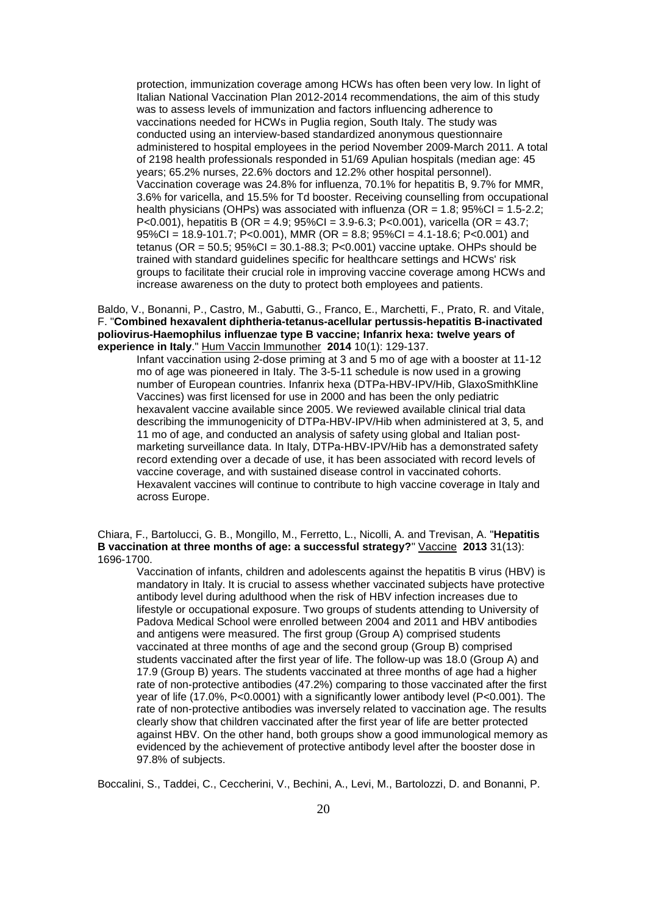protection, immunization coverage among HCWs has often been very low. In light of Italian National Vaccination Plan 2012-2014 recommendations, the aim of this study was to assess levels of immunization and factors influencing adherence to vaccinations needed for HCWs in Puglia region, South Italy. The study was conducted using an interview-based standardized anonymous questionnaire administered to hospital employees in the period November 2009-March 2011. A total of 2198 health professionals responded in 51/69 Apulian hospitals (median age: 45 years; 65.2% nurses, 22.6% doctors and 12.2% other hospital personnel). Vaccination coverage was 24.8% for influenza, 70.1% for hepatitis B, 9.7% for MMR, 3.6% for varicella, and 15.5% for Td booster. Receiving counselling from occupational health physicians (OHPs) was associated with influenza (OR = 1.8; 95%CI = 1.5-2.2; P<0.001), hepatitis B (OR = 4.9; 95%CI = 3.9-6.3; P<0.001), varicella (OR = 43.7; 95%CI = 18.9-101.7; P<0.001), MMR (OR = 8.8; 95%CI = 4.1-18.6; P<0.001) and tetanus (OR = 50.5; 95%CI = 30.1-88.3; P<0.001) vaccine uptake. OHPs should be trained with standard guidelines specific for healthcare settings and HCWs' risk groups to facilitate their crucial role in improving vaccine coverage among HCWs and increase awareness on the duty to protect both employees and patients.

Baldo, V., Bonanni, P., Castro, M., Gabutti, G., Franco, E., Marchetti, F., Prato, R. and Vitale, F. "**Combined hexavalent diphtheria-tetanus-acellular pertussis-hepatitis B-inactivated poliovirus-Haemophilus influenzae type B vaccine; Infanrix hexa: twelve years of experience in Italy**." Hum Vaccin Immunother **2014** 10(1): 129-137.

Infant vaccination using 2-dose priming at 3 and 5 mo of age with a booster at 11-12 mo of age was pioneered in Italy. The 3-5-11 schedule is now used in a growing number of European countries. Infanrix hexa (DTPa-HBV-IPV/Hib, GlaxoSmithKline Vaccines) was first licensed for use in 2000 and has been the only pediatric hexavalent vaccine available since 2005. We reviewed available clinical trial data describing the immunogenicity of DTPa-HBV-IPV/Hib when administered at 3, 5, and 11 mo of age, and conducted an analysis of safety using global and Italian post-marketing surveillance data. In Italy, DTPa-HBV-IPV/Hib has a demonstrated safety record extending over a decade of use, it has been associated with record levels of vaccine coverage, and with sustained disease control in vaccinated cohorts. Hexavalent vaccines will continue to contribute to high vaccine coverage in Italy and across Europe.

Chiara, F., Bartolucci, G. B., Mongillo, M., Ferretto, L., Nicolli, A. and Trevisan, A. "**Hepatitis B vaccination at three months of age: a successful strategy?**" Vaccine **2013** 31(13): 1696-1700.

Vaccination of infants, children and adolescents against the hepatitis B virus (HBV) is mandatory in Italy. It is crucial to assess whether vaccinated subjects have protective antibody level during adulthood when the risk of HBV infection increases due to lifestyle or occupational exposure. Two groups of students attending to University of Padova Medical School were enrolled between 2004 and 2011 and HBV antibodies and antigens were measured. The first group (Group A) comprised students vaccinated at three months of age and the second group (Group B) comprised students vaccinated after the first year of life. The follow-up was 18.0 (Group A) and 17.9 (Group B) years. The students vaccinated at three months of age had a higher rate of non-protective antibodies (47.2%) comparing to those vaccinated after the first year of life (17.0%, P<0.0001) with a significantly lower antibody level (P<0.001). The rate of non-protective antibodies was inversely related to vaccination age. The results clearly show that children vaccinated after the first year of life are better protected against HBV. On the other hand, both groups show a good immunological memory as evidenced by the achievement of protective antibody level after the booster dose in 97.8% of subjects.

Boccalini, S., Taddei, C., Ceccherini, V., Bechini, A., Levi, M., Bartolozzi, D. and Bonanni, P.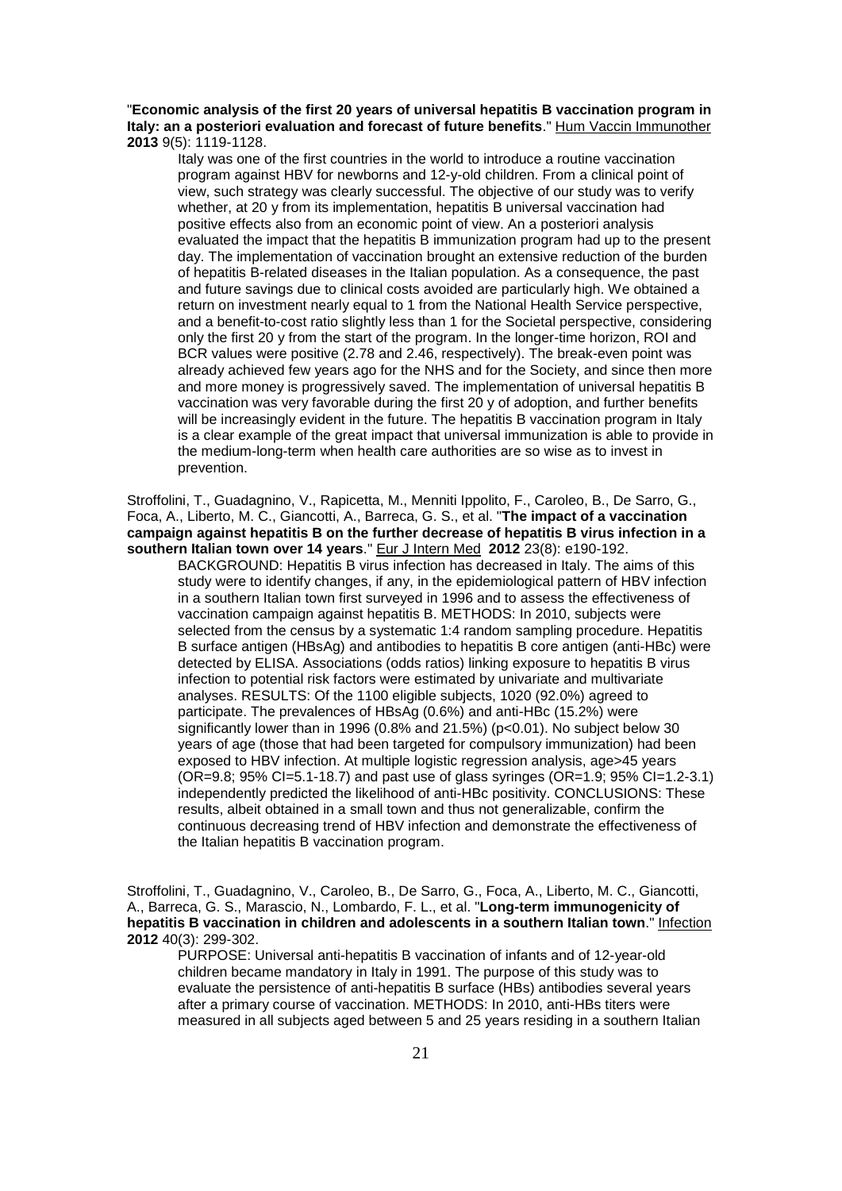"**Economic analysis of the first 20 years of universal hepatitis B vaccination program in Italy: an a posteriori evaluation and forecast of future benefits**." Hum Vaccin Immunother **2013** 9(5): 1119-1128.

> Italy was one of the first countries in the world to introduce a routine vaccination program against HBV for newborns and 12-y-old children. From a clinical point of view, such strategy was clearly successful. The objective of our study was to verify whether, at 20 y from its implementation, hepatitis B universal vaccination had positive effects also from an economic point of view. An a posteriori analysis evaluated the impact that the hepatitis B immunization program had up to the present day. The implementation of vaccination brought an extensive reduction of the burden of hepatitis B-related diseases in the Italian population. As a consequence, the past and future savings due to clinical costs avoided are particularly high. We obtained a return on investment nearly equal to 1 from the National Health Service perspective, and a benefit-to-cost ratio slightly less than 1 for the Societal perspective, considering only the first 20 y from the start of the program. In the longer-time horizon, ROI and BCR values were positive (2.78 and 2.46, respectively). The break-even point was already achieved few years ago for the NHS and for the Society, and since then more and more money is progressively saved. The implementation of universal hepatitis B vaccination was very favorable during the first 20 y of adoption, and further benefits will be increasingly evident in the future. The hepatitis B vaccination program in Italy is a clear example of the great impact that universal immunization is able to provide in the medium-long-term when health care authorities are so wise as to invest in prevention.

Stroffolini, T., Guadagnino, V., Rapicetta, M., Menniti Ippolito, F., Caroleo, B., De Sarro, G., Foca, A., Liberto, M. C., Giancotti, A., Barreca, G. S., et al. "**The impact of a vaccination campaign against hepatitis B on the further decrease of hepatitis B virus infection in a southern Italian town over 14 years**." Eur J Intern Med **2012** 23(8): e190-192.

> BACKGROUND: Hepatitis B virus infection has decreased in Italy. The aims of this study were to identify changes, if any, in the epidemiological pattern of HBV infection in a southern Italian town first surveyed in 1996 and to assess the effectiveness of vaccination campaign against hepatitis B. METHODS: In 2010, subjects were selected from the census by a systematic 1:4 random sampling procedure. Hepatitis B surface antigen (HBsAg) and antibodies to hepatitis B core antigen (anti-HBc) were detected by ELISA. Associations (odds ratios) linking exposure to hepatitis B virus infection to potential risk factors were estimated by univariate and multivariate analyses. RESULTS: Of the 1100 eligible subjects, 1020 (92.0%) agreed to participate. The prevalences of HBsAg (0.6%) and anti-HBc (15.2%) were significantly lower than in 1996 (0.8% and 21.5%) ($p<0.01$). No subject below 30 years of age (those that had been targeted for compulsory immunization) had been exposed to HBV infection. At multiple logistic regression analysis, age>45 years (OR=9.8; 95% CI=5.1-18.7) and past use of glass syringes (OR=1.9; 95% CI=1.2-3.1) independently predicted the likelihood of anti-HBc positivity. CONCLUSIONS: These results, albeit obtained in a small town and thus not generalizable, confirm the continuous decreasing trend of HBV infection and demonstrate the effectiveness of the Italian hepatitis B vaccination program.

Stroffolini, T., Guadagnino, V., Caroleo, B., De Sarro, G., Foca, A., Liberto, M. C., Giancotti, A., Barreca, G. S., Marascio, N., Lombardo, F. L., et al. "**Long-term immunogenicity of hepatitis B vaccination in children and adolescents in a southern Italian town**." Infection **2012** 40(3): 299-302.

> PURPOSE: Universal anti-hepatitis B vaccination of infants and of 12-year-old children became mandatory in Italy in 1991. The purpose of this study was to evaluate the persistence of anti-hepatitis B surface (HBs) antibodies several years after a primary course of vaccination. METHODS: In 2010, anti-HBs titers were measured in all subjects aged between 5 and 25 years residing in a southern Italian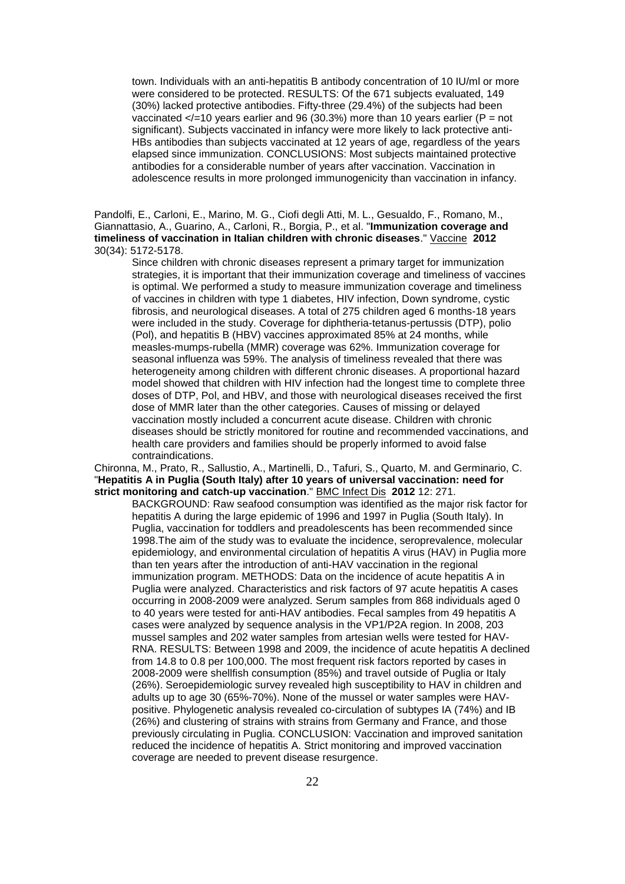town. Individuals with an anti-hepatitis B antibody concentration of 10 IU/ml or more were considered to be protected. RESULTS: Of the 671 subjects evaluated, 149 (30%) lacked protective antibodies. Fifty-three (29.4%) of the subjects had been vaccinated </=10 years earlier and 96 (30.3%) more than 10 years earlier (P = not significant). Subjects vaccinated in infancy were more likely to lack protective anti-HBs antibodies than subjects vaccinated at 12 years of age, regardless of the years elapsed since immunization. CONCLUSIONS: Most subjects maintained protective antibodies for a considerable number of years after vaccination. Vaccination in adolescence results in more prolonged immunogenicity than vaccination in infancy.

Pandolfi, E., Carloni, E., Marino, M. G., Ciofi degli Atti, M. L., Gesualdo, F., Romano, M., Giannattasio, A., Guarino, A., Carloni, R., Borgia, P., et al. "**Immunization coverage and timeliness of vaccination in Italian children with chronic diseases**." Vaccine **2012** 30(34): 5172-5178.

Since children with chronic diseases represent a primary target for immunization strategies, it is important that their immunization coverage and timeliness of vaccines is optimal. We performed a study to measure immunization coverage and timeliness of vaccines in children with type 1 diabetes, HIV infection, Down syndrome, cystic fibrosis, and neurological diseases. A total of 275 children aged 6 months-18 years were included in the study. Coverage for diphtheria-tetanus-pertussis (DTP), polio (Pol), and hepatitis B (HBV) vaccines approximated 85% at 24 months, while measles-mumps-rubella (MMR) coverage was 62%. Immunization coverage for seasonal influenza was 59%. The analysis of timeliness revealed that there was heterogeneity among children with different chronic diseases. A proportional hazard model showed that children with HIV infection had the longest time to complete three doses of DTP, Pol, and HBV, and those with neurological diseases received the first dose of MMR later than the other categories. Causes of missing or delayed vaccination mostly included a concurrent acute disease. Children with chronic diseases should be strictly monitored for routine and recommended vaccinations, and health care providers and families should be properly informed to avoid false contraindications.

Chironna, M., Prato, R., Sallustio, A., Martinelli, D., Tafuri, S., Quarto, M. and Germinario, C. "**Hepatitis A in Puglia (South Italy) after 10 years of universal vaccination: need for strict monitoring and catch-up vaccination**." BMC Infect Dis **2012** 12: 271.

BACKGROUND: Raw seafood consumption was identified as the major risk factor for hepatitis A during the large epidemic of 1996 and 1997 in Puglia (South Italy). In Puglia, vaccination for toddlers and preadolescents has been recommended since 1998.The aim of the study was to evaluate the incidence, seroprevalence, molecular epidemiology, and environmental circulation of hepatitis A virus (HAV) in Puglia more than ten years after the introduction of anti-HAV vaccination in the regional immunization program. METHODS: Data on the incidence of acute hepatitis A in Puglia were analyzed. Characteristics and risk factors of 97 acute hepatitis A cases occurring in 2008-2009 were analyzed. Serum samples from 868 individuals aged 0 to 40 years were tested for anti-HAV antibodies. Fecal samples from 49 hepatitis A cases were analyzed by sequence analysis in the VP1/P2A region. In 2008, 203 mussel samples and 202 water samples from artesian wells were tested for HAV-RNA. RESULTS: Between 1998 and 2009, the incidence of acute hepatitis A declined from 14.8 to 0.8 per 100,000. The most frequent risk factors reported by cases in 2008-2009 were shellfish consumption (85%) and travel outside of Puglia or Italy (26%). Seroepidemiologic survey revealed high susceptibility to HAV in children and adults up to age 30 (65%-70%). None of the mussel or water samples were HAV-positive. Phylogenetic analysis revealed co-circulation of subtypes IA (74%) and IB (26%) and clustering of strains with strains from Germany and France, and those previously circulating in Puglia. CONCLUSION: Vaccination and improved sanitation reduced the incidence of hepatitis A. Strict monitoring and improved vaccination coverage are needed to prevent disease resurgence.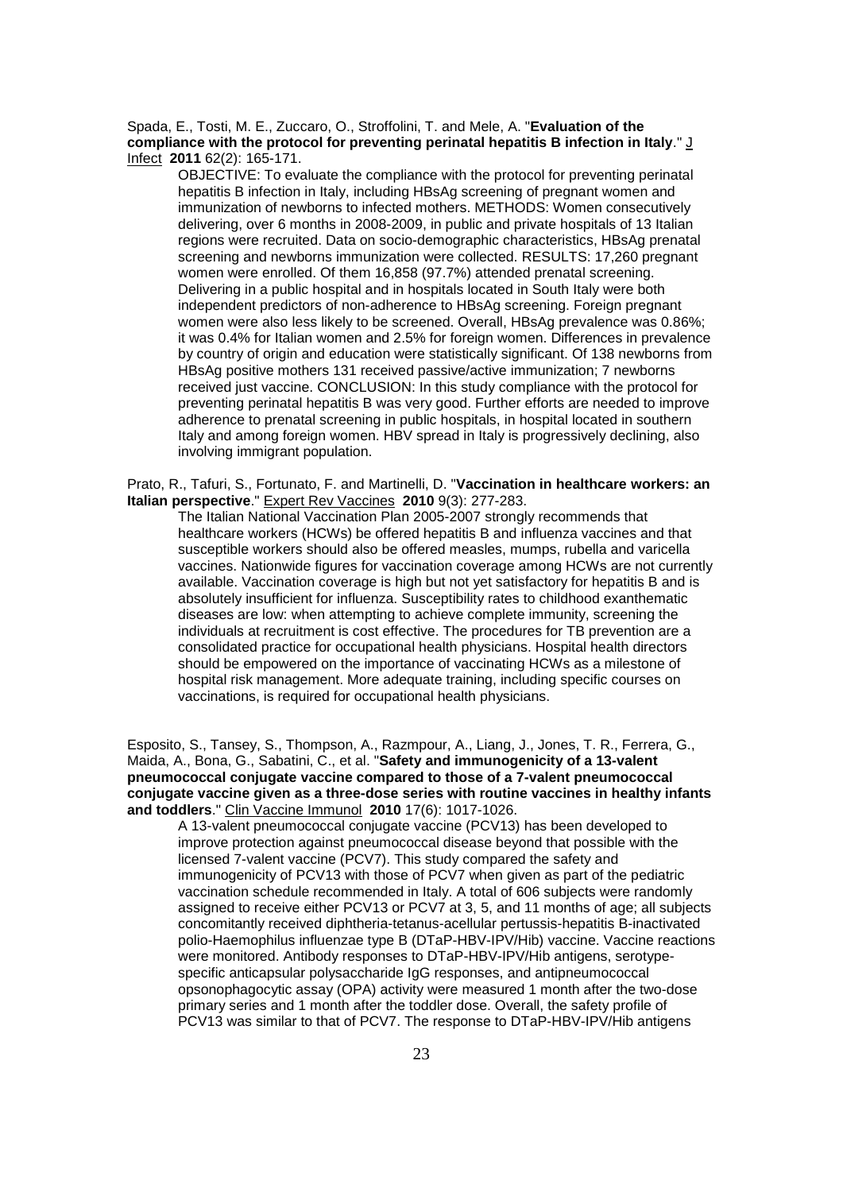Spada, E., Tosti, M. E., Zuccaro, O., Stroffolini, T. and Mele, A. "**Evaluation of the compliance with the protocol for preventing perinatal hepatitis B infection in Italy**." J Infect **2011** 62(2): 165-171.

OBJECTIVE: To evaluate the compliance with the protocol for preventing perinatal hepatitis B infection in Italy, including HBsAg screening of pregnant women and immunization of newborns to infected mothers. METHODS: Women consecutively delivering, over 6 months in 2008-2009, in public and private hospitals of 13 Italian regions were recruited. Data on socio-demographic characteristics, HBsAg prenatal screening and newborns immunization were collected. RESULTS: 17,260 pregnant women were enrolled. Of them 16,858 (97.7%) attended prenatal screening. Delivering in a public hospital and in hospitals located in South Italy were both independent predictors of non-adherence to HBsAg screening. Foreign pregnant women were also less likely to be screened. Overall, HBsAg prevalence was 0.86%; it was 0.4% for Italian women and 2.5% for foreign women. Differences in prevalence by country of origin and education were statistically significant. Of 138 newborns from HBsAg positive mothers 131 received passive/active immunization; 7 newborns received just vaccine. CONCLUSION: In this study compliance with the protocol for preventing perinatal hepatitis B was very good. Further efforts are needed to improve adherence to prenatal screening in public hospitals, in hospital located in southern Italy and among foreign women. HBV spread in Italy is progressively declining, also involving immigrant population.

Prato, R., Tafuri, S., Fortunato, F. and Martinelli, D. "**Vaccination in healthcare workers: an Italian perspective**." Expert Rev Vaccines **2010** 9(3): 277-283.

The Italian National Vaccination Plan 2005-2007 strongly recommends that healthcare workers (HCWs) be offered hepatitis B and influenza vaccines and that susceptible workers should also be offered measles, mumps, rubella and varicella vaccines. Nationwide figures for vaccination coverage among HCWs are not currently available. Vaccination coverage is high but not yet satisfactory for hepatitis B and is absolutely insufficient for influenza. Susceptibility rates to childhood exanthematic diseases are low: when attempting to achieve complete immunity, screening the individuals at recruitment is cost effective. The procedures for TB prevention are a consolidated practice for occupational health physicians. Hospital health directors should be empowered on the importance of vaccinating HCWs as a milestone of hospital risk management. More adequate training, including specific courses on vaccinations, is required for occupational health physicians.

Esposito, S., Tansey, S., Thompson, A., Razmpour, A., Liang, J., Jones, T. R., Ferrera, G., Maida, A., Bona, G., Sabatini, C., et al. "**Safety and immunogenicity of a 13-valent pneumococcal conjugate vaccine compared to those of a 7-valent pneumococcal conjugate vaccine given as a three-dose series with routine vaccines in healthy infants and toddlers**." Clin Vaccine Immunol **2010** 17(6): 1017-1026.

A 13-valent pneumococcal conjugate vaccine (PCV13) has been developed to improve protection against pneumococcal disease beyond that possible with the licensed 7-valent vaccine (PCV7). This study compared the safety and immunogenicity of PCV13 with those of PCV7 when given as part of the pediatric vaccination schedule recommended in Italy. A total of 606 subjects were randomly assigned to receive either PCV13 or PCV7 at 3, 5, and 11 months of age; all subjects concomitantly received diphtheria-tetanus-acellular pertussis-hepatitis B-inactivated polio-Haemophilus influenzae type B (DTaP-HBV-IPV/Hib) vaccine. Vaccine reactions were monitored. Antibody responses to DTaP-HBV-IPV/Hib antigens, serotype-specific anticapsular polysaccharide IgG responses, and antipneumococcal opsonophagocytic assay (OPA) activity were measured 1 month after the two-dose primary series and 1 month after the toddler dose. Overall, the safety profile of PCV13 was similar to that of PCV7. The response to DTaP-HBV-IPV/Hib antigens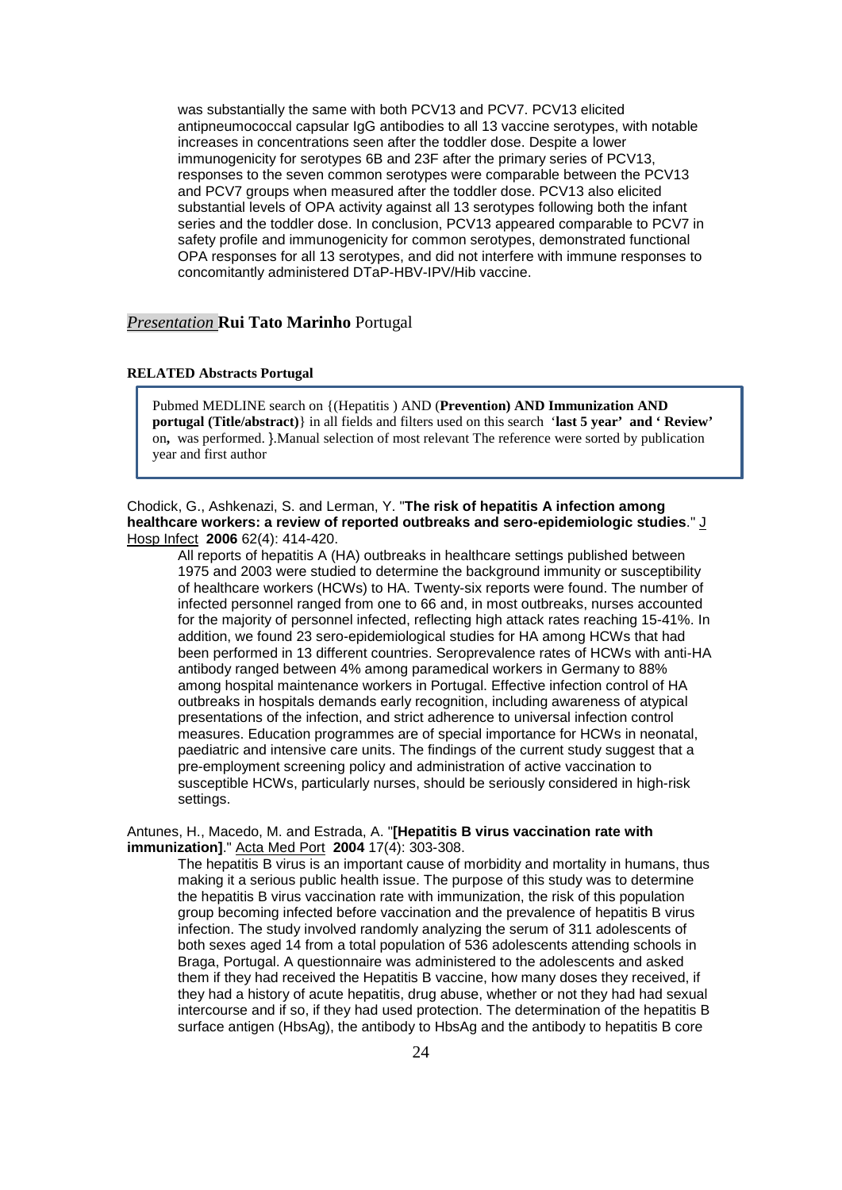was substantially the same with both PCV13 and PCV7. PCV13 elicited antipneumococcal capsular IgG antibodies to all 13 vaccine serotypes, with notable increases in concentrations seen after the toddler dose. Despite a lower immunogenicity for serotypes 6B and 23F after the primary series of PCV13, responses to the seven common serotypes were comparable between the PCV13 and PCV7 groups when measured after the toddler dose. PCV13 also elicited substantial levels of OPA activity against all 13 serotypes following both the infant series and the toddler dose. In conclusion, PCV13 appeared comparable to PCV7 in safety profile and immunogenicity for common serotypes, demonstrated functional OPA responses for all 13 serotypes, and did not interfere with immune responses to concomitantly administered DTaP-HBV-IPV/Hib vaccine.

## *Presentation* **Rui Tato Marinho** Portugal

#### RELATED Abstracts Portugal

> Pubmed MEDLINE search on {(Hepatitis ) AND (**Prevention) AND Immunization AND portugal (Title/abstract)**} in all fields and filters used on this search '**last 5 year' and ' Review'** on**,** was performed. }.Manual selection of most relevant The reference were sorted by publication year and first author

Chodick, G., Ashkenazi, S. and Lerman, Y. "**The risk of hepatitis A infection among healthcare workers: a review of reported outbreaks and sero-epidemiologic studies**." J Hosp Infect **2006** 62(4): 414-420.

All reports of hepatitis A (HA) outbreaks in healthcare settings published between 1975 and 2003 were studied to determine the background immunity or susceptibility of healthcare workers (HCWs) to HA. Twenty-six reports were found. The number of infected personnel ranged from one to 66 and, in most outbreaks, nurses accounted for the majority of personnel infected, reflecting high attack rates reaching 15-41%. In addition, we found 23 sero-epidemiological studies for HA among HCWs that had been performed in 13 different countries. Seroprevalence rates of HCWs with anti-HA antibody ranged between 4% among paramedical workers in Germany to 88% among hospital maintenance workers in Portugal. Effective infection control of HA outbreaks in hospitals demands early recognition, including awareness of atypical presentations of the infection, and strict adherence to universal infection control measures. Education programmes are of special importance for HCWs in neonatal, paediatric and intensive care units. The findings of the current study suggest that a pre-employment screening policy and administration of active vaccination to susceptible HCWs, particularly nurses, should be seriously considered in high-risk settings.

Antunes, H., Macedo, M. and Estrada, A. "**[Hepatitis B virus vaccination rate with immunization]**." Acta Med Port **2004** 17(4): 303-308.

The hepatitis B virus is an important cause of morbidity and mortality in humans, thus making it a serious public health issue. The purpose of this study was to determine the hepatitis B virus vaccination rate with immunization, the risk of this population group becoming infected before vaccination and the prevalence of hepatitis B virus infection. The study involved randomly analyzing the serum of 311 adolescents of both sexes aged 14 from a total population of 536 adolescents attending schools in Braga, Portugal. A questionnaire was administered to the adolescents and asked them if they had received the Hepatitis B vaccine, how many doses they received, if they had a history of acute hepatitis, drug abuse, whether or not they had had sexual intercourse and if so, if they had used protection. The determination of the hepatitis B surface antigen (HbsAg), the antibody to HbsAg and the antibody to hepatitis B core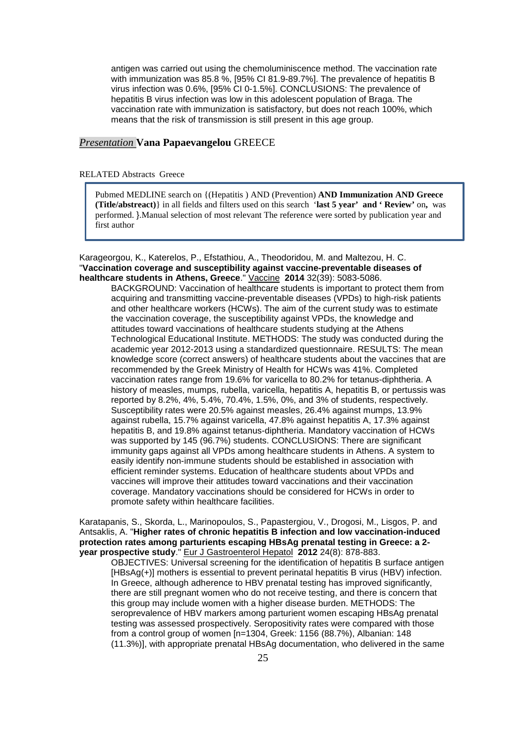antigen was carried out using the chemoluminiscence method. The vaccination rate with immunization was 85.8 %, [95% CI 81.9-89.7%]. The prevalence of hepatitis B virus infection was 0.6%, [95% CI 0-1.5%]. CONCLUSIONS: The prevalence of hepatitis B virus infection was low in this adolescent population of Braga. The vaccination rate with immunization is satisfactory, but does not reach 100%, which means that the risk of transmission is still present in this age group.

*Presentation* **Vana Papaevangelou** GREECE

RELATED Abstracts Greece

> Pubmed MEDLINE search on {(Hepatitis ) AND (Prevention) **AND Immunization AND Greece (Title/abstreact)**} in all fields and filters used on this search '**last 5 year' and ' Review'** on**,** was performed. }.Manual selection of most relevant The reference were sorted by publication year and first author

Karageorgou, K., Katerelos, P., Efstathiou, A., Theodoridou, M. and Maltezou, H. C. "**Vaccination coverage and susceptibility against vaccine-preventable diseases of healthcare students in Athens, Greece**." Vaccine **2014** 32(39): 5083-5086.

BACKGROUND: Vaccination of healthcare students is important to protect them from acquiring and transmitting vaccine-preventable diseases (VPDs) to high-risk patients and other healthcare workers (HCWs). The aim of the current study was to estimate the vaccination coverage, the susceptibility against VPDs, the knowledge and attitudes toward vaccinations of healthcare students studying at the Athens Technological Educational Institute. METHODS: The study was conducted during the academic year 2012-2013 using a standardized questionnaire. RESULTS: The mean knowledge score (correct answers) of healthcare students about the vaccines that are recommended by the Greek Ministry of Health for HCWs was 41%. Completed vaccination rates range from 19.6% for varicella to 80.2% for tetanus-diphtheria. A history of measles, mumps, rubella, varicella, hepatitis A, hepatitis B, or pertussis was reported by 8.2%, 4%, 5.4%, 70.4%, 1.5%, 0%, and 3% of students, respectively. Susceptibility rates were 20.5% against measles, 26.4% against mumps, 13.9% against rubella, 15.7% against varicella, 47.8% against hepatitis A, 17.3% against hepatitis B, and 19.8% against tetanus-diphtheria. Mandatory vaccination of HCWs was supported by 145 (96.7%) students. CONCLUSIONS: There are significant immunity gaps against all VPDs among healthcare students in Athens. A system to easily identify non-immune students should be established in association with efficient reminder systems. Education of healthcare students about VPDs and vaccines will improve their attitudes toward vaccinations and their vaccination coverage. Mandatory vaccinations should be considered for HCWs in order to promote safety within healthcare facilities.

Karatapanis, S., Skorda, L., Marinopoulos, S., Papastergiou, V., Drogosi, M., Lisgos, P. and Antsaklis, A. "**Higher rates of chronic hepatitis B infection and low vaccination-induced protection rates among parturients escaping HBsAg prenatal testing in Greece: a 2-year prospective study**." Eur J Gastroenterol Hepatol **2012** 24(8): 878-883.

OBJECTIVES: Universal screening for the identification of hepatitis B surface antigen [HBsAg(+)] mothers is essential to prevent perinatal hepatitis B virus (HBV) infection. In Greece, although adherence to HBV prenatal testing has improved significantly, there are still pregnant women who do not receive testing, and there is concern that this group may include women with a higher disease burden. METHODS: The seroprevalence of HBV markers among parturient women escaping HBsAg prenatal testing was assessed prospectively. Seropositivity rates were compared with those from a control group of women [n=1304, Greek: 1156 (88.7%), Albanian: 148 (11.3%)], with appropriate prenatal HBsAg documentation, who delivered in the same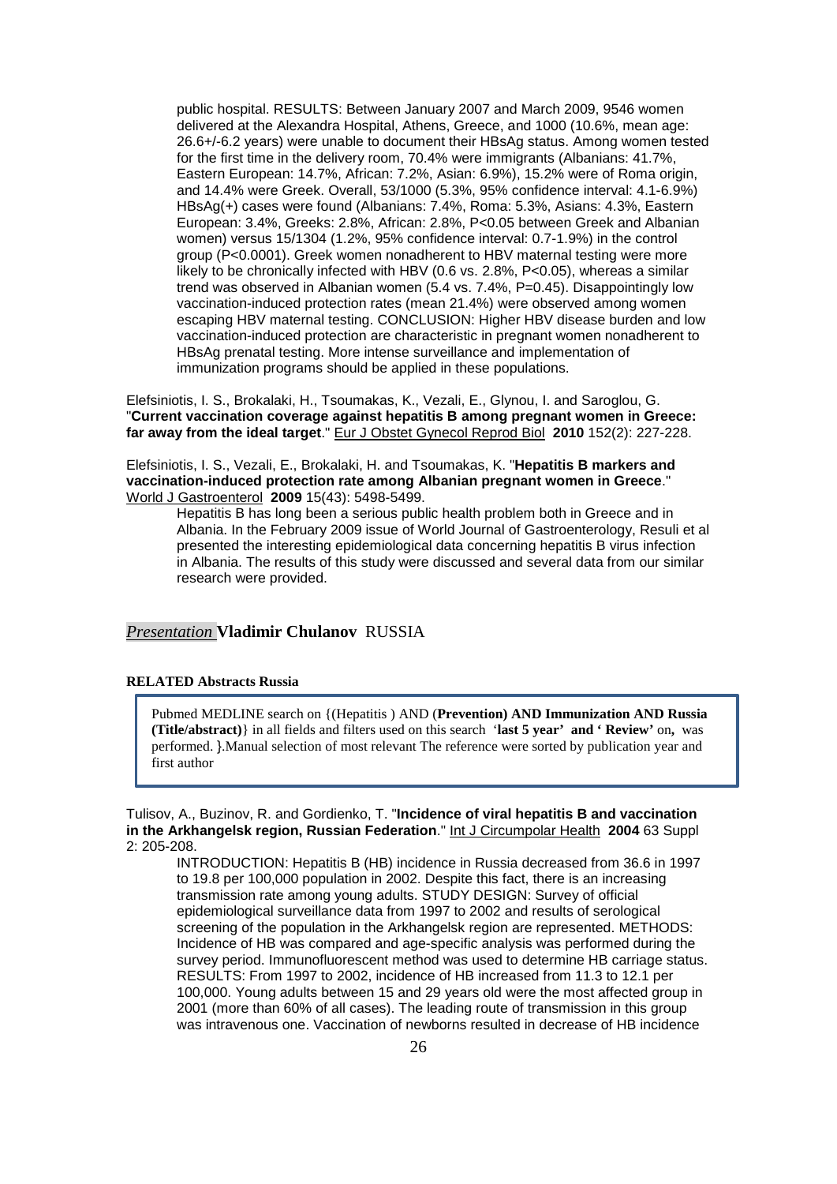public hospital. RESULTS: Between January 2007 and March 2009, 9546 women delivered at the Alexandra Hospital, Athens, Greece, and 1000 (10.6%, mean age: 26.6+/-6.2 years) were unable to document their HBsAg status. Among women tested for the first time in the delivery room, 70.4% were immigrants (Albanians: 41.7%, Eastern European: 14.7%, African: 7.2%, Asian: 6.9%), 15.2% were of Roma origin, and 14.4% were Greek. Overall, 53/1000 (5.3%, 95% confidence interval: 4.1-6.9%) HBsAg(+) cases were found (Albanians: 7.4%, Roma: 5.3%, Asians: 4.3%, Eastern European: 3.4%, Greeks: 2.8%, African: 2.8%, P<0.05 between Greek and Albanian women) versus 15/1304 (1.2%, 95% confidence interval: 0.7-1.9%) in the control group (P<0.0001). Greek women nonadherent to HBV maternal testing were more likely to be chronically infected with HBV (0.6 vs. 2.8%, P<0.05), whereas a similar trend was observed in Albanian women (5.4 vs. 7.4%, P=0.45). Disappointingly low vaccination-induced protection rates (mean 21.4%) were observed among women escaping HBV maternal testing. CONCLUSION: Higher HBV disease burden and low vaccination-induced protection are characteristic in pregnant women nonadherent to HBsAg prenatal testing. More intense surveillance and implementation of immunization programs should be applied in these populations.

Elefsiniotis, I. S., Brokalaki, H., Tsoumakas, K., Vezali, E., Glynou, I. and Saroglou, G. "**Current vaccination coverage against hepatitis B among pregnant women in Greece: far away from the ideal target**." Eur J Obstet Gynecol Reprod Biol **2010** 152(2): 227-228.

Elefsiniotis, I. S., Vezali, E., Brokalaki, H. and Tsoumakas, K. "**Hepatitis B markers and vaccination-induced protection rate among Albanian pregnant women in Greece**." World J Gastroenterol **2009** 15(43): 5498-5499.

Hepatitis B has long been a serious public health problem both in Greece and in Albania. In the February 2009 issue of World Journal of Gastroenterology, Resuli et al presented the interesting epidemiological data concerning hepatitis B virus infection in Albania. The results of this study were discussed and several data from our similar research were provided.

## *Presentation* **Vladimir Chulanov** RUSSIA

#### RELATED Abstracts Russia

Pubmed MEDLINE search on {(Hepatitis ) AND (**Prevention) AND Immunization AND Russia (Title/abstract)**} in all fields and filters used on this search '**last 5 year' and ' Review'** on**,** was performed. }.Manual selection of most relevant The reference were sorted by publication year and first author

Tulisov, A., Buzinov, R. and Gordienko, T. "**Incidence of viral hepatitis B and vaccination in the Arkhangelsk region, Russian Federation**." Int J Circumpolar Health **2004** 63 Suppl 2: 205-208.

INTRODUCTION: Hepatitis B (HB) incidence in Russia decreased from 36.6 in 1997 to 19.8 per 100,000 population in 2002. Despite this fact, there is an increasing transmission rate among young adults. STUDY DESIGN: Survey of official epidemiological surveillance data from 1997 to 2002 and results of serological screening of the population in the Arkhangelsk region are represented. METHODS: Incidence of HB was compared and age-specific analysis was performed during the survey period. Immunofluorescent method was used to determine HB carriage status. RESULTS: From 1997 to 2002, incidence of HB increased from 11.3 to 12.1 per 100,000. Young adults between 15 and 29 years old were the most affected group in 2001 (more than 60% of all cases). The leading route of transmission in this group was intravenous one. Vaccination of newborns resulted in decrease of HB incidence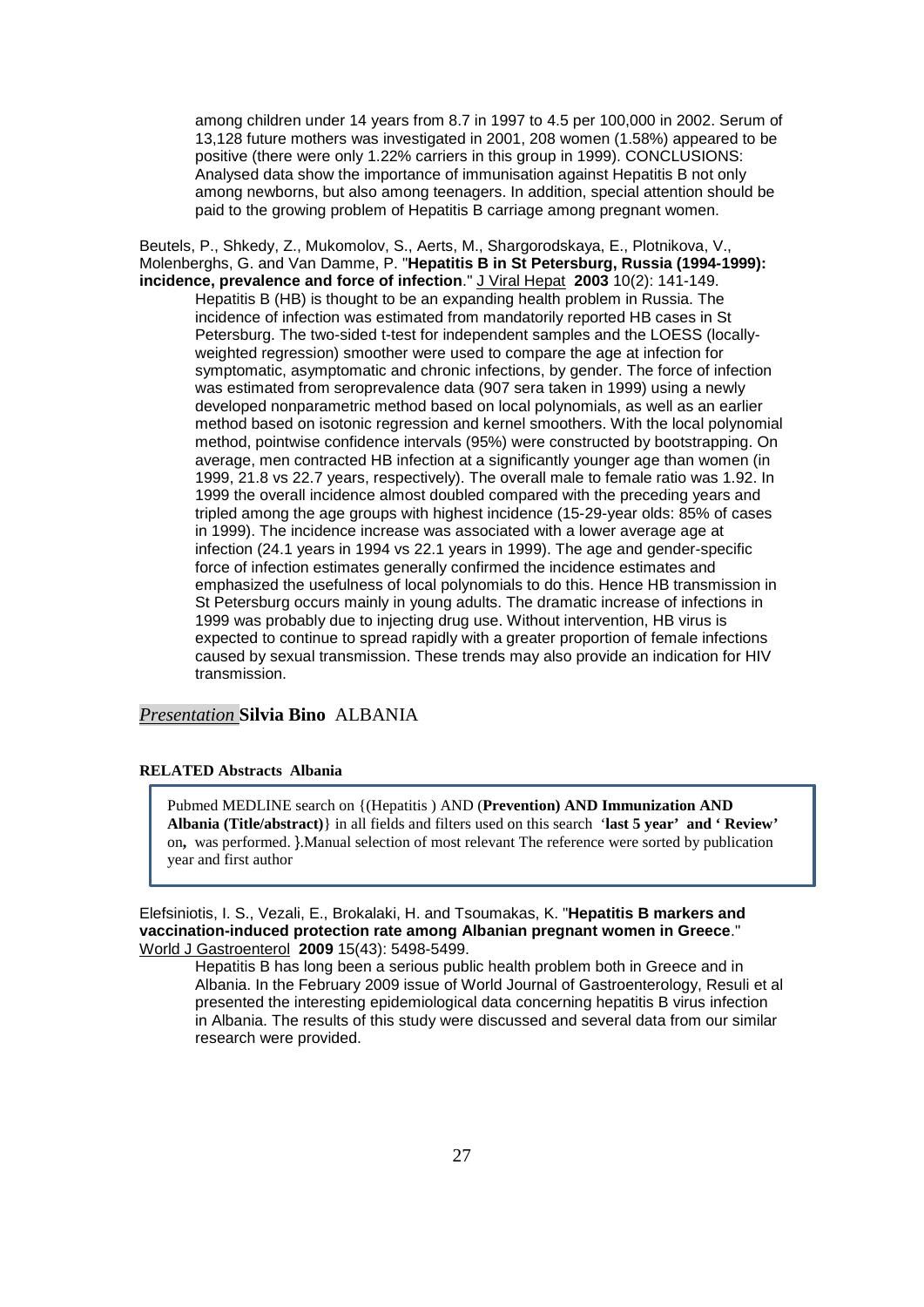among children under 14 years from 8.7 in 1997 to 4.5 per 100,000 in 2002. Serum of 13,128 future mothers was investigated in 2001, 208 women (1.58%) appeared to be positive (there were only 1.22% carriers in this group in 1999). CONCLUSIONS: Analysed data show the importance of immunisation against Hepatitis B not only among newborns, but also among teenagers. In addition, special attention should be paid to the growing problem of Hepatitis B carriage among pregnant women.

Beutels, P., Shkedy, Z., Mukomolov, S., Aerts, M., Shargorodskaya, E., Plotnikova, V., Molenberghs, G. and Van Damme, P. "**Hepatitis B in St Petersburg, Russia (1994-1999): incidence, prevalence and force of infection**." J Viral Hepat **2003** 10(2): 141-149.

Hepatitis B (HB) is thought to be an expanding health problem in Russia. The incidence of infection was estimated from mandatorily reported HB cases in St Petersburg. The two-sided t-test for independent samples and the LOESS (locally-weighted regression) smoother were used to compare the age at infection for symptomatic, asymptomatic and chronic infections, by gender. The force of infection was estimated from seroprevalence data (907 sera taken in 1999) using a newly developed nonparametric method based on local polynomials, as well as an earlier method based on isotonic regression and kernel smoothers. With the local polynomial method, pointwise confidence intervals (95%) were constructed by bootstrapping. On average, men contracted HB infection at a significantly younger age than women (in 1999, 21.8 vs 22.7 years, respectively). The overall male to female ratio was 1.92. In 1999 the overall incidence almost doubled compared with the preceding years and tripled among the age groups with highest incidence (15-29-year olds: 85% of cases in 1999). The incidence increase was associated with a lower average age at infection (24.1 years in 1994 vs 22.1 years in 1999). The age and gender-specific force of infection estimates generally confirmed the incidence estimates and emphasized the usefulness of local polynomials to do this. Hence HB transmission in St Petersburg occurs mainly in young adults. The dramatic increase of infections in 1999 was probably due to injecting drug use. Without intervention, HB virus is expected to continue to spread rapidly with a greater proportion of female infections caused by sexual transmission. These trends may also provide an indication for HIV transmission.

## *Presentation* **Silvia Bino** ALBANIA

**RELATED Abstracts Albania**

Pubmed MEDLINE search on {(Hepatitis ) AND (**Prevention) AND Immunization AND Albania (Title/abstract)**} in all fields and filters used on this search '**last 5 year' and ' Review'** on**,** was performed. }.Manual selection of most relevant The reference were sorted by publication year and first author

Elefsiniotis, I. S., Vezali, E., Brokalaki, H. and Tsoumakas, K. "**Hepatitis B markers and vaccination-induced protection rate among Albanian pregnant women in Greece**." World J Gastroenterol **2009** 15(43): 5498-5499.

Hepatitis B has long been a serious public health problem both in Greece and in Albania. In the February 2009 issue of World Journal of Gastroenterology, Resuli et al presented the interesting epidemiological data concerning hepatitis B virus infection in Albania. The results of this study were discussed and several data from our similar research were provided.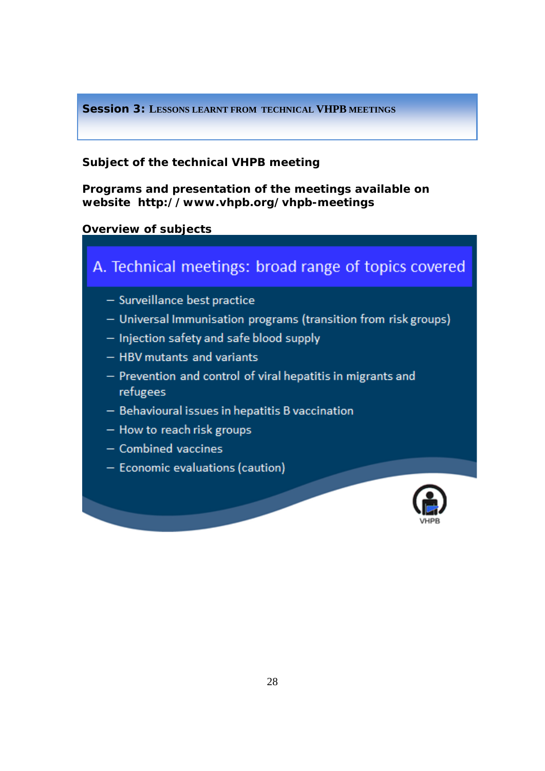## Session 3: Lessons learnt from technical VHPB meetings

**Subject of the technical VHPB meeting**

**Programs and presentation of the meetings available on website http://www.vhpb.org/vhpb-meetings**

**Overview of subjects**

### A. Technical meetings: broad range of topics covered

- Surveillance best practice
- Universal Immunisation programs (transition from risk groups)
- Injection safety and safe blood supply
- HBV mutants and variants
- Prevention and control of viral hepatitis in migrants and refugees
- Behavioural issues in hepatitis B vaccination
- How to reach risk groups
- Combined vaccines
- Economic evaluations (caution)

VHPB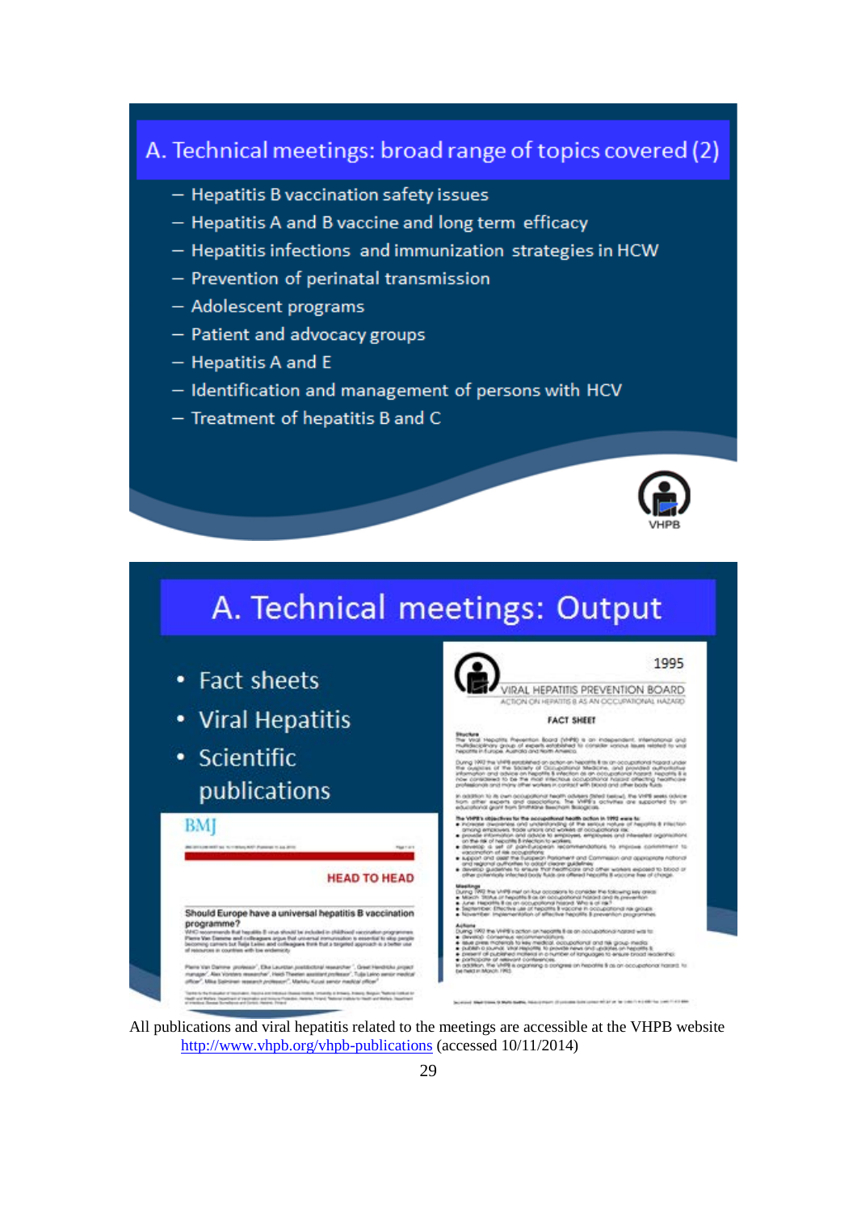## A. Technical meetings: broad range of topics covered (2)

- Hepatitis B vaccination safety issues
- Hepatitis A and B vaccine and long term efficacy
- Hepatitis infections and immunization strategies in HCW
- Prevention of perinatal transmission
- Adolescent programs
- Patient and advocacy groups
- Hepatitis A and E
- Identification and management of persons with HCV
- Treatment of hepatitis B and C

## A. Technical meetings: Output

- Fact sheets
- Viral Hepatitis
- Scientific publications

All publications and viral hepatitis related to the meetings are accessible at the VHPB website http://www.vhpb.org/vhpb-publications (accessed 10/11/2014)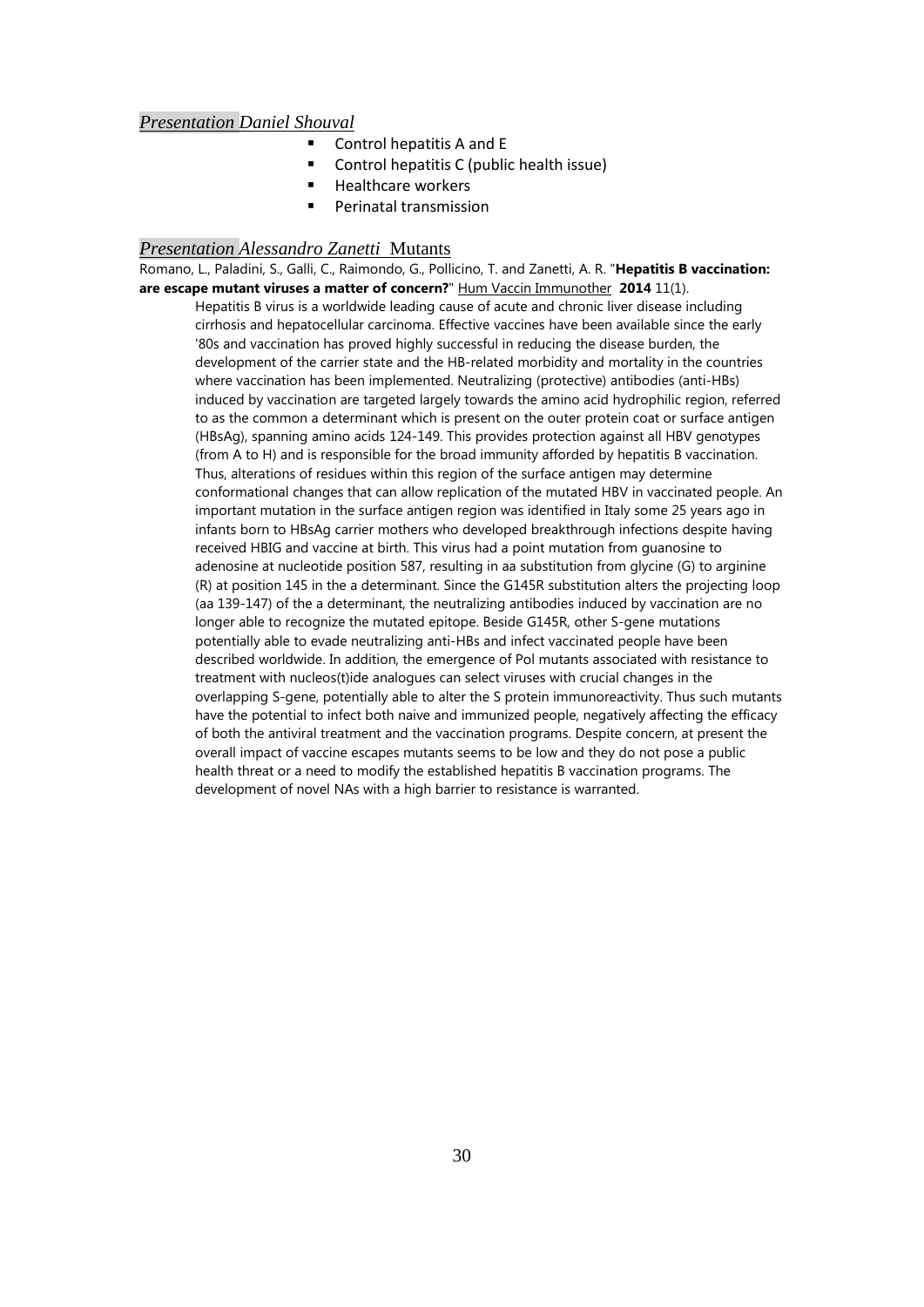### *Presentation Daniel Shouval*

- Control hepatitis A and E
- Control hepatitis C (public health issue)
- Healthcare workers
- Perinatal transmission

### *Presentation Alessandro Zanetti* Mutants

Romano, L., Paladini, S., Galli, C., Raimondo, G., Pollicino, T. and Zanetti, A. R. "**Hepatitis B vaccination: are escape mutant viruses a matter of concern?**" Hum Vaccin Immunother **2014** 11(1).

> Hepatitis B virus is a worldwide leading cause of acute and chronic liver disease including cirrhosis and hepatocellular carcinoma. Effective vaccines have been available since the early '80s and vaccination has proved highly successful in reducing the disease burden, the development of the carrier state and the HB-related morbidity and mortality in the countries where vaccination has been implemented. Neutralizing (protective) antibodies (anti-HBs) induced by vaccination are targeted largely towards the amino acid hydrophilic region, referred to as the common a determinant which is present on the outer protein coat or surface antigen (HBsAg), spanning amino acids 124-149. This provides protection against all HBV genotypes (from A to H) and is responsible for the broad immunity afforded by hepatitis B vaccination. Thus, alterations of residues within this region of the surface antigen may determine conformational changes that can allow replication of the mutated HBV in vaccinated people. An important mutation in the surface antigen region was identified in Italy some 25 years ago in infants born to HBsAg carrier mothers who developed breakthrough infections despite having received HBIG and vaccine at birth. This virus had a point mutation from guanosine to adenosine at nucleotide position 587, resulting in aa substitution from glycine (G) to arginine (R) at position 145 in the a determinant. Since the G145R substitution alters the projecting loop (aa 139-147) of the a determinant, the neutralizing antibodies induced by vaccination are no longer able to recognize the mutated epitope. Beside G145R, other S-gene mutations potentially able to evade neutralizing anti-HBs and infect vaccinated people have been described worldwide. In addition, the emergence of Pol mutants associated with resistance to treatment with nucleos(t)ide analogues can select viruses with crucial changes in the overlapping S-gene, potentially able to alter the S protein immunoreactivity. Thus such mutants have the potential to infect both naive and immunized people, negatively affecting the efficacy of both the antiviral treatment and the vaccination programs. Despite concern, at present the overall impact of vaccine escapes mutants seems to be low and they do not pose a public health threat or a need to modify the established hepatitis B vaccination programs. The development of novel NAs with a high barrier to resistance is warranted.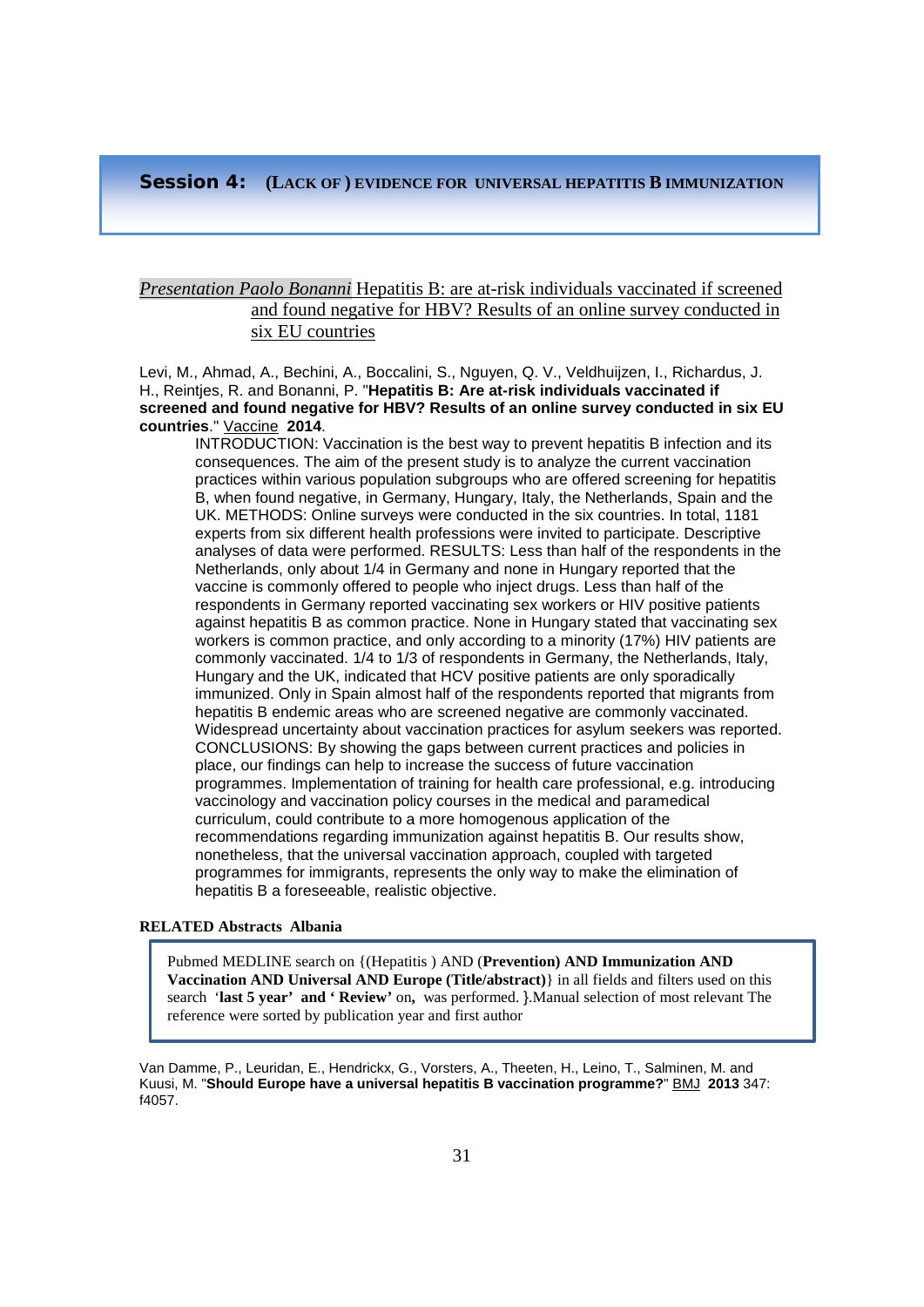## **Session 4:** (LACK OF ) EVIDENCE FOR UNIVERSAL HEPATITIS B IMMUNIZATION

*Presentation Paolo Bonanni* Hepatitis B: are at-risk individuals vaccinated if screened and found negative for HBV? Results of an online survey conducted in six EU countries

Levi, M., Ahmad, A., Bechini, A., Boccalini, S., Nguyen, Q. V., Veldhuijzen, I., Richardus, J. H., Reintjes, R. and Bonanni, P. "**Hepatitis B: Are at-risk individuals vaccinated if screened and found negative for HBV? Results of an online survey conducted in six EU countries**." Vaccine **2014**.

INTRODUCTION: Vaccination is the best way to prevent hepatitis B infection and its consequences. The aim of the present study is to analyze the current vaccination practices within various population subgroups who are offered screening for hepatitis B, when found negative, in Germany, Hungary, Italy, the Netherlands, Spain and the UK. METHODS: Online surveys were conducted in the six countries. In total, 1181 experts from six different health professions were invited to participate. Descriptive analyses of data were performed. RESULTS: Less than half of the respondents in the Netherlands, only about 1/4 in Germany and none in Hungary reported that the vaccine is commonly offered to people who inject drugs. Less than half of the respondents in Germany reported vaccinating sex workers or HIV positive patients against hepatitis B as common practice. None in Hungary stated that vaccinating sex workers is common practice, and only according to a minority (17%) HIV patients are commonly vaccinated. 1/4 to 1/3 of respondents in Germany, the Netherlands, Italy, Hungary and the UK, indicated that HCV positive patients are only sporadically immunized. Only in Spain almost half of the respondents reported that migrants from hepatitis B endemic areas who are screened negative are commonly vaccinated. Widespread uncertainty about vaccination practices for asylum seekers was reported. CONCLUSIONS: By showing the gaps between current practices and policies in place, our findings can help to increase the success of future vaccination programmes. Implementation of training for health care professional, e.g. introducing vaccinology and vaccination policy courses in the medical and paramedical curriculum, could contribute to a more homogenous application of the recommendations regarding immunization against hepatitis B. Our results show, nonetheless, that the universal vaccination approach, coupled with targeted programmes for immigrants, represents the only way to make the elimination of hepatitis B a foreseeable, realistic objective.

**RELATED Abstracts Albania**

> Pubmed MEDLINE search on {(Hepatitis ) AND (**Prevention) AND Immunization AND Vaccination AND Universal AND Europe (Title/abstract)**} in all fields and filters used on this search '**last 5 year' and ' Review'** on**,** was performed. }.Manual selection of most relevant The reference were sorted by publication year and first author

Van Damme, P., Leuridan, E., Hendrickx, G., Vorsters, A., Theeten, H., Leino, T., Salminen, M. and Kuusi, M. "**Should Europe have a universal hepatitis B vaccination programme?**" BMJ **2013** 347: f4057.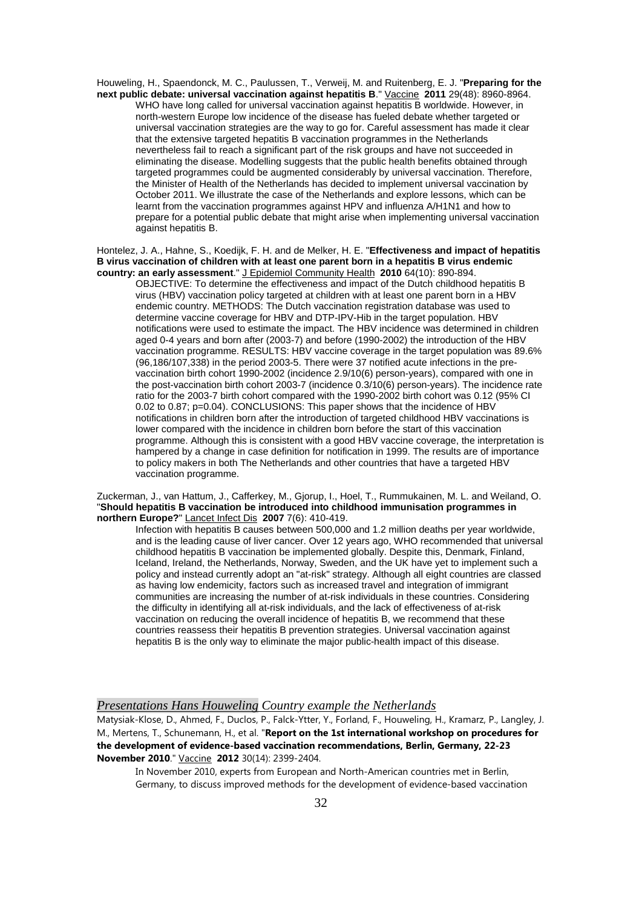Houweling, H., Spaendonck, M. C., Paulussen, T., Verweij, M. and Ruitenberg, E. J. "**Preparing for the next public debate: universal vaccination against hepatitis B**." Vaccine **2011** 29(48): 8960-8964.

> WHO have long called for universal vaccination against hepatitis B worldwide. However, in north-western Europe low incidence of the disease has fueled debate whether targeted or universal vaccination strategies are the way to go for. Careful assessment has made it clear that the extensive targeted hepatitis B vaccination programmes in the Netherlands nevertheless fail to reach a significant part of the risk groups and have not succeeded in eliminating the disease. Modelling suggests that the public health benefits obtained through targeted programmes could be augmented considerably by universal vaccination. Therefore, the Minister of Health of the Netherlands has decided to implement universal vaccination by October 2011. We illustrate the case of the Netherlands and explore lessons, which can be learnt from the vaccination programmes against HPV and influenza A/H1N1 and how to prepare for a potential public debate that might arise when implementing universal vaccination against hepatitis B.

Hontelez, J. A., Hahne, S., Koedijk, F. H. and de Melker, H. E. "**Effectiveness and impact of hepatitis B virus vaccination of children with at least one parent born in a hepatitis B virus endemic country: an early assessment**." J Epidemiol Community Health **2010** 64(10): 890-894.

> OBJECTIVE: To determine the effectiveness and impact of the Dutch childhood hepatitis B virus (HBV) vaccination policy targeted at children with at least one parent born in a HBV endemic country. METHODS: The Dutch vaccination registration database was used to determine vaccine coverage for HBV and DTP-IPV-Hib in the target population. HBV notifications were used to estimate the impact. The HBV incidence was determined in children aged 0-4 years and born after (2003-7) and before (1990-2002) the introduction of the HBV vaccination programme. RESULTS: HBV vaccine coverage in the target population was 89.6% (96,186/107,338) in the period 2003-5. There were 37 notified acute infections in the pre-vaccination birth cohort 1990-2002 (incidence 2.9/10(6) person-years), compared with one in the post-vaccination birth cohort 2003-7 (incidence 0.3/10(6) person-years). The incidence rate ratio for the 2003-7 birth cohort compared with the 1990-2002 birth cohort was 0.12 (95% CI 0.02 to 0.87; p=0.04). CONCLUSIONS: This paper shows that the incidence of HBV notifications in children born after the introduction of targeted childhood HBV vaccinations is lower compared with the incidence in children born before the start of this vaccination programme. Although this is consistent with a good HBV vaccine coverage, the interpretation is hampered by a change in case definition for notification in 1999. The results are of importance to policy makers in both The Netherlands and other countries that have a targeted HBV vaccination programme.

Zuckerman, J., van Hattum, J., Cafferkey, M., Gjorup, I., Hoel, T., Rummukainen, M. L. and Weiland, O. "**Should hepatitis B vaccination be introduced into childhood immunisation programmes in northern Europe?**" Lancet Infect Dis **2007** 7(6): 410-419.

> Infection with hepatitis B causes between 500,000 and 1.2 million deaths per year worldwide, and is the leading cause of liver cancer. Over 12 years ago, WHO recommended that universal childhood hepatitis B vaccination be implemented globally. Despite this, Denmark, Finland, Iceland, Ireland, the Netherlands, Norway, Sweden, and the UK have yet to implement such a policy and instead currently adopt an "at-risk" strategy. Although all eight countries are classed as having low endemicity, factors such as increased travel and integration of immigrant communities are increasing the number of at-risk individuals in these countries. Considering the difficulty in identifying all at-risk individuals, and the lack of effectiveness of at-risk vaccination on reducing the overall incidence of hepatitis B, we recommend that these countries reassess their hepatitis B prevention strategies. Universal vaccination against hepatitis B is the only way to eliminate the major public-health impact of this disease.

## *Presentations Hans Houweling Country example the Netherlands*

Matysiak-Klose, D., Ahmed, F., Duclos, P., Falck-Ytter, Y., Forland, F., Houweling, H., Kramarz, P., Langley, J. M., Mertens, T., Schunemann, H., et al. "**Report on the 1st international workshop on procedures for the development of evidence-based vaccination recommendations, Berlin, Germany, 22-23 November 2010**." Vaccine **2012** 30(14): 2399-2404.

> In November 2010, experts from European and North-American countries met in Berlin, Germany, to discuss improved methods for the development of evidence-based vaccination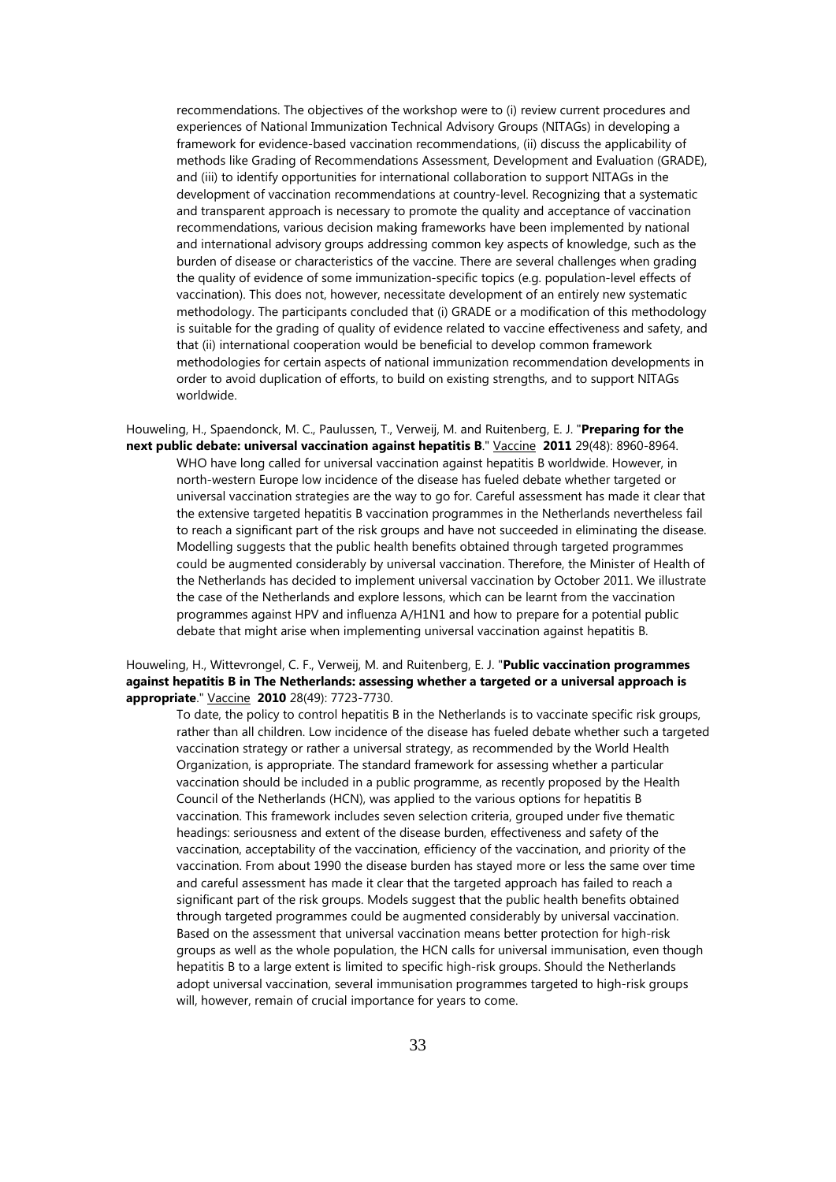recommendations. The objectives of the workshop were to (i) review current procedures and experiences of National Immunization Technical Advisory Groups (NITAGs) in developing a framework for evidence-based vaccination recommendations, (ii) discuss the applicability of methods like Grading of Recommendations Assessment, Development and Evaluation (GRADE), and (iii) to identify opportunities for international collaboration to support NITAGs in the development of vaccination recommendations at country-level. Recognizing that a systematic and transparent approach is necessary to promote the quality and acceptance of vaccination recommendations, various decision making frameworks have been implemented by national and international advisory groups addressing common key aspects of knowledge, such as the burden of disease or characteristics of the vaccine. There are several challenges when grading the quality of evidence of some immunization-specific topics (e.g. population-level effects of vaccination). This does not, however, necessitate development of an entirely new systematic methodology. The participants concluded that (i) GRADE or a modification of this methodology is suitable for the grading of quality of evidence related to vaccine effectiveness and safety, and that (ii) international cooperation would be beneficial to develop common framework methodologies for certain aspects of national immunization recommendation developments in order to avoid duplication of efforts, to build on existing strengths, and to support NITAGs worldwide.

Houweling, H., Spaendonck, M. C., Paulussen, T., Verweij, M. and Ruitenberg, E. J. "**Preparing for the next public debate: universal vaccination against hepatitis B**." Vaccine **2011** 29(48): 8960-8964.

WHO have long called for universal vaccination against hepatitis B worldwide. However, in north-western Europe low incidence of the disease has fueled debate whether targeted or universal vaccination strategies are the way to go for. Careful assessment has made it clear that the extensive targeted hepatitis B vaccination programmes in the Netherlands nevertheless fail to reach a significant part of the risk groups and have not succeeded in eliminating the disease. Modelling suggests that the public health benefits obtained through targeted programmes could be augmented considerably by universal vaccination. Therefore, the Minister of Health of the Netherlands has decided to implement universal vaccination by October 2011. We illustrate the case of the Netherlands and explore lessons, which can be learnt from the vaccination programmes against HPV and influenza A/H1N1 and how to prepare for a potential public debate that might arise when implementing universal vaccination against hepatitis B.

Houweling, H., Wittevrongel, C. F., Verweij, M. and Ruitenberg, E. J. "**Public vaccination programmes against hepatitis B in The Netherlands: assessing whether a targeted or a universal approach is appropriate**." Vaccine **2010** 28(49): 7723-7730.

To date, the policy to control hepatitis B in the Netherlands is to vaccinate specific risk groups, rather than all children. Low incidence of the disease has fueled debate whether such a targeted vaccination strategy or rather a universal strategy, as recommended by the World Health Organization, is appropriate. The standard framework for assessing whether a particular vaccination should be included in a public programme, as recently proposed by the Health Council of the Netherlands (HCN), was applied to the various options for hepatitis B vaccination. This framework includes seven selection criteria, grouped under five thematic headings: seriousness and extent of the disease burden, effectiveness and safety of the vaccination, acceptability of the vaccination, efficiency of the vaccination, and priority of the vaccination. From about 1990 the disease burden has stayed more or less the same over time and careful assessment has made it clear that the targeted approach has failed to reach a significant part of the risk groups. Models suggest that the public health benefits obtained through targeted programmes could be augmented considerably by universal vaccination. Based on the assessment that universal vaccination means better protection for high-risk groups as well as the whole population, the HCN calls for universal immunisation, even though hepatitis B to a large extent is limited to specific high-risk groups. Should the Netherlands adopt universal vaccination, several immunisation programmes targeted to high-risk groups will, however, remain of crucial importance for years to come.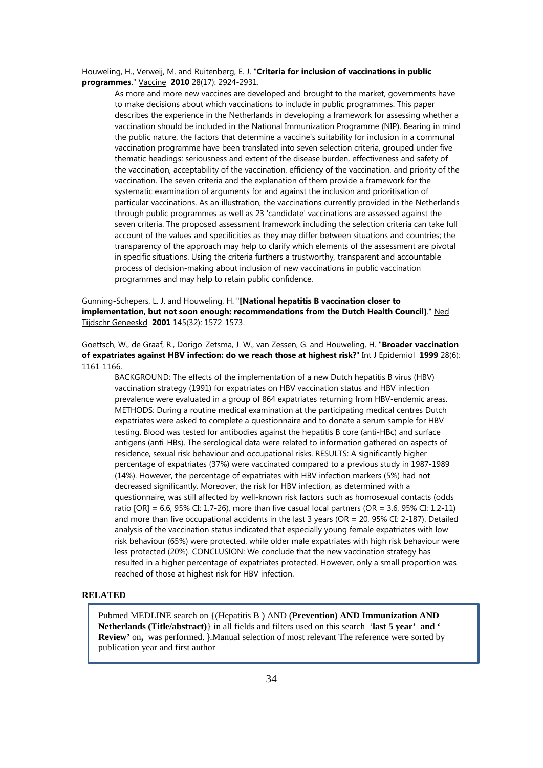Houweling, H., Verweij, M. and Ruitenberg, E. J. "**Criteria for inclusion of vaccinations in public programmes**." Vaccine **2010** 28(17): 2924-2931.

> As more and more new vaccines are developed and brought to the market, governments have to make decisions about which vaccinations to include in public programmes. This paper describes the experience in the Netherlands in developing a framework for assessing whether a vaccination should be included in the National Immunization Programme (NIP). Bearing in mind the public nature, the factors that determine a vaccine's suitability for inclusion in a communal vaccination programme have been translated into seven selection criteria, grouped under five thematic headings: seriousness and extent of the disease burden, effectiveness and safety of the vaccination, acceptability of the vaccination, efficiency of the vaccination, and priority of the vaccination. The seven criteria and the explanation of them provide a framework for the systematic examination of arguments for and against the inclusion and prioritisation of particular vaccinations. As an illustration, the vaccinations currently provided in the Netherlands through public programmes as well as 23 'candidate' vaccinations are assessed against the seven criteria. The proposed assessment framework including the selection criteria can take full account of the values and specificities as they may differ between situations and countries; the transparency of the approach may help to clarify which elements of the assessment are pivotal in specific situations. Using the criteria furthers a trustworthy, transparent and accountable process of decision-making about inclusion of new vaccinations in public vaccination programmes and may help to retain public confidence.

Gunning-Schepers, L. J. and Houweling, H. "**[National hepatitis B vaccination closer to implementation, but not soon enough: recommendations from the Dutch Health Council]**." Ned Tijdschr Geneeskd **2001** 145(32): 1572-1573.

Goettsch, W., de Graaf, R., Dorigo-Zetsma, J. W., van Zessen, G. and Houweling, H. "**Broader vaccination of expatriates against HBV infection: do we reach those at highest risk?**" Int J Epidemiol **1999** 28(6): 1161-1166.

> BACKGROUND: The effects of the implementation of a new Dutch hepatitis B virus (HBV) vaccination strategy (1991) for expatriates on HBV vaccination status and HBV infection prevalence were evaluated in a group of 864 expatriates returning from HBV-endemic areas. METHODS: During a routine medical examination at the participating medical centres Dutch expatriates were asked to complete a questionnaire and to donate a serum sample for HBV testing. Blood was tested for antibodies against the hepatitis B core (anti-HBc) and surface antigens (anti-HBs). The serological data were related to information gathered on aspects of residence, sexual risk behaviour and occupational risks. RESULTS: A significantly higher percentage of expatriates (37%) were vaccinated compared to a previous study in 1987-1989 (14%). However, the percentage of expatriates with HBV infection markers (5%) had not decreased significantly. Moreover, the risk for HBV infection, as determined with a questionnaire, was still affected by well-known risk factors such as homosexual contacts (odds ratio [OR] = 6.6, 95% CI: 1.7-26), more than five casual local partners (OR = 3.6, 95% CI: 1.2-11) and more than five occupational accidents in the last 3 years (OR = 20, 95% CI: 2-187). Detailed analysis of the vaccination status indicated that especially young female expatriates with low risk behaviour (65%) were protected, while older male expatriates with high risk behaviour were less protected (20%). CONCLUSION: We conclude that the new vaccination strategy has resulted in a higher percentage of expatriates protected. However, only a small proportion was reached of those at highest risk for HBV infection.

## RELATED

Pubmed MEDLINE search on {(Hepatitis B ) AND (**Prevention) AND Immunization AND Netherlands (Title/abstract)**} in all fields and filters used on this search '**last 5 year' and ' Review'** on**,** was performed. **}**.Manual selection of most relevant The reference were sorted by publication year and first author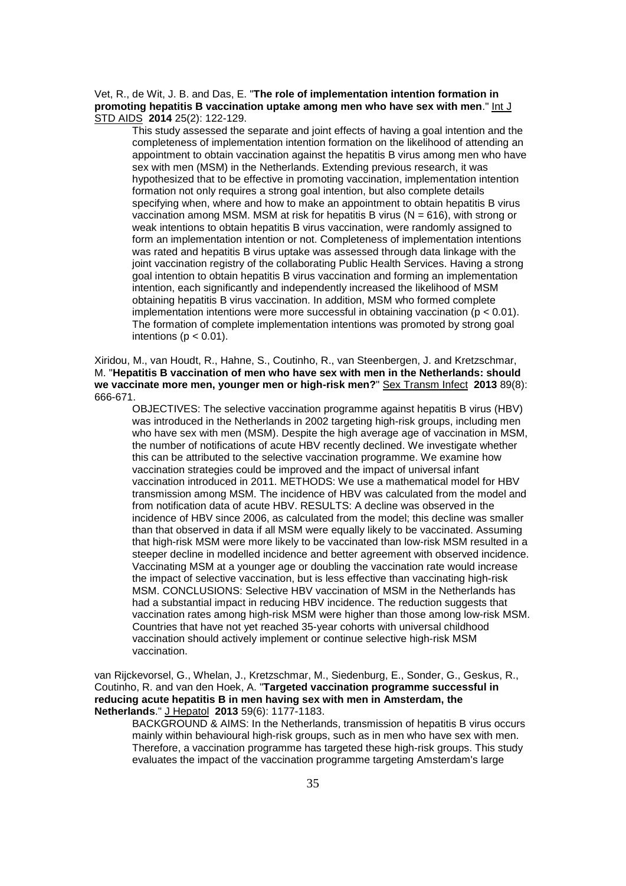Vet, R., de Wit, J. B. and Das, E. "**The role of implementation intention formation in promoting hepatitis B vaccination uptake among men who have sex with men**." Int J STD AIDS **2014** 25(2): 122-129.

> This study assessed the separate and joint effects of having a goal intention and the completeness of implementation intention formation on the likelihood of attending an appointment to obtain vaccination against the hepatitis B virus among men who have sex with men (MSM) in the Netherlands. Extending previous research, it was hypothesized that to be effective in promoting vaccination, implementation intention formation not only requires a strong goal intention, but also complete details specifying when, where and how to make an appointment to obtain hepatitis B virus vaccination among MSM. MSM at risk for hepatitis B virus (N = 616), with strong or weak intentions to obtain hepatitis B virus vaccination, were randomly assigned to form an implementation intention or not. Completeness of implementation intentions was rated and hepatitis B virus uptake was assessed through data linkage with the joint vaccination registry of the collaborating Public Health Services. Having a strong goal intention to obtain hepatitis B virus vaccination and forming an implementation intention, each significantly and independently increased the likelihood of MSM obtaining hepatitis B virus vaccination. In addition, MSM who formed complete implementation intentions were more successful in obtaining vaccination ($p < 0.01$). The formation of complete implementation intentions was promoted by strong goal intentions ($p < 0.01$).

Xiridou, M., van Houdt, R., Hahne, S., Coutinho, R., van Steenbergen, J. and Kretzschmar, M. "**Hepatitis B vaccination of men who have sex with men in the Netherlands: should we vaccinate more men, younger men or high-risk men?**" Sex Transm Infect **2013** 89(8): 666-671.

> OBJECTIVES: The selective vaccination programme against hepatitis B virus (HBV) was introduced in the Netherlands in 2002 targeting high-risk groups, including men who have sex with men (MSM). Despite the high average age of vaccination in MSM, the number of notifications of acute HBV recently declined. We investigate whether this can be attributed to the selective vaccination programme. We examine how vaccination strategies could be improved and the impact of universal infant vaccination introduced in 2011. METHODS: We use a mathematical model for HBV transmission among MSM. The incidence of HBV was calculated from the model and from notification data of acute HBV. RESULTS: A decline was observed in the incidence of HBV since 2006, as calculated from the model; this decline was smaller than that observed in data if all MSM were equally likely to be vaccinated. Assuming that high-risk MSM were more likely to be vaccinated than low-risk MSM resulted in a steeper decline in modelled incidence and better agreement with observed incidence. Vaccinating MSM at a younger age or doubling the vaccination rate would increase the impact of selective vaccination, but is less effective than vaccinating high-risk MSM. CONCLUSIONS: Selective HBV vaccination of MSM in the Netherlands has had a substantial impact in reducing HBV incidence. The reduction suggests that vaccination rates among high-risk MSM were higher than those among low-risk MSM. Countries that have not yet reached 35-year cohorts with universal childhood vaccination should actively implement or continue selective high-risk MSM vaccination.

van Rijckevorsel, G., Whelan, J., Kretzschmar, M., Siedenburg, E., Sonder, G., Geskus, R., Coutinho, R. and van den Hoek, A. "**Targeted vaccination programme successful in reducing acute hepatitis B in men having sex with men in Amsterdam, the Netherlands**." J Hepatol **2013** 59(6): 1177-1183.

> BACKGROUND & AIMS: In the Netherlands, transmission of hepatitis B virus occurs mainly within behavioural high-risk groups, such as in men who have sex with men. Therefore, a vaccination programme has targeted these high-risk groups. This study evaluates the impact of the vaccination programme targeting Amsterdam's large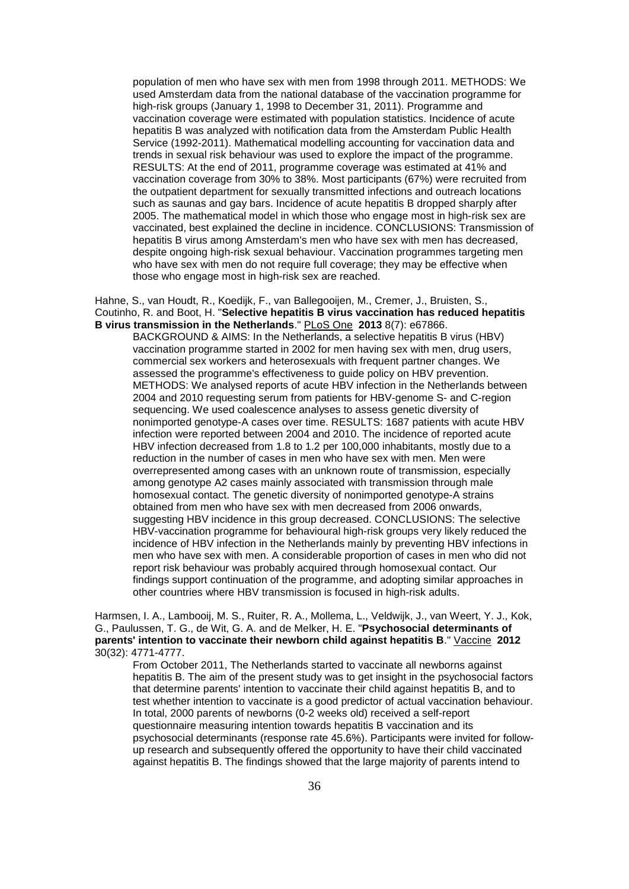population of men who have sex with men from 1998 through 2011. METHODS: We used Amsterdam data from the national database of the vaccination programme for high-risk groups (January 1, 1998 to December 31, 2011). Programme and vaccination coverage were estimated with population statistics. Incidence of acute hepatitis B was analyzed with notification data from the Amsterdam Public Health Service (1992-2011). Mathematical modelling accounting for vaccination data and trends in sexual risk behaviour was used to explore the impact of the programme. RESULTS: At the end of 2011, programme coverage was estimated at 41% and vaccination coverage from 30% to 38%. Most participants (67%) were recruited from the outpatient department for sexually transmitted infections and outreach locations such as saunas and gay bars. Incidence of acute hepatitis B dropped sharply after 2005. The mathematical model in which those who engage most in high-risk sex are vaccinated, best explained the decline in incidence. CONCLUSIONS: Transmission of hepatitis B virus among Amsterdam's men who have sex with men has decreased, despite ongoing high-risk sexual behaviour. Vaccination programmes targeting men who have sex with men do not require full coverage; they may be effective when those who engage most in high-risk sex are reached.

Hahne, S., van Houdt, R., Koedijk, F., van Ballegooijen, M., Cremer, J., Bruisten, S., Coutinho, R. and Boot, H. "**Selective hepatitis B virus vaccination has reduced hepatitis B virus transmission in the Netherlands**." PLoS One **2013** 8(7): e67866.

BACKGROUND & AIMS: In the Netherlands, a selective hepatitis B virus (HBV) vaccination programme started in 2002 for men having sex with men, drug users, commercial sex workers and heterosexuals with frequent partner changes. We assessed the programme's effectiveness to guide policy on HBV prevention. METHODS: We analysed reports of acute HBV infection in the Netherlands between 2004 and 2010 requesting serum from patients for HBV-genome S- and C-region sequencing. We used coalescence analyses to assess genetic diversity of nonimported genotype-A cases over time. RESULTS: 1687 patients with acute HBV infection were reported between 2004 and 2010. The incidence of reported acute HBV infection decreased from 1.8 to 1.2 per 100,000 inhabitants, mostly due to a reduction in the number of cases in men who have sex with men. Men were overrepresented among cases with an unknown route of transmission, especially among genotype A2 cases mainly associated with transmission through male homosexual contact. The genetic diversity of nonimported genotype-A strains obtained from men who have sex with men decreased from 2006 onwards, suggesting HBV incidence in this group decreased. CONCLUSIONS: The selective HBV-vaccination programme for behavioural high-risk groups very likely reduced the incidence of HBV infection in the Netherlands mainly by preventing HBV infections in men who have sex with men. A considerable proportion of cases in men who did not report risk behaviour was probably acquired through homosexual contact. Our findings support continuation of the programme, and adopting similar approaches in other countries where HBV transmission is focused in high-risk adults.

Harmsen, I. A., Lambooij, M. S., Ruiter, R. A., Mollema, L., Veldwijk, J., van Weert, Y. J., Kok, G., Paulussen, T. G., de Wit, G. A. and de Melker, H. E. "**Psychosocial determinants of parents' intention to vaccinate their newborn child against hepatitis B**." Vaccine **2012** 30(32): 4771-4777.

From October 2011, The Netherlands started to vaccinate all newborns against hepatitis B. The aim of the present study was to get insight in the psychosocial factors that determine parents' intention to vaccinate their child against hepatitis B, and to test whether intention to vaccinate is a good predictor of actual vaccination behaviour. In total, 2000 parents of newborns (0-2 weeks old) received a self-report questionnaire measuring intention towards hepatitis B vaccination and its psychosocial determinants (response rate 45.6%). Participants were invited for follow-up research and subsequently offered the opportunity to have their child vaccinated against hepatitis B. The findings showed that the large majority of parents intend to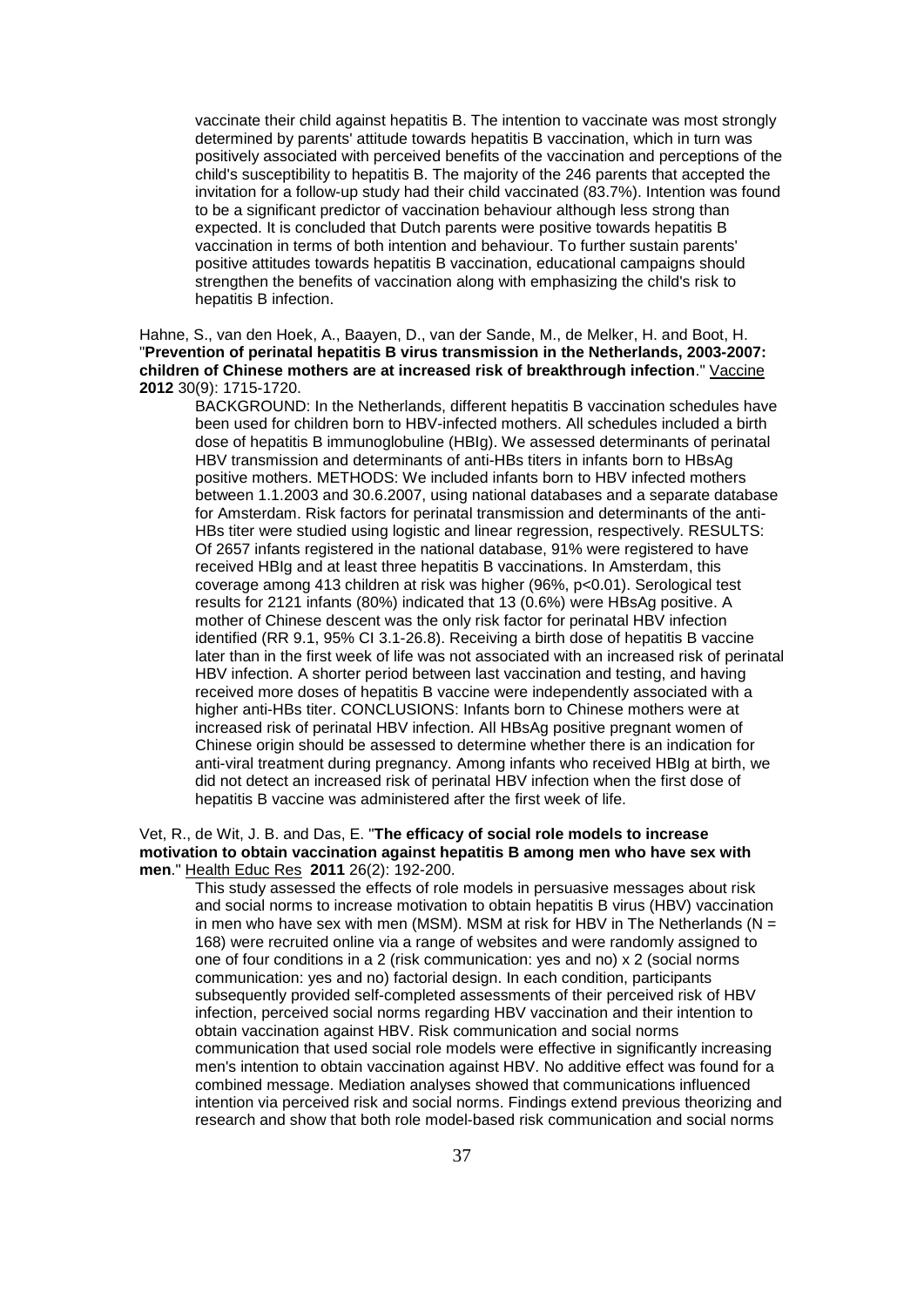vaccinate their child against hepatitis B. The intention to vaccinate was most strongly determined by parents' attitude towards hepatitis B vaccination, which in turn was positively associated with perceived benefits of the vaccination and perceptions of the child's susceptibility to hepatitis B. The majority of the 246 parents that accepted the invitation for a follow-up study had their child vaccinated (83.7%). Intention was found to be a significant predictor of vaccination behaviour although less strong than expected. It is concluded that Dutch parents were positive towards hepatitis B vaccination in terms of both intention and behaviour. To further sustain parents' positive attitudes towards hepatitis B vaccination, educational campaigns should strengthen the benefits of vaccination along with emphasizing the child's risk to hepatitis B infection.

Hahne, S., van den Hoek, A., Baayen, D., van der Sande, M., de Melker, H. and Boot, H. "**Prevention of perinatal hepatitis B virus transmission in the Netherlands, 2003-2007: children of Chinese mothers are at increased risk of breakthrough infection**." Vaccine **2012** 30(9): 1715-1720.

BACKGROUND: In the Netherlands, different hepatitis B vaccination schedules have been used for children born to HBV-infected mothers. All schedules included a birth dose of hepatitis B immunoglobuline (HBIg). We assessed determinants of perinatal HBV transmission and determinants of anti-HBs titers in infants born to HBsAg positive mothers. METHODS: We included infants born to HBV infected mothers between 1.1.2003 and 30.6.2007, using national databases and a separate database for Amsterdam. Risk factors for perinatal transmission and determinants of the anti-HBs titer were studied using logistic and linear regression, respectively. RESULTS: Of 2657 infants registered in the national database, 91% were registered to have received HBIg and at least three hepatitis B vaccinations. In Amsterdam, this coverage among 413 children at risk was higher (96%, $p<0.01$). Serological test results for 2121 infants (80%) indicated that 13 (0.6%) were HBsAg positive. A mother of Chinese descent was the only risk factor for perinatal HBV infection identified (RR 9.1, 95% CI 3.1-26.8). Receiving a birth dose of hepatitis B vaccine later than in the first week of life was not associated with an increased risk of perinatal HBV infection. A shorter period between last vaccination and testing, and having received more doses of hepatitis B vaccine were independently associated with a higher anti-HBs titer. CONCLUSIONS: Infants born to Chinese mothers were at increased risk of perinatal HBV infection. All HBsAg positive pregnant women of Chinese origin should be assessed to determine whether there is an indication for anti-viral treatment during pregnancy. Among infants who received HBIg at birth, we did not detect an increased risk of perinatal HBV infection when the first dose of hepatitis B vaccine was administered after the first week of life.

Vet, R., de Wit, J. B. and Das, E. "**The efficacy of social role models to increase motivation to obtain vaccination against hepatitis B among men who have sex with men**." Health Educ Res **2011** 26(2): 192-200.

This study assessed the effects of role models in persuasive messages about risk and social norms to increase motivation to obtain hepatitis B virus (HBV) vaccination in men who have sex with men (MSM). MSM at risk for HBV in The Netherlands ($N = 168$) were recruited online via a range of websites and were randomly assigned to one of four conditions in a 2 (risk communication: yes and no) x 2 (social norms communication: yes and no) factorial design. In each condition, participants subsequently provided self-completed assessments of their perceived risk of HBV infection, perceived social norms regarding HBV vaccination and their intention to obtain vaccination against HBV. Risk communication and social norms communication that used social role models were effective in significantly increasing men's intention to obtain vaccination against HBV. No additive effect was found for a combined message. Mediation analyses showed that communications influenced intention via perceived risk and social norms. Findings extend previous theorizing and research and show that both role model-based risk communication and social norms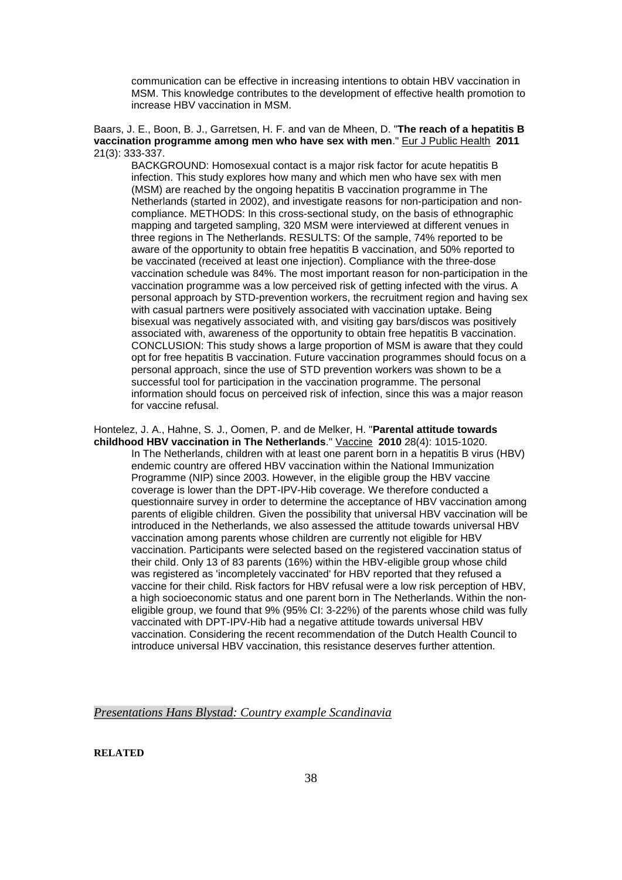communication can be effective in increasing intentions to obtain HBV vaccination in MSM. This knowledge contributes to the development of effective health promotion to increase HBV vaccination in MSM.

Baars, J. E., Boon, B. J., Garretsen, H. F. and van de Mheen, D. "**The reach of a hepatitis B vaccination programme among men who have sex with men**." Eur J Public Health **2011** 21(3): 333-337.

BACKGROUND: Homosexual contact is a major risk factor for acute hepatitis B infection. This study explores how many and which men who have sex with men (MSM) are reached by the ongoing hepatitis B vaccination programme in The Netherlands (started in 2002), and investigate reasons for non-participation and non-compliance. METHODS: In this cross-sectional study, on the basis of ethnographic mapping and targeted sampling, 320 MSM were interviewed at different venues in three regions in The Netherlands. RESULTS: Of the sample, 74% reported to be aware of the opportunity to obtain free hepatitis B vaccination, and 50% reported to be vaccinated (received at least one injection). Compliance with the three-dose vaccination schedule was 84%. The most important reason for non-participation in the vaccination programme was a low perceived risk of getting infected with the virus. A personal approach by STD-prevention workers, the recruitment region and having sex with casual partners were positively associated with vaccination uptake. Being bisexual was negatively associated with, and visiting gay bars/discos was positively associated with, awareness of the opportunity to obtain free hepatitis B vaccination. CONCLUSION: This study shows a large proportion of MSM is aware that they could opt for free hepatitis B vaccination. Future vaccination programmes should focus on a personal approach, since the use of STD prevention workers was shown to be a successful tool for participation in the vaccination programme. The personal information should focus on perceived risk of infection, since this was a major reason for vaccine refusal.

Hontelez, J. A., Hahne, S. J., Oomen, P. and de Melker, H. "**Parental attitude towards childhood HBV vaccination in The Netherlands**." Vaccine **2010** 28(4): 1015-1020.

In The Netherlands, children with at least one parent born in a hepatitis B virus (HBV) endemic country are offered HBV vaccination within the National Immunization Programme (NIP) since 2003. However, in the eligible group the HBV vaccine coverage is lower than the DPT-IPV-Hib coverage. We therefore conducted a questionnaire survey in order to determine the acceptance of HBV vaccination among parents of eligible children. Given the possibility that universal HBV vaccination will be introduced in the Netherlands, we also assessed the attitude towards universal HBV vaccination among parents whose children are currently not eligible for HBV vaccination. Participants were selected based on the registered vaccination status of their child. Only 13 of 83 parents (16%) within the HBV-eligible group whose child was registered as 'incompletely vaccinated' for HBV reported that they refused a vaccine for their child. Risk factors for HBV refusal were a low risk perception of HBV, a high socioeconomic status and one parent born in The Netherlands. Within the non-eligible group, we found that 9% (95% CI: 3-22%) of the parents whose child was fully vaccinated with DPT-IPV-Hib had a negative attitude towards universal HBV vaccination. Considering the recent recommendation of the Dutch Health Council to introduce universal HBV vaccination, this resistance deserves further attention.

*Presentations Hans Blystad: Country example Scandinavia*

**RELATED**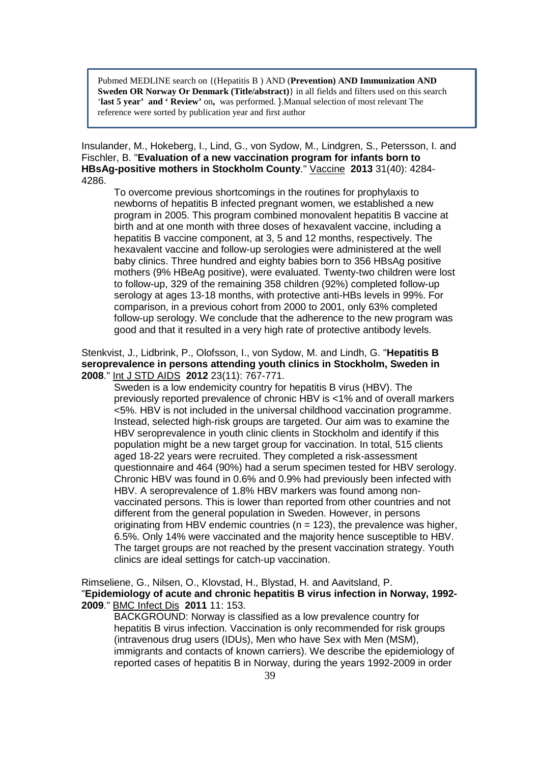Pubmed MEDLINE search on {(Hepatitis B ) AND (**Prevention) AND Immunization AND Sweden OR Norway Or Denmark (Title/abstract)**} in all fields and filters used on this search '**last 5 year' and ' Review'** on**,** was performed. }.Manual selection of most relevant The reference were sorted by publication year and first author

Insulander, M., Hokeberg, I., Lind, G., von Sydow, M., Lindgren, S., Petersson, I. and Fischler, B. "**Evaluation of a new vaccination program for infants born to HBsAg-positive mothers in Stockholm County**." Vaccine **2013** 31(40): 4284-4286.

> To overcome previous shortcomings in the routines for prophylaxis to newborns of hepatitis B infected pregnant women, we established a new program in 2005. This program combined monovalent hepatitis B vaccine at birth and at one month with three doses of hexavalent vaccine, including a hepatitis B vaccine component, at 3, 5 and 12 months, respectively. The hexavalent vaccine and follow-up serologies were administered at the well baby clinics. Three hundred and eighty babies born to 356 HBsAg positive mothers (9% HBeAg positive), were evaluated. Twenty-two children were lost to follow-up, 329 of the remaining 358 children (92%) completed follow-up serology at ages 13-18 months, with protective anti-HBs levels in 99%. For comparison, in a previous cohort from 2000 to 2001, only 63% completed follow-up serology. We conclude that the adherence to the new program was good and that it resulted in a very high rate of protective antibody levels.

Stenkvist, J., Lidbrink, P., Olofsson, I., von Sydow, M. and Lindh, G. "**Hepatitis B seroprevalence in persons attending youth clinics in Stockholm, Sweden in 2008**." Int J STD AIDS **2012** 23(11): 767-771.

> Sweden is a low endemicity country for hepatitis B virus (HBV). The previously reported prevalence of chronic HBV is <1% and of overall markers <5%. HBV is not included in the universal childhood vaccination programme. Instead, selected high-risk groups are targeted. Our aim was to examine the HBV seroprevalence in youth clinic clients in Stockholm and identify if this population might be a new target group for vaccination. In total, 515 clients aged 18-22 years were recruited. They completed a risk-assessment questionnaire and 464 (90%) had a serum specimen tested for HBV serology. Chronic HBV was found in 0.6% and 0.9% had previously been infected with HBV. A seroprevalence of 1.8% HBV markers was found among non-vaccinated persons. This is lower than reported from other countries and not different from the general population in Sweden. However, in persons originating from HBV endemic countries (n = 123), the prevalence was higher, 6.5%. Only 14% were vaccinated and the majority hence susceptible to HBV. The target groups are not reached by the present vaccination strategy. Youth clinics are ideal settings for catch-up vaccination.

Rimseliene, G., Nilsen, O., Klovstad, H., Blystad, H. and Aavitsland, P. "**Epidemiology of acute and chronic hepatitis B virus infection in Norway, 1992-2009**." BMC Infect Dis **2011** 11: 153.

> BACKGROUND: Norway is classified as a low prevalence country for hepatitis B virus infection. Vaccination is only recommended for risk groups (intravenous drug users (IDUs), Men who have Sex with Men (MSM), immigrants and contacts of known carriers). We describe the epidemiology of reported cases of hepatitis B in Norway, during the years 1992-2009 in order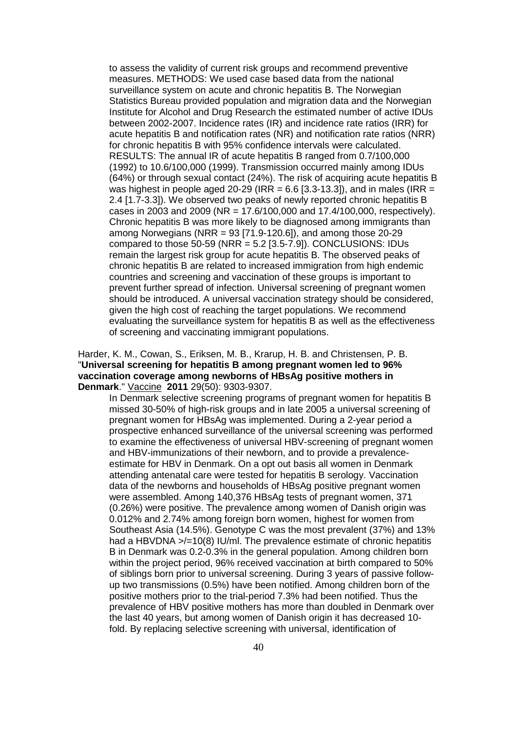to assess the validity of current risk groups and recommend preventive measures. METHODS: We used case based data from the national surveillance system on acute and chronic hepatitis B. The Norwegian Statistics Bureau provided population and migration data and the Norwegian Institute for Alcohol and Drug Research the estimated number of active IDUs between 2002-2007. Incidence rates (IR) and incidence rate ratios (IRR) for acute hepatitis B and notification rates (NR) and notification rate ratios (NRR) for chronic hepatitis B with 95% confidence intervals were calculated. RESULTS: The annual IR of acute hepatitis B ranged from 0.7/100,000 (1992) to 10.6/100,000 (1999). Transmission occurred mainly among IDUs (64%) or through sexual contact (24%). The risk of acquiring acute hepatitis B was highest in people aged 20-29 (IRR = 6.6 [3.3-13.3]), and in males (IRR = 2.4 [1.7-3.3]). We observed two peaks of newly reported chronic hepatitis B cases in 2003 and 2009 (NR = 17.6/100,000 and 17.4/100,000, respectively). Chronic hepatitis B was more likely to be diagnosed among immigrants than among Norwegians (NRR = 93 [71.9-120.6]), and among those 20-29 compared to those 50-59 (NRR = 5.2 [3.5-7.9]). CONCLUSIONS: IDUs remain the largest risk group for acute hepatitis B. The observed peaks of chronic hepatitis B are related to increased immigration from high endemic countries and screening and vaccination of these groups is important to prevent further spread of infection. Universal screening of pregnant women should be introduced. A universal vaccination strategy should be considered, given the high cost of reaching the target populations. We recommend evaluating the surveillance system for hepatitis B as well as the effectiveness of screening and vaccinating immigrant populations.

Harder, K. M., Cowan, S., Eriksen, M. B., Krarup, H. B. and Christensen, P. B. "**Universal screening for hepatitis B among pregnant women led to 96% vaccination coverage among newborns of HBsAg positive mothers in Denmark**." Vaccine **2011** 29(50): 9303-9307.

In Denmark selective screening programs of pregnant women for hepatitis B missed 30-50% of high-risk groups and in late 2005 a universal screening of pregnant women for HBsAg was implemented. During a 2-year period a prospective enhanced surveillance of the universal screening was performed to examine the effectiveness of universal HBV-screening of pregnant women and HBV-immunizations of their newborn, and to provide a prevalence-estimate for HBV in Denmark. On a opt out basis all women in Denmark attending antenatal care were tested for hepatitis B serology. Vaccination data of the newborns and households of HBsAg positive pregnant women were assembled. Among 140,376 HBsAg tests of pregnant women, 371 (0.26%) were positive. The prevalence among women of Danish origin was 0.012% and 2.74% among foreign born women, highest for women from Southeast Asia (14.5%). Genotype C was the most prevalent (37%) and 13% had a HBVDNA >/=10(8) IU/ml. The prevalence estimate of chronic hepatitis B in Denmark was 0.2-0.3% in the general population. Among children born within the project period, 96% received vaccination at birth compared to 50% of siblings born prior to universal screening. During 3 years of passive follow-up two transmissions (0.5%) have been notified. Among children born of the positive mothers prior to the trial-period 7.3% had been notified. Thus the prevalence of HBV positive mothers has more than doubled in Denmark over the last 40 years, but among women of Danish origin it has decreased 10-fold. By replacing selective screening with universal, identification of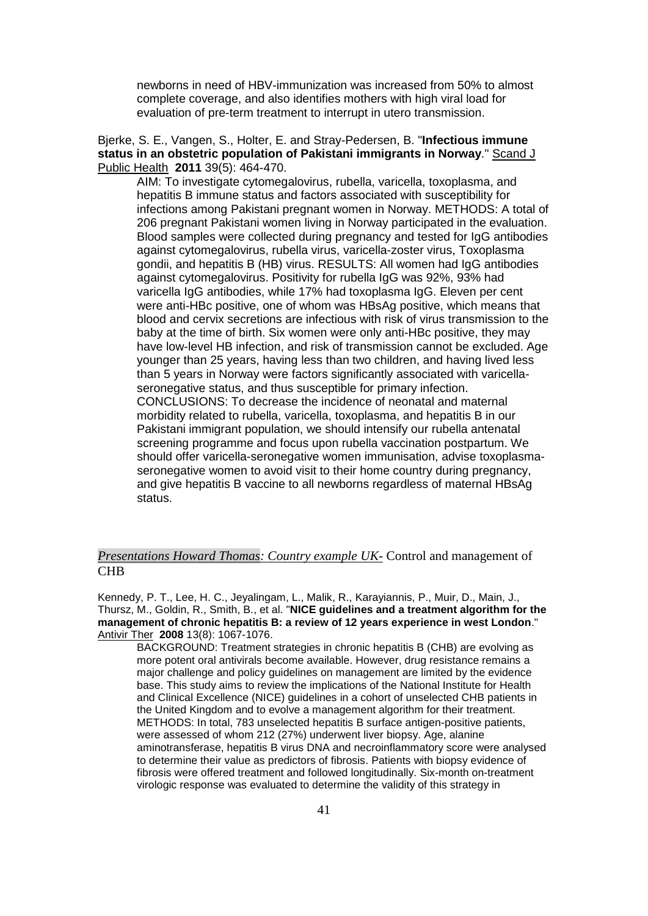newborns in need of HBV-immunization was increased from 50% to almost complete coverage, and also identifies mothers with high viral load for evaluation of pre-term treatment to interrupt in utero transmission.

Bjerke, S. E., Vangen, S., Holter, E. and Stray-Pedersen, B. "**Infectious immune status in an obstetric population of Pakistani immigrants in Norway**." Scand J Public Health **2011** 39(5): 464-470.

AIM: To investigate cytomegalovirus, rubella, varicella, toxoplasma, and hepatitis B immune status and factors associated with susceptibility for infections among Pakistani pregnant women in Norway. METHODS: A total of 206 pregnant Pakistani women living in Norway participated in the evaluation. Blood samples were collected during pregnancy and tested for IgG antibodies against cytomegalovirus, rubella virus, varicella-zoster virus, Toxoplasma gondii, and hepatitis B (HB) virus. RESULTS: All women had IgG antibodies against cytomegalovirus. Positivity for rubella IgG was 92%, 93% had varicella IgG antibodies, while 17% had toxoplasma IgG. Eleven per cent were anti-HBc positive, one of whom was HBsAg positive, which means that blood and cervix secretions are infectious with risk of virus transmission to the baby at the time of birth. Six women were only anti-HBc positive, they may have low-level HB infection, and risk of transmission cannot be excluded. Age younger than 25 years, having less than two children, and having lived less than 5 years in Norway were factors significantly associated with varicella-seronegative status, and thus susceptible for primary infection. CONCLUSIONS: To decrease the incidence of neonatal and maternal morbidity related to rubella, varicella, toxoplasma, and hepatitis B in our Pakistani immigrant population, we should intensify our rubella antenatal screening programme and focus upon rubella vaccination postpartum. We should offer varicella-seronegative women immunisation, advise toxoplasma-seronegative women to avoid visit to their home country during pregnancy, and give hepatitis B vaccine to all newborns regardless of maternal HBsAg status.

*Presentations Howard Thomas: Country example UK-* Control and management of CHB

Kennedy, P. T., Lee, H. C., Jeyalingam, L., Malik, R., Karayiannis, P., Muir, D., Main, J., Thursz, M., Goldin, R., Smith, B., et al. "**NICE guidelines and a treatment algorithm for the management of chronic hepatitis B: a review of 12 years experience in west London**." Antivir Ther **2008** 13(8): 1067-1076.

BACKGROUND: Treatment strategies in chronic hepatitis B (CHB) are evolving as more potent oral antivirals become available. However, drug resistance remains a major challenge and policy guidelines on management are limited by the evidence base. This study aims to review the implications of the National Institute for Health and Clinical Excellence (NICE) guidelines in a cohort of unselected CHB patients in the United Kingdom and to evolve a management algorithm for their treatment. METHODS: In total, 783 unselected hepatitis B surface antigen-positive patients, were assessed of whom 212 (27%) underwent liver biopsy. Age, alanine aminotransferase, hepatitis B virus DNA and necroinflammatory score were analysed to determine their value as predictors of fibrosis. Patients with biopsy evidence of fibrosis were offered treatment and followed longitudinally. Six-month on-treatment virologic response was evaluated to determine the validity of this strategy in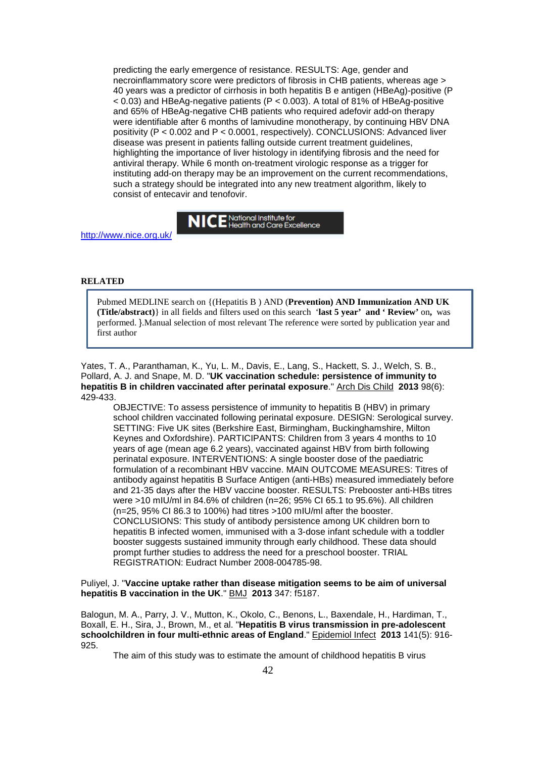predicting the early emergence of resistance. RESULTS: Age, gender and necroinflammatory score were predictors of fibrosis in CHB patients, whereas age > 40 years was a predictor of cirrhosis in both hepatitis B e antigen (HBeAg)-positive ($P < 0.03$) and HBeAg-negative patients ($P < 0.003$). A total of 81% of HBeAg-positive and 65% of HBeAg-negative CHB patients who required adefovir add-on therapy were identifiable after 6 months of lamivudine monotherapy, by continuing HBV DNA positivity ($P < 0.002$ and $P < 0.0001$, respectively). CONCLUSIONS: Advanced liver disease was present in patients falling outside current treatment guidelines, highlighting the importance of liver histology in identifying fibrosis and the need for antiviral therapy. While 6 month on-treatment virologic response as a trigger for instituting add-on therapy may be an improvement on the current recommendations, such a strategy should be integrated into any new treatment algorithm, likely to consist of entecavir and tenofovir.

http://www.nice.org.uk/ NICE National Institute for Health and Care Excellence

**RELATED**

> Pubmed MEDLINE search on {(Hepatitis B ) AND (**Prevention) AND Immunization AND UK (Title/abstract)**} in all fields and filters used on this search '**last 5 year' and ' Review'** on**,** was performed. }.Manual selection of most relevant The reference were sorted by publication year and first author

Yates, T. A., Paranthaman, K., Yu, L. M., Davis, E., Lang, S., Hackett, S. J., Welch, S. B., Pollard, A. J. and Snape, M. D. "**UK vaccination schedule: persistence of immunity to hepatitis B in children vaccinated after perinatal exposure**." Arch Dis Child **2013** 98(6): 429-433.

OBJECTIVE: To assess persistence of immunity to hepatitis B (HBV) in primary school children vaccinated following perinatal exposure. DESIGN: Serological survey. SETTING: Five UK sites (Berkshire East, Birmingham, Buckinghamshire, Milton Keynes and Oxfordshire). PARTICIPANTS: Children from 3 years 4 months to 10 years of age (mean age 6.2 years), vaccinated against HBV from birth following perinatal exposure. INTERVENTIONS: A single booster dose of the paediatric formulation of a recombinant HBV vaccine. MAIN OUTCOME MEASURES: Titres of antibody against hepatitis B Surface Antigen (anti-HBs) measured immediately before and 21-35 days after the HBV vaccine booster. RESULTS: Prebooster anti-HBs titres were >10 mIU/ml in 84.6% of children (n=26; 95% CI 65.1 to 95.6%). All children (n=25, 95% CI 86.3 to 100%) had titres >100 mIU/ml after the booster. CONCLUSIONS: This study of antibody persistence among UK children born to hepatitis B infected women, immunised with a 3-dose infant schedule with a toddler booster suggests sustained immunity through early childhood. These data should prompt further studies to address the need for a preschool booster. TRIAL REGISTRATION: Eudract Number 2008-004785-98.

Puliyel, J. "**Vaccine uptake rather than disease mitigation seems to be aim of universal hepatitis B vaccination in the UK**." BMJ **2013** 347: f5187.

Balogun, M. A., Parry, J. V., Mutton, K., Okolo, C., Benons, L., Baxendale, H., Hardiman, T., Boxall, E. H., Sira, J., Brown, M., et al. "**Hepatitis B virus transmission in pre-adolescent schoolchildren in four multi-ethnic areas of England**." Epidemiol Infect **2013** 141(5): 916-925.

The aim of this study was to estimate the amount of childhood hepatitis B virus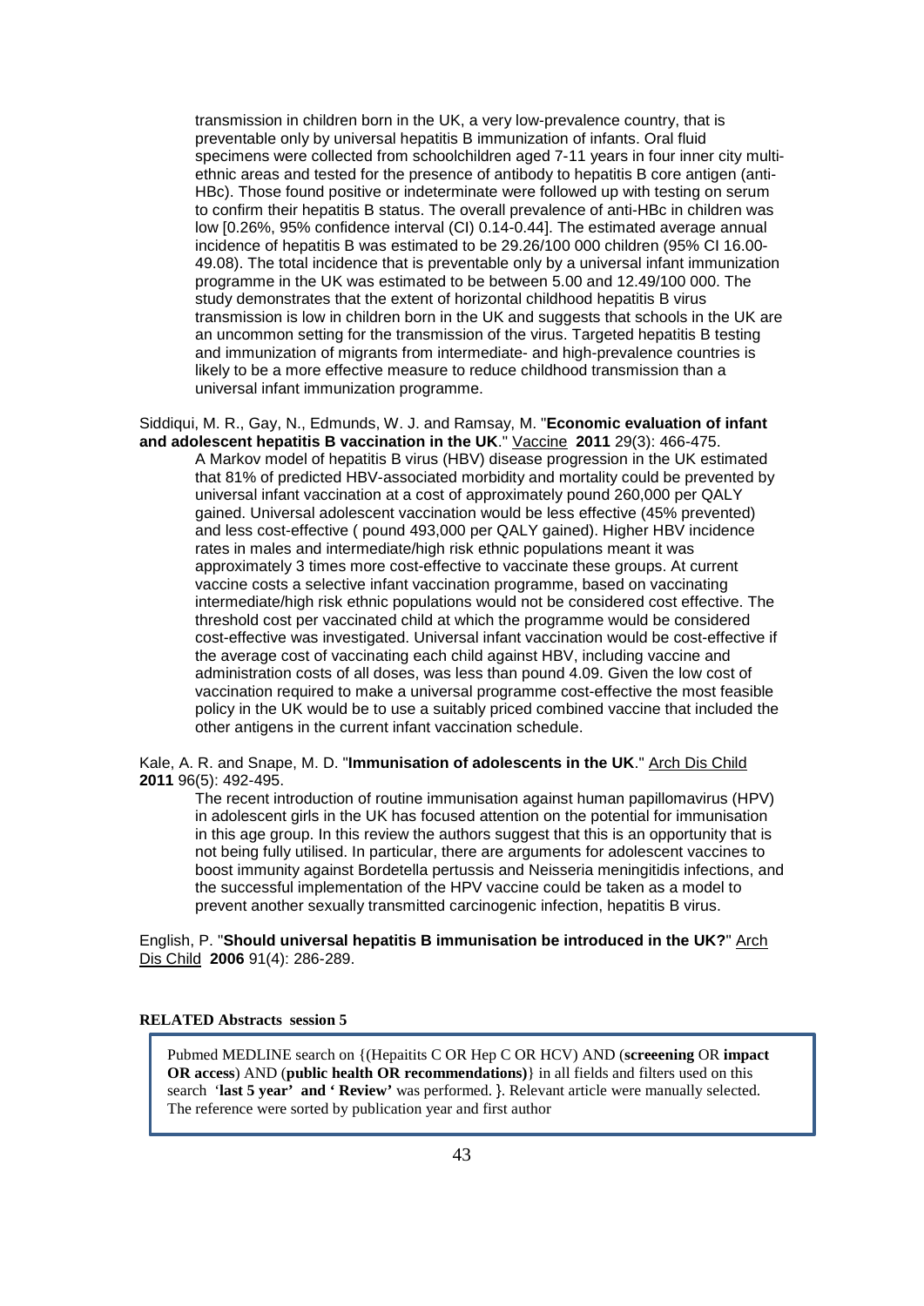transmission in children born in the UK, a very low-prevalence country, that is preventable only by universal hepatitis B immunization of infants. Oral fluid specimens were collected from schoolchildren aged 7-11 years in four inner city multi-ethnic areas and tested for the presence of antibody to hepatitis B core antigen (anti-HBc). Those found positive or indeterminate were followed up with testing on serum to confirm their hepatitis B status. The overall prevalence of anti-HBc in children was low [0.26%, 95% confidence interval (CI) 0.14-0.44]. The estimated average annual incidence of hepatitis B was estimated to be 29.26/100 000 children (95% CI 16.00-49.08). The total incidence that is preventable only by a universal infant immunization programme in the UK was estimated to be between 5.00 and 12.49/100 000. The study demonstrates that the extent of horizontal childhood hepatitis B virus transmission is low in children born in the UK and suggests that schools in the UK are an uncommon setting for the transmission of the virus. Targeted hepatitis B testing and immunization of migrants from intermediate- and high-prevalence countries is likely to be a more effective measure to reduce childhood transmission than a universal infant immunization programme.

Siddiqui, M. R., Gay, N., Edmunds, W. J. and Ramsay, M. "**Economic evaluation of infant and adolescent hepatitis B vaccination in the UK**." Vaccine **2011** 29(3): 466-475.

A Markov model of hepatitis B virus (HBV) disease progression in the UK estimated that 81% of predicted HBV-associated morbidity and mortality could be prevented by universal infant vaccination at a cost of approximately pound 260,000 per QALY gained. Universal adolescent vaccination would be less effective (45% prevented) and less cost-effective ( pound 493,000 per QALY gained). Higher HBV incidence rates in males and intermediate/high risk ethnic populations meant it was approximately 3 times more cost-effective to vaccinate these groups. At current vaccine costs a selective infant vaccination programme, based on vaccinating intermediate/high risk ethnic populations would not be considered cost effective. The threshold cost per vaccinated child at which the programme would be considered cost-effective was investigated. Universal infant vaccination would be cost-effective if the average cost of vaccinating each child against HBV, including vaccine and administration costs of all doses, was less than pound 4.09. Given the low cost of vaccination required to make a universal programme cost-effective the most feasible policy in the UK would be to use a suitably priced combined vaccine that included the other antigens in the current infant vaccination schedule.

Kale, A. R. and Snape, M. D. "**Immunisation of adolescents in the UK**." Arch Dis Child **2011** 96(5): 492-495.

The recent introduction of routine immunisation against human papillomavirus (HPV) in adolescent girls in the UK has focused attention on the potential for immunisation in this age group. In this review the authors suggest that this is an opportunity that is not being fully utilised. In particular, there are arguments for adolescent vaccines to boost immunity against Bordetella pertussis and Neisseria meningitidis infections, and the successful implementation of the HPV vaccine could be taken as a model to prevent another sexually transmitted carcinogenic infection, hepatitis B virus.

English, P. "**Should universal hepatitis B immunisation be introduced in the UK?**" Arch Dis Child **2006** 91(4): 286-289.

**RELATED Abstracts session 5**

Pubmed MEDLINE search on {(Hepaitits C OR Hep C OR HCV) AND (**screeening** OR **impact OR access**) AND (**public health OR recommendations)**} in all fields and filters used on this search '**last 5 year' and ' Review'** was performed. }. Relevant article were manually selected. The reference were sorted by publication year and first author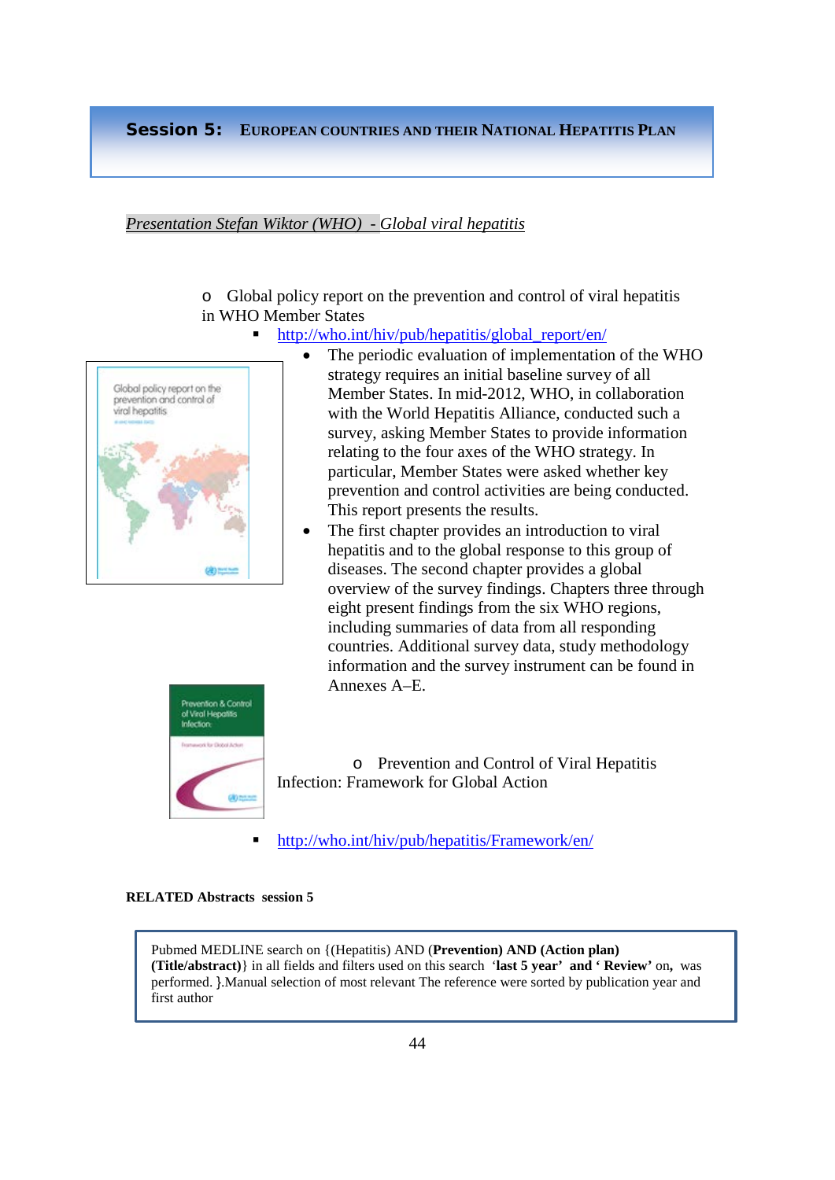## Session 5: EUROPEAN COUNTRIES AND THEIR NATIONAL HEPATITIS PLAN

*Presentation Stefan Wiktor (WHO) - Global viral hepatitis*

- Global policy report on the prevention and control of viral hepatitis in WHO Member States
  - http://who.int/hiv/pub/hepatitis/global_report/en/
    - The periodic evaluation of implementation of the WHO strategy requires an initial baseline survey of all Member States. In mid-2012, WHO, in collaboration with the World Hepatitis Alliance, conducted such a survey, asking Member States to provide information relating to the four axes of the WHO strategy. In particular, Member States were asked whether key prevention and control activities are being conducted. This report presents the results.
    - The first chapter provides an introduction to viral hepatitis and to the global response to this group of diseases. The second chapter provides a global overview of the survey findings. Chapters three through eight present findings from the six WHO regions, including summaries of data from all responding countries. Additional survey data, study methodology information and the survey instrument can be found in Annexes A–E.

- Prevention and Control of Viral Hepatitis Infection: Framework for Global Action
  - http://who.int/hiv/pub/hepatitis/Framework/en/

**RELATED Abstracts session 5**

Pubmed MEDLINE search on {(Hepatitis) AND (**Prevention) AND (Action plan) (Title/abstract)**} in all fields and filters used on this search '**last 5 year**' **and** '**Review**' on, was performed. }.Manual selection of most relevant The reference were sorted by publication year and first author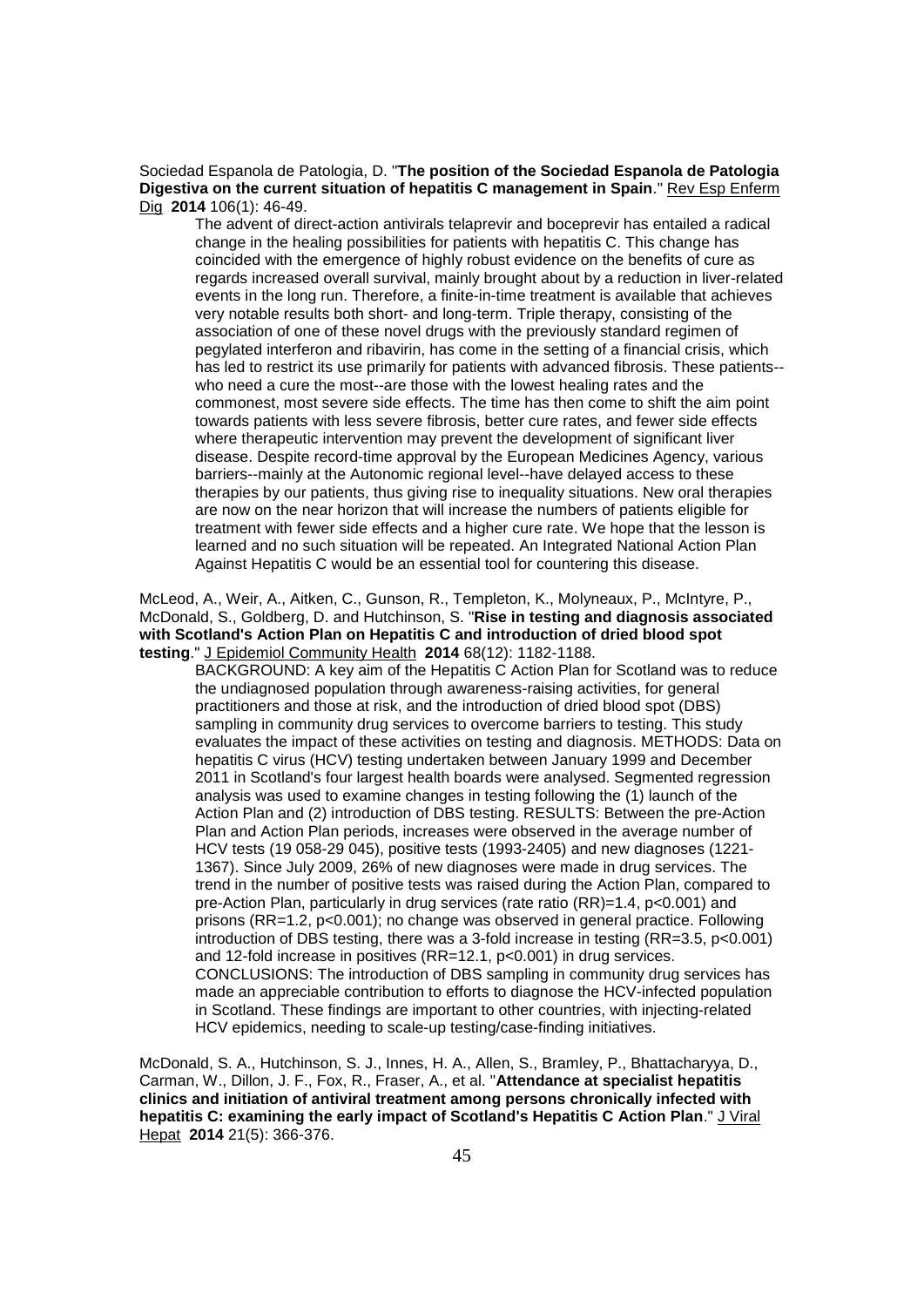Sociedad Espanola de Patologia, D. "**The position of the Sociedad Espanola de Patologia Digestiva on the current situation of hepatitis C management in Spain**." Rev Esp Enferm Dig **2014** 106(1): 46-49.

The advent of direct-action antivirals telaprevir and boceprevir has entailed a radical change in the healing possibilities for patients with hepatitis C. This change has coincided with the emergence of highly robust evidence on the benefits of cure as regards increased overall survival, mainly brought about by a reduction in liver-related events in the long run. Therefore, a finite-in-time treatment is available that achieves very notable results both short- and long-term. Triple therapy, consisting of the association of one of these novel drugs with the previously standard regimen of pegylated interferon and ribavirin, has come in the setting of a financial crisis, which has led to restrict its use primarily for patients with advanced fibrosis. These patients--who need a cure the most--are those with the lowest healing rates and the commonest, most severe side effects. The time has then come to shift the aim point towards patients with less severe fibrosis, better cure rates, and fewer side effects where therapeutic intervention may prevent the development of significant liver disease. Despite record-time approval by the European Medicines Agency, various barriers--mainly at the Autonomic regional level--have delayed access to these therapies by our patients, thus giving rise to inequality situations. New oral therapies are now on the near horizon that will increase the numbers of patients eligible for treatment with fewer side effects and a higher cure rate. We hope that the lesson is learned and no such situation will be repeated. An Integrated National Action Plan Against Hepatitis C would be an essential tool for countering this disease.

McLeod, A., Weir, A., Aitken, C., Gunson, R., Templeton, K., Molyneaux, P., McIntyre, P., McDonald, S., Goldberg, D. and Hutchinson, S. "**Rise in testing and diagnosis associated with Scotland's Action Plan on Hepatitis C and introduction of dried blood spot testing**." J Epidemiol Community Health **2014** 68(12): 1182-1188.

BACKGROUND: A key aim of the Hepatitis C Action Plan for Scotland was to reduce the undiagnosed population through awareness-raising activities, for general practitioners and those at risk, and the introduction of dried blood spot (DBS) sampling in community drug services to overcome barriers to testing. This study evaluates the impact of these activities on testing and diagnosis. METHODS: Data on hepatitis C virus (HCV) testing undertaken between January 1999 and December 2011 in Scotland's four largest health boards were analysed. Segmented regression analysis was used to examine changes in testing following the (1) launch of the Action Plan and (2) introduction of DBS testing. RESULTS: Between the pre-Action Plan and Action Plan periods, increases were observed in the average number of HCV tests (19 058-29 045), positive tests (1993-2405) and new diagnoses (1221-1367). Since July 2009, 26% of new diagnoses were made in drug services. The trend in the number of positive tests was raised during the Action Plan, compared to pre-Action Plan, particularly in drug services (rate ratio (RR)=1.4, $p<0.001$) and prisons (RR=1.2, $p<0.001$); no change was observed in general practice. Following introduction of DBS testing, there was a 3-fold increase in testing (RR=3.5, $p<0.001$) and 12-fold increase in positives (RR=12.1, $p<0.001$) in drug services. CONCLUSIONS: The introduction of DBS sampling in community drug services has made an appreciable contribution to efforts to diagnose the HCV-infected population in Scotland. These findings are important to other countries, with injecting-related HCV epidemics, needing to scale-up testing/case-finding initiatives.

McDonald, S. A., Hutchinson, S. J., Innes, H. A., Allen, S., Bramley, P., Bhattacharyya, D., Carman, W., Dillon, J. F., Fox, R., Fraser, A., et al. "**Attendance at specialist hepatitis clinics and initiation of antiviral treatment among persons chronically infected with hepatitis C: examining the early impact of Scotland's Hepatitis C Action Plan**." J Viral Hepat **2014** 21(5): 366-376.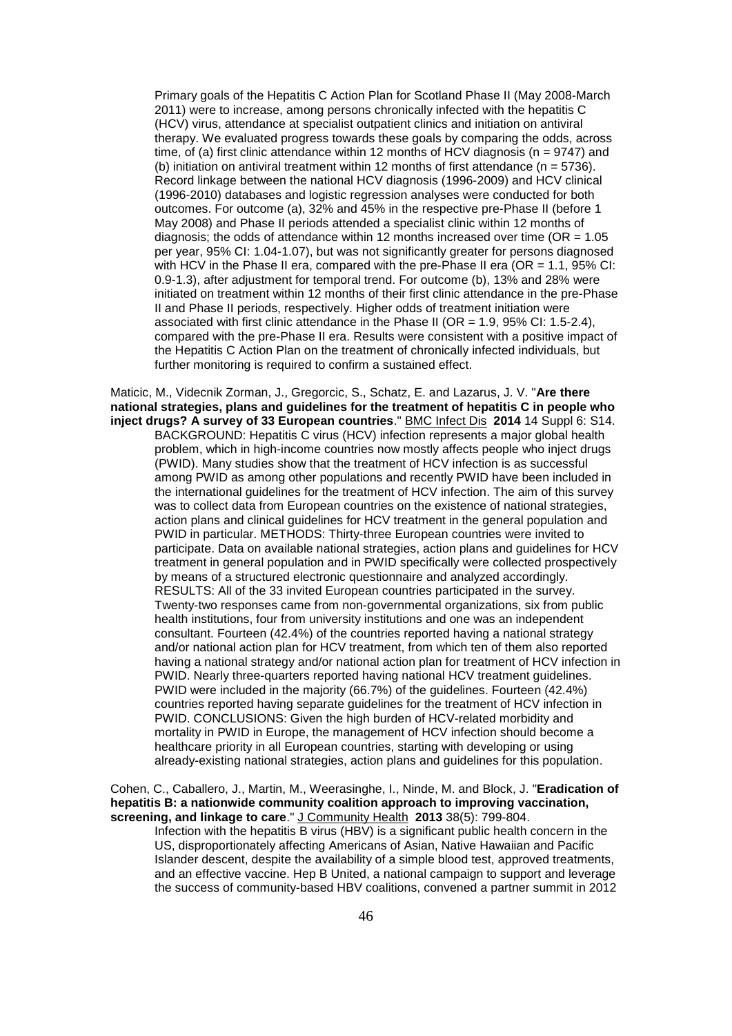Primary goals of the Hepatitis C Action Plan for Scotland Phase II (May 2008-March 2011) were to increase, among persons chronically infected with the hepatitis C (HCV) virus, attendance at specialist outpatient clinics and initiation on antiviral therapy. We evaluated progress towards these goals by comparing the odds, across time, of (a) first clinic attendance within 12 months of HCV diagnosis (n = 9747) and (b) initiation on antiviral treatment within 12 months of first attendance (n = 5736). Record linkage between the national HCV diagnosis (1996-2009) and HCV clinical (1996-2010) databases and logistic regression analyses were conducted for both outcomes. For outcome (a), 32% and 45% in the respective pre-Phase II (before 1 May 2008) and Phase II periods attended a specialist clinic within 12 months of diagnosis; the odds of attendance within 12 months increased over time (OR = 1.05 per year, 95% CI: 1.04-1.07), but was not significantly greater for persons diagnosed with HCV in the Phase II era, compared with the pre-Phase II era (OR = 1.1, 95% CI: 0.9-1.3), after adjustment for temporal trend. For outcome (b), 13% and 28% were initiated on treatment within 12 months of their first clinic attendance in the pre-Phase II and Phase II periods, respectively. Higher odds of treatment initiation were associated with first clinic attendance in the Phase II (OR = 1.9, 95% CI: 1.5-2.4), compared with the pre-Phase II era. Results were consistent with a positive impact of the Hepatitis C Action Plan on the treatment of chronically infected individuals, but further monitoring is required to confirm a sustained effect.

Maticic, M., Videcnik Zorman, J., Gregorcic, S., Schatz, E. and Lazarus, J. V. "**Are there national strategies, plans and guidelines for the treatment of hepatitis C in people who inject drugs? A survey of 33 European countries**." BMC Infect Dis **2014** 14 Suppl 6: S14.

BACKGROUND: Hepatitis C virus (HCV) infection represents a major global health problem, which in high-income countries now mostly affects people who inject drugs (PWID). Many studies show that the treatment of HCV infection is as successful among PWID as among other populations and recently PWID have been included in the international guidelines for the treatment of HCV infection. The aim of this survey was to collect data from European countries on the existence of national strategies, action plans and clinical guidelines for HCV treatment in the general population and PWID in particular. METHODS: Thirty-three European countries were invited to participate. Data on available national strategies, action plans and guidelines for HCV treatment in general population and in PWID specifically were collected prospectively by means of a structured electronic questionnaire and analyzed accordingly. RESULTS: All of the 33 invited European countries participated in the survey. Twenty-two responses came from non-governmental organizations, six from public health institutions, four from university institutions and one was an independent consultant. Fourteen (42.4%) of the countries reported having a national strategy and/or national action plan for HCV treatment, from which ten of them also reported having a national strategy and/or national action plan for treatment of HCV infection in PWID. Nearly three-quarters reported having national HCV treatment guidelines. PWID were included in the majority (66.7%) of the guidelines. Fourteen (42.4%) countries reported having separate guidelines for the treatment of HCV infection in PWID. CONCLUSIONS: Given the high burden of HCV-related morbidity and mortality in PWID in Europe, the management of HCV infection should become a healthcare priority in all European countries, starting with developing or using already-existing national strategies, action plans and guidelines for this population.

Cohen, C., Caballero, J., Martin, M., Weerasinghe, I., Ninde, M. and Block, J. "**Eradication of hepatitis B: a nationwide community coalition approach to improving vaccination, screening, and linkage to care**." J Community Health **2013** 38(5): 799-804.

Infection with the hepatitis B virus (HBV) is a significant public health concern in the US, disproportionately affecting Americans of Asian, Native Hawaiian and Pacific Islander descent, despite the availability of a simple blood test, approved treatments, and an effective vaccine. Hep B United, a national campaign to support and leverage the success of community-based HBV coalitions, convened a partner summit in 2012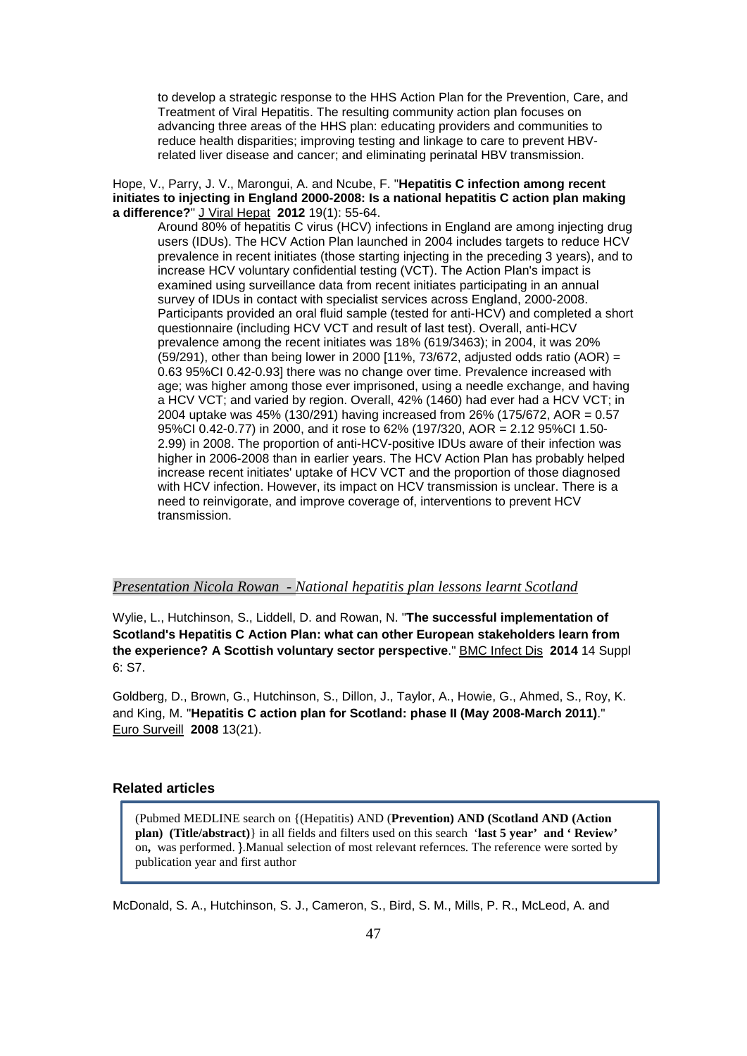to develop a strategic response to the HHS Action Plan for the Prevention, Care, and Treatment of Viral Hepatitis. The resulting community action plan focuses on advancing three areas of the HHS plan: educating providers and communities to reduce health disparities; improving testing and linkage to care to prevent HBV-related liver disease and cancer; and eliminating perinatal HBV transmission.

Hope, V., Parry, J. V., Marongui, A. and Ncube, F. "**Hepatitis C infection among recent initiates to injecting in England 2000-2008: Is a national hepatitis C action plan making a difference?**" J Viral Hepat **2012** 19(1): 55-64.

> Around 80% of hepatitis C virus (HCV) infections in England are among injecting drug users (IDUs). The HCV Action Plan launched in 2004 includes targets to reduce HCV prevalence in recent initiates (those starting injecting in the preceding 3 years), and to increase HCV voluntary confidential testing (VCT). The Action Plan's impact is examined using surveillance data from recent initiates participating in an annual survey of IDUs in contact with specialist services across England, 2000-2008. Participants provided an oral fluid sample (tested for anti-HCV) and completed a short questionnaire (including HCV VCT and result of last test). Overall, anti-HCV prevalence among the recent initiates was 18% (619/3463); in 2004, it was 20% (59/291), other than being lower in 2000 [11%, 73/672, adjusted odds ratio (AOR) = 0.63 95%CI 0.42-0.93] there was no change over time. Prevalence increased with age; was higher among those ever imprisoned, using a needle exchange, and having a HCV VCT; and varied by region. Overall, 42% (1460) had ever had a HCV VCT; in 2004 uptake was 45% (130/291) having increased from 26% (175/672, AOR = 0.57 95%CI 0.42-0.77) in 2000, and it rose to 62% (197/320, AOR = 2.12 95%CI 1.50-2.99) in 2008. The proportion of anti-HCV-positive IDUs aware of their infection was higher in 2006-2008 than in earlier years. The HCV Action Plan has probably helped increase recent initiates' uptake of HCV VCT and the proportion of those diagnosed with HCV infection. However, its impact on HCV transmission is unclear. There is a need to reinvigorate, and improve coverage of, interventions to prevent HCV transmission.

*Presentation Nicola Rowan - National hepatitis plan lessons learnt Scotland*

Wylie, L., Hutchinson, S., Liddell, D. and Rowan, N. "**The successful implementation of Scotland's Hepatitis C Action Plan: what can other European stakeholders learn from the experience? A Scottish voluntary sector perspective**." BMC Infect Dis **2014** 14 Suppl 6: S7.

Goldberg, D., Brown, G., Hutchinson, S., Dillon, J., Taylor, A., Howie, G., Ahmed, S., Roy, K. and King, M. "**Hepatitis C action plan for Scotland: phase II (May 2008-March 2011)**." Euro Surveill **2008** 13(21).

### Related articles

> (Pubmed MEDLINE search on {(Hepatitis) AND (**Prevention) AND (Scotland AND (Action plan) (Title/abstract)**} in all fields and filters used on this search '**last 5 year' and ' Review'** on**,** was performed. }.Manual selection of most relevant refernces. The reference were sorted by publication year and first author

McDonald, S. A., Hutchinson, S. J., Cameron, S., Bird, S. M., Mills, P. R., McLeod, A. and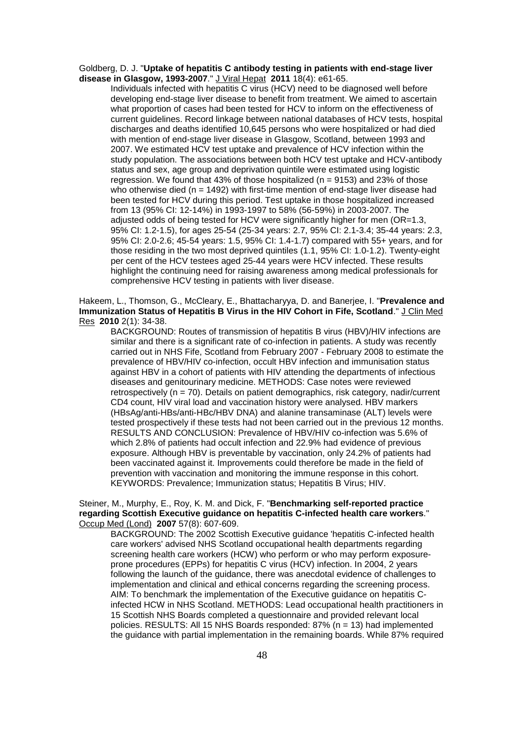Goldberg, D. J. "**Uptake of hepatitis C antibody testing in patients with end-stage liver disease in Glasgow, 1993-2007**." J Viral Hepat **2011** 18(4): e61-65.

Individuals infected with hepatitis C virus (HCV) need to be diagnosed well before developing end-stage liver disease to benefit from treatment. We aimed to ascertain what proportion of cases had been tested for HCV to inform on the effectiveness of current guidelines. Record linkage between national databases of HCV tests, hospital discharges and deaths identified 10,645 persons who were hospitalized or had died with mention of end-stage liver disease in Glasgow, Scotland, between 1993 and 2007. We estimated HCV test uptake and prevalence of HCV infection within the study population. The associations between both HCV test uptake and HCV-antibody status and sex, age group and deprivation quintile were estimated using logistic regression. We found that 43% of those hospitalized (n = 9153) and 23% of those who otherwise died (n = 1492) with first-time mention of end-stage liver disease had been tested for HCV during this period. Test uptake in those hospitalized increased from 13 (95% CI: 12-14%) in 1993-1997 to 58% (56-59%) in 2003-2007. The adjusted odds of being tested for HCV were significantly higher for men (OR=1.3, 95% CI: 1.2-1.5), for ages 25-54 (25-34 years: 2.7, 95% CI: 2.1-3.4; 35-44 years: 2.3, 95% CI: 2.0-2.6; 45-54 years: 1.5, 95% CI: 1.4-1.7) compared with 55+ years, and for those residing in the two most deprived quintiles (1.1, 95% CI: 1.0-1.2). Twenty-eight per cent of the HCV testees aged 25-44 years were HCV infected. These results highlight the continuing need for raising awareness among medical professionals for comprehensive HCV testing in patients with liver disease.

Hakeem, L., Thomson, G., McCleary, E., Bhattacharyya, D. and Banerjee, I. "**Prevalence and Immunization Status of Hepatitis B Virus in the HIV Cohort in Fife, Scotland**." J Clin Med Res **2010** 2(1): 34-38.

BACKGROUND: Routes of transmission of hepatitis B virus (HBV)/HIV infections are similar and there is a significant rate of co-infection in patients. A study was recently carried out in NHS Fife, Scotland from February 2007 - February 2008 to estimate the prevalence of HBV/HIV co-infection, occult HBV infection and immunisation status against HBV in a cohort of patients with HIV attending the departments of infectious diseases and genitourinary medicine. METHODS: Case notes were reviewed retrospectively (n = 70). Details on patient demographics, risk category, nadir/current CD4 count, HIV viral load and vaccination history were analysed. HBV markers (HBsAg/anti-HBs/anti-HBc/HBV DNA) and alanine transaminase (ALT) levels were tested prospectively if these tests had not been carried out in the previous 12 months. RESULTS AND CONCLUSION: Prevalence of HBV/HIV co-infection was 5.6% of which 2.8% of patients had occult infection and 22.9% had evidence of previous exposure. Although HBV is preventable by vaccination, only 24.2% of patients had been vaccinated against it. Improvements could therefore be made in the field of prevention with vaccination and monitoring the immune response in this cohort. KEYWORDS: Prevalence; Immunization status; Hepatitis B Virus; HIV.

Steiner, M., Murphy, E., Roy, K. M. and Dick, F. "**Benchmarking self-reported practice regarding Scottish Executive guidance on hepatitis C-infected health care workers**." Occup Med (Lond) **2007** 57(8): 607-609.

BACKGROUND: The 2002 Scottish Executive guidance 'hepatitis C-infected health care workers' advised NHS Scotland occupational health departments regarding screening health care workers (HCW) who perform or who may perform exposure-prone procedures (EPPs) for hepatitis C virus (HCV) infection. In 2004, 2 years following the launch of the guidance, there was anecdotal evidence of challenges to implementation and clinical and ethical concerns regarding the screening process. AIM: To benchmark the implementation of the Executive guidance on hepatitis C-infected HCW in NHS Scotland. METHODS: Lead occupational health practitioners in 15 Scottish NHS Boards completed a questionnaire and provided relevant local policies. RESULTS: All 15 NHS Boards responded: 87% (n = 13) had implemented the guidance with partial implementation in the remaining boards. While 87% required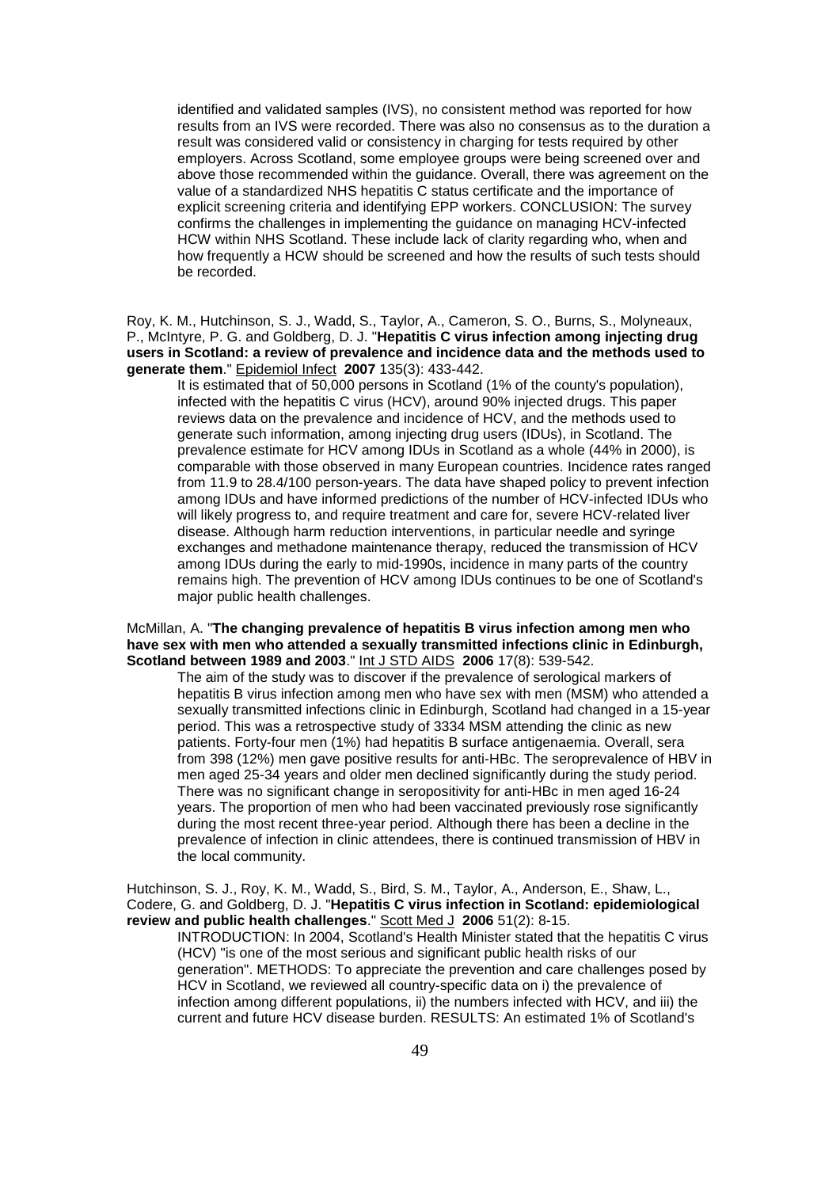identified and validated samples (IVS), no consistent method was reported for how results from an IVS were recorded. There was also no consensus as to the duration a result was considered valid or consistency in charging for tests required by other employers. Across Scotland, some employee groups were being screened over and above those recommended within the guidance. Overall, there was agreement on the value of a standardized NHS hepatitis C status certificate and the importance of explicit screening criteria and identifying EPP workers. CONCLUSION: The survey confirms the challenges in implementing the guidance on managing HCV-infected HCW within NHS Scotland. These include lack of clarity regarding who, when and how frequently a HCW should be screened and how the results of such tests should be recorded.

Roy, K. M., Hutchinson, S. J., Wadd, S., Taylor, A., Cameron, S. O., Burns, S., Molyneaux, P., McIntyre, P. G. and Goldberg, D. J. "**Hepatitis C virus infection among injecting drug users in Scotland: a review of prevalence and incidence data and the methods used to generate them**." Epidemiol Infect **2007** 135(3): 433-442.

It is estimated that of 50,000 persons in Scotland (1% of the county's population), infected with the hepatitis C virus (HCV), around 90% injected drugs. This paper reviews data on the prevalence and incidence of HCV, and the methods used to generate such information, among injecting drug users (IDUs), in Scotland. The prevalence estimate for HCV among IDUs in Scotland as a whole (44% in 2000), is comparable with those observed in many European countries. Incidence rates ranged from 11.9 to 28.4/100 person-years. The data have shaped policy to prevent infection among IDUs and have informed predictions of the number of HCV-infected IDUs who will likely progress to, and require treatment and care for, severe HCV-related liver disease. Although harm reduction interventions, in particular needle and syringe exchanges and methadone maintenance therapy, reduced the transmission of HCV among IDUs during the early to mid-1990s, incidence in many parts of the country remains high. The prevention of HCV among IDUs continues to be one of Scotland's major public health challenges.

McMillan, A. "**The changing prevalence of hepatitis B virus infection among men who have sex with men who attended a sexually transmitted infections clinic in Edinburgh, Scotland between 1989 and 2003**." Int J STD AIDS **2006** 17(8): 539-542.

The aim of the study was to discover if the prevalence of serological markers of hepatitis B virus infection among men who have sex with men (MSM) who attended a sexually transmitted infections clinic in Edinburgh, Scotland had changed in a 15-year period. This was a retrospective study of 3334 MSM attending the clinic as new patients. Forty-four men (1%) had hepatitis B surface antigenaemia. Overall, sera from 398 (12%) men gave positive results for anti-HBc. The seroprevalence of HBV in men aged 25-34 years and older men declined significantly during the study period. There was no significant change in seropositivity for anti-HBc in men aged 16-24 years. The proportion of men who had been vaccinated previously rose significantly during the most recent three-year period. Although there has been a decline in the prevalence of infection in clinic attendees, there is continued transmission of HBV in the local community.

Hutchinson, S. J., Roy, K. M., Wadd, S., Bird, S. M., Taylor, A., Anderson, E., Shaw, L., Codere, G. and Goldberg, D. J. "**Hepatitis C virus infection in Scotland: epidemiological review and public health challenges**." Scott Med J **2006** 51(2): 8-15.

INTRODUCTION: In 2004, Scotland's Health Minister stated that the hepatitis C virus (HCV) "is one of the most serious and significant public health risks of our generation". METHODS: To appreciate the prevention and care challenges posed by HCV in Scotland, we reviewed all country-specific data on i) the prevalence of infection among different populations, ii) the numbers infected with HCV, and iii) the current and future HCV disease burden. RESULTS: An estimated 1% of Scotland's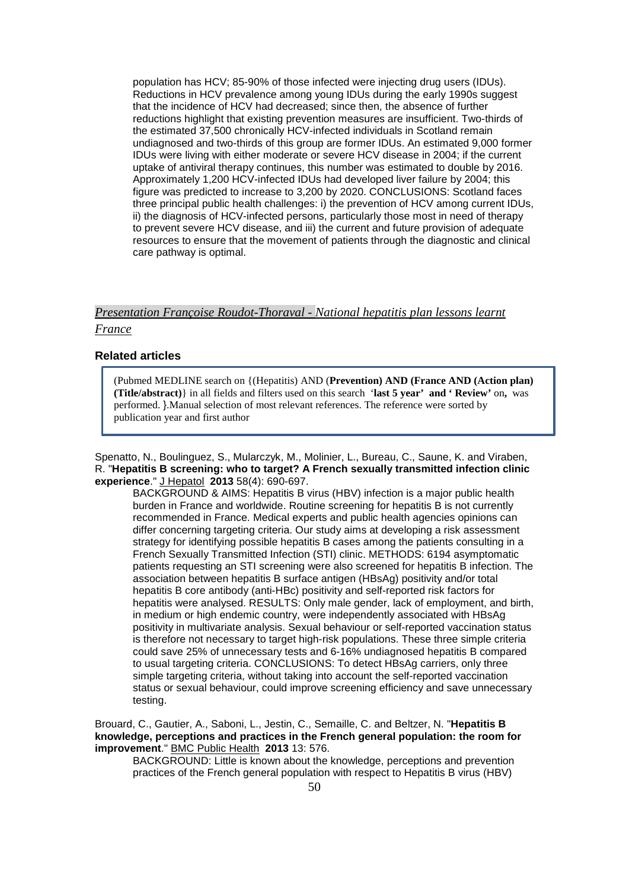population has HCV; 85-90% of those infected were injecting drug users (IDUs). Reductions in HCV prevalence among young IDUs during the early 1990s suggest that the incidence of HCV had decreased; since then, the absence of further reductions highlight that existing prevention measures are insufficient. Two-thirds of the estimated 37,500 chronically HCV-infected individuals in Scotland remain undiagnosed and two-thirds of this group are former IDUs. An estimated 9,000 former IDUs were living with either moderate or severe HCV disease in 2004; if the current uptake of antiviral therapy continues, this number was estimated to double by 2016. Approximately 1,200 HCV-infected IDUs had developed liver failure by 2004; this figure was predicted to increase to 3,200 by 2020. CONCLUSIONS: Scotland faces three principal public health challenges: i) the prevention of HCV among current IDUs, ii) the diagnosis of HCV-infected persons, particularly those most in need of therapy to prevent severe HCV disease, and iii) the current and future provision of adequate resources to ensure that the movement of patients through the diagnostic and clinical care pathway is optimal.

*Presentation Françoise Roudot-Thoraval - National hepatitis plan lessons learnt France*

### Related articles

> (Pubmed MEDLINE search on {(Hepatitis) AND (**Prevention) AND (France AND (Action plan) (Title/abstract)**} in all fields and filters used on this search '**last 5 year' and ' Review'** on**,** was performed. }.Manual selection of most relevant references. The reference were sorted by publication year and first author

Spenatto, N., Boulinguez, S., Mularczyk, M., Molinier, L., Bureau, C., Saune, K. and Viraben, R. "**Hepatitis B screening: who to target? A French sexually transmitted infection clinic experience**." J Hepatol **2013** 58(4): 690-697.

BACKGROUND & AIMS: Hepatitis B virus (HBV) infection is a major public health burden in France and worldwide. Routine screening for hepatitis B is not currently recommended in France. Medical experts and public health agencies opinions can differ concerning targeting criteria. Our study aims at developing a risk assessment strategy for identifying possible hepatitis B cases among the patients consulting in a French Sexually Transmitted Infection (STI) clinic. METHODS: 6194 asymptomatic patients requesting an STI screening were also screened for hepatitis B infection. The association between hepatitis B surface antigen (HBsAg) positivity and/or total hepatitis B core antibody (anti-HBc) positivity and self-reported risk factors for hepatitis were analysed. RESULTS: Only male gender, lack of employment, and birth, in medium or high endemic country, were independently associated with HBsAg positivity in multivariate analysis. Sexual behaviour or self-reported vaccination status is therefore not necessary to target high-risk populations. These three simple criteria could save 25% of unnecessary tests and 6-16% undiagnosed hepatitis B compared to usual targeting criteria. CONCLUSIONS: To detect HBsAg carriers, only three simple targeting criteria, without taking into account the self-reported vaccination status or sexual behaviour, could improve screening efficiency and save unnecessary testing.

Brouard, C., Gautier, A., Saboni, L., Jestin, C., Semaille, C. and Beltzer, N. "**Hepatitis B knowledge, perceptions and practices in the French general population: the room for improvement**." BMC Public Health **2013** 13: 576.

BACKGROUND: Little is known about the knowledge, perceptions and prevention practices of the French general population with respect to Hepatitis B virus (HBV)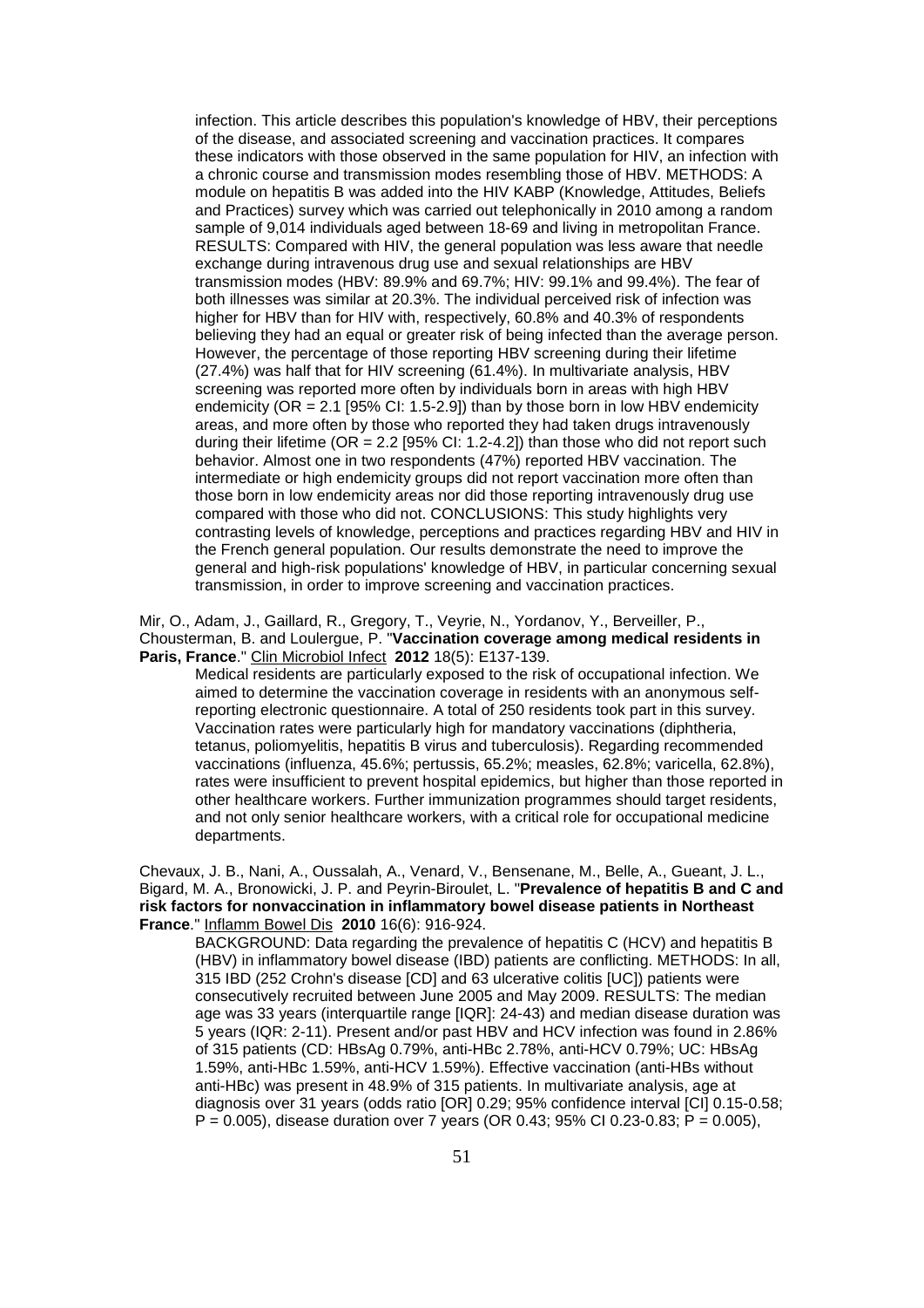infection. This article describes this population's knowledge of HBV, their perceptions of the disease, and associated screening and vaccination practices. It compares these indicators with those observed in the same population for HIV, an infection with a chronic course and transmission modes resembling those of HBV. METHODS: A module on hepatitis B was added into the HIV KABP (Knowledge, Attitudes, Beliefs and Practices) survey which was carried out telephonically in 2010 among a random sample of 9,014 individuals aged between 18-69 and living in metropolitan France. RESULTS: Compared with HIV, the general population was less aware that needle exchange during intravenous drug use and sexual relationships are HBV transmission modes (HBV: 89.9% and 69.7%; HIV: 99.1% and 99.4%). The fear of both illnesses was similar at 20.3%. The individual perceived risk of infection was higher for HBV than for HIV with, respectively, 60.8% and 40.3% of respondents believing they had an equal or greater risk of being infected than the average person. However, the percentage of those reporting HBV screening during their lifetime (27.4%) was half that for HIV screening (61.4%). In multivariate analysis, HBV screening was reported more often by individuals born in areas with high HBV endemicity (OR = 2.1 [95% CI: 1.5-2.9]) than by those born in low HBV endemicity areas, and more often by those who reported they had taken drugs intravenously during their lifetime (OR = 2.2 [95% CI: 1.2-4.2]) than those who did not report such behavior. Almost one in two respondents (47%) reported HBV vaccination. The intermediate or high endemicity groups did not report vaccination more often than those born in low endemicity areas nor did those reporting intravenously drug use compared with those who did not. CONCLUSIONS: This study highlights very contrasting levels of knowledge, perceptions and practices regarding HBV and HIV in the French general population. Our results demonstrate the need to improve the general and high-risk populations' knowledge of HBV, in particular concerning sexual transmission, in order to improve screening and vaccination practices.

Mir, O., Adam, J., Gaillard, R., Gregory, T., Veyrie, N., Yordanov, Y., Berveiller, P., Chousterman, B. and Loulergue, P. "**Vaccination coverage among medical residents in Paris, France**." Clin Microbiol Infect **2012** 18(5): E137-139.

Medical residents are particularly exposed to the risk of occupational infection. We aimed to determine the vaccination coverage in residents with an anonymous self-reporting electronic questionnaire. A total of 250 residents took part in this survey. Vaccination rates were particularly high for mandatory vaccinations (diphtheria, tetanus, poliomyelitis, hepatitis B virus and tuberculosis). Regarding recommended vaccinations (influenza, 45.6%; pertussis, 65.2%; measles, 62.8%; varicella, 62.8%), rates were insufficient to prevent hospital epidemics, but higher than those reported in other healthcare workers. Further immunization programmes should target residents, and not only senior healthcare workers, with a critical role for occupational medicine departments.

Chevaux, J. B., Nani, A., Oussalah, A., Venard, V., Bensenane, M., Belle, A., Gueant, J. L., Bigard, M. A., Bronowicki, J. P. and Peyrin-Biroulet, L. "**Prevalence of hepatitis B and C and risk factors for nonvaccination in inflammatory bowel disease patients in Northeast France**." Inflamm Bowel Dis **2010** 16(6): 916-924.

BACKGROUND: Data regarding the prevalence of hepatitis C (HCV) and hepatitis B (HBV) in inflammatory bowel disease (IBD) patients are conflicting. METHODS: In all, 315 IBD (252 Crohn's disease [CD] and 63 ulcerative colitis [UC]) patients were consecutively recruited between June 2005 and May 2009. RESULTS: The median age was 33 years (interquartile range [IQR]: 24-43) and median disease duration was 5 years (IQR: 2-11). Present and/or past HBV and HCV infection was found in 2.86% of 315 patients (CD: HBsAg 0.79%, anti-HBc 2.78%, anti-HCV 0.79%; UC: HBsAg 1.59%, anti-HBc 1.59%, anti-HCV 1.59%). Effective vaccination (anti-HBs without anti-HBc) was present in 48.9% of 315 patients. In multivariate analysis, age at diagnosis over 31 years (odds ratio [OR] 0.29; 95% confidence interval [CI] 0.15-0.58; P = 0.005), disease duration over 7 years (OR 0.43; 95% CI 0.23-0.83; P = 0.005),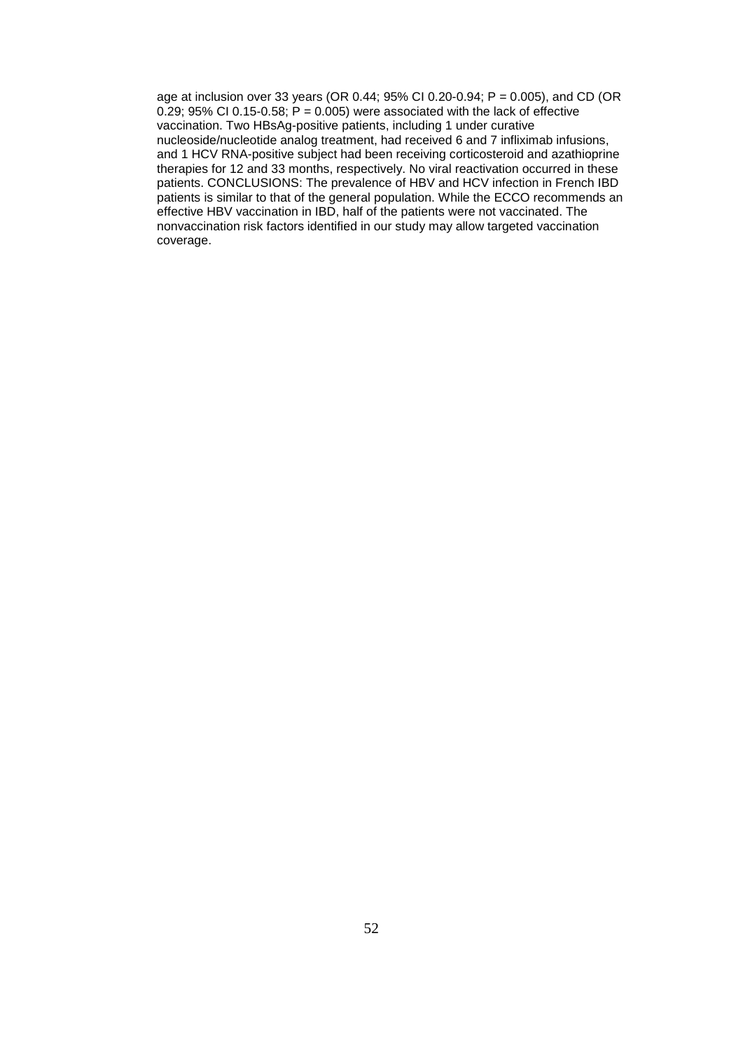age at inclusion over 33 years (OR 0.44; 95% CI 0.20-0.94; $P = 0.005$), and CD (OR 0.29; 95% CI 0.15-0.58; $P = 0.005$) were associated with the lack of effective vaccination. Two HBsAg-positive patients, including 1 under curative nucleoside/nucleotide analog treatment, had received 6 and 7 infliximab infusions, and 1 HCV RNA-positive subject had been receiving corticosteroid and azathioprine therapies for 12 and 33 months, respectively. No viral reactivation occurred in these patients. CONCLUSIONS: The prevalence of HBV and HCV infection in French IBD patients is similar to that of the general population. While the ECCO recommends an effective HBV vaccination in IBD, half of the patients were not vaccinated. The nonvaccination risk factors identified in our study may allow targeted vaccination coverage.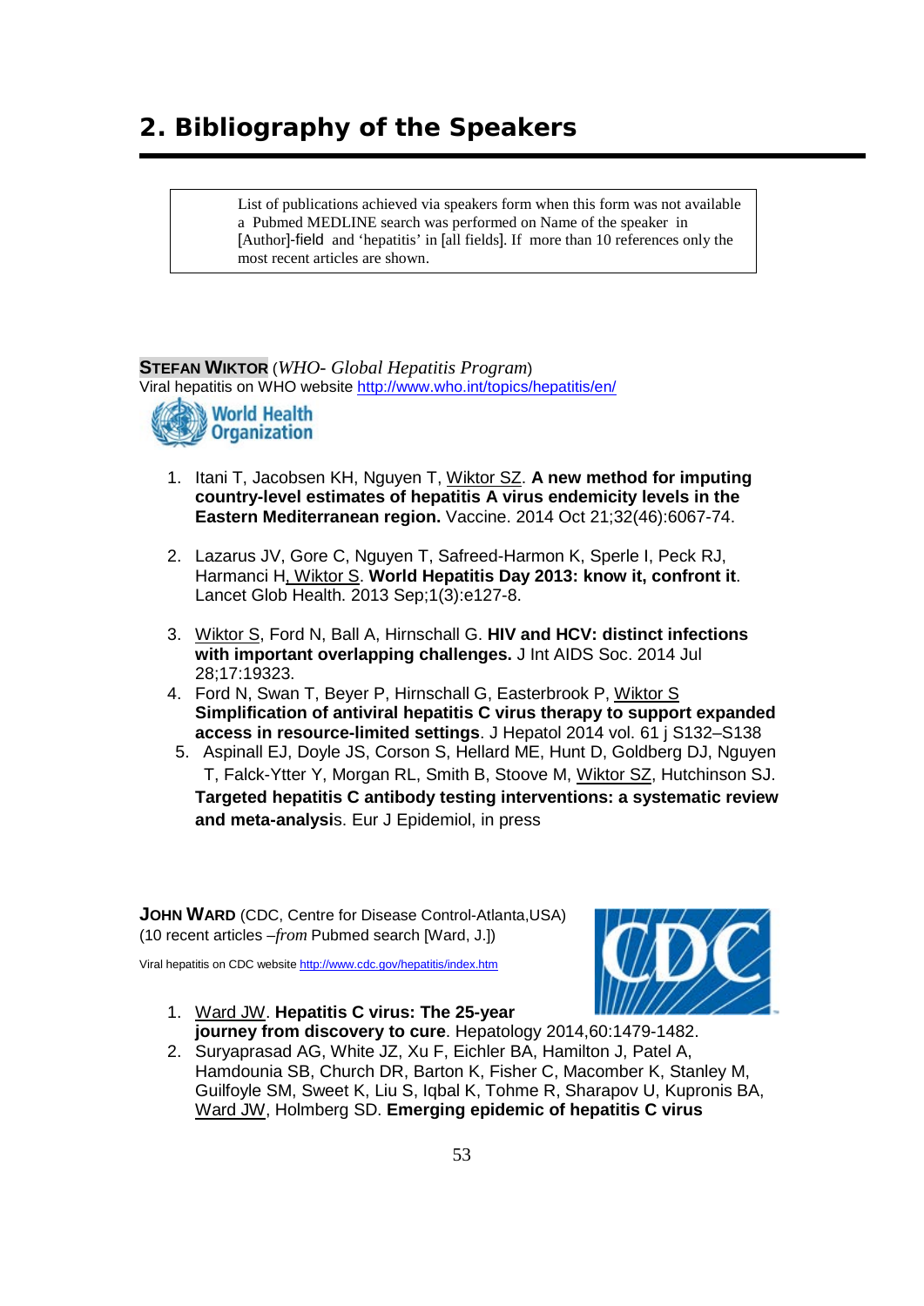## 2. Bibliography of the Speakers

List of publications achieved via speakers form when this form was not available a Pubmed MEDLINE search was performed on Name of the speaker in [Author]-field and 'hepatitis' in [all fields]. If more than 10 references only the most recent articles are shown.

**STEFAN WIKTOR** (*WHO- Global Hepatitis Program*)
Viral hepatitis on WHO website http://www.who.int/topics/hepatitis/en/

1. Itani T, Jacobsen KH, Nguyen T, Wiktor SZ. **A new method for imputing country-level estimates of hepatitis A virus endemicity levels in the Eastern Mediterranean region.** Vaccine. 2014 Oct 21;32(46):6067-74.
2. Lazarus JV, Gore C, Nguyen T, Safreed-Harmon K, Sperle I, Peck RJ, Harmanci H, Wiktor S. **World Hepatitis Day 2013: know it, confront it**. Lancet Glob Health. 2013 Sep;1(3):e127-8.
3. Wiktor S, Ford N, Ball A, Hirnschall G. **HIV and HCV: distinct infections with important overlapping challenges.** J Int AIDS Soc. 2014 Jul 28;17:19323.
4. Ford N, Swan T, Beyer P, Hirnschall G, Easterbrook P, Wiktor S **Simplification of antiviral hepatitis C virus therapy to support expanded access in resource-limited settings**. J Hepatol 2014 vol. 61 j S132–S138
5. Aspinall EJ, Doyle JS, Corson S, Hellard ME, Hunt D, Goldberg DJ, Nguyen T, Falck-Ytter Y, Morgan RL, Smith B, Stoove M, Wiktor SZ, Hutchinson SJ. **Targeted hepatitis C antibody testing interventions: a systematic review and meta-analysis**. Eur J Epidemiol, in press

**JOHN WARD** (CDC, Centre for Disease Control-Atlanta,USA)
(10 recent articles –*from* Pubmed search [Ward, J.])

Viral hepatitis on CDC website http://www.cdc.gov/hepatitis/index.htm

1. Ward JW. **Hepatitis C virus: The 25-year journey from discovery to cure**. Hepatology 2014,60:1479-1482.
2. Suryaprasad AG, White JZ, Xu F, Eichler BA, Hamilton J, Patel A, Hamdounia SB, Church DR, Barton K, Fisher C, Macomber K, Stanley M, Guilfoyle SM, Sweet K, Liu S, Iqbal K, Tohme R, Sharapov U, Kupronis BA, Ward JW, Holmberg SD. **Emerging epidemic of hepatitis C virus**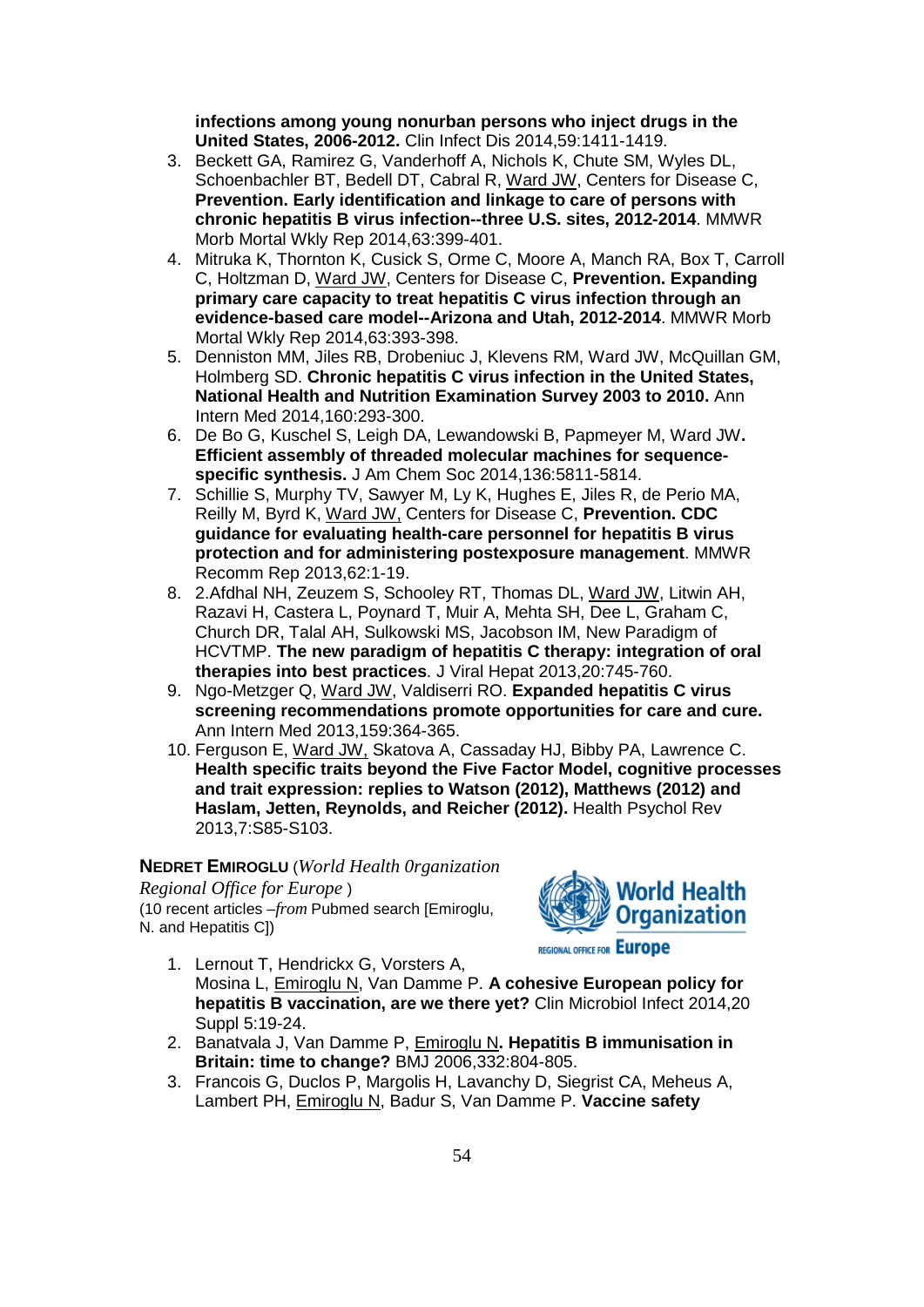**infections among young nonurban persons who inject drugs in the United States, 2006-2012.** Clin Infect Dis 2014,59:1411-1419.

3. Beckett GA, Ramirez G, Vanderhoff A, Nichols K, Chute SM, Wyles DL, Schoenbachler BT, Bedell DT, Cabral R, Ward JW, Centers for Disease C, **Prevention. Early identification and linkage to care of persons with chronic hepatitis B virus infection--three U.S. sites, 2012-2014**. MMWR Morb Mortal Wkly Rep 2014,63:399-401.
4. Mitruka K, Thornton K, Cusick S, Orme C, Moore A, Manch RA, Box T, Carroll C, Holtzman D, Ward JW, Centers for Disease C, **Prevention. Expanding primary care capacity to treat hepatitis C virus infection through an evidence-based care model--Arizona and Utah, 2012-2014**. MMWR Morb Mortal Wkly Rep 2014,63:393-398.
5. Denniston MM, Jiles RB, Drobeniuc J, Klevens RM, Ward JW, McQuillan GM, Holmberg SD. **Chronic hepatitis C virus infection in the United States, National Health and Nutrition Examination Survey 2003 to 2010.** Ann Intern Med 2014,160:293-300.
6. De Bo G, Kuschel S, Leigh DA, Lewandowski B, Papmeyer M, Ward JW**. Efficient assembly of threaded molecular machines for sequence-specific synthesis.** J Am Chem Soc 2014,136:5811-5814.
7. Schillie S, Murphy TV, Sawyer M, Ly K, Hughes E, Jiles R, de Perio MA, Reilly M, Byrd K, Ward JW, Centers for Disease C, **Prevention. CDC guidance for evaluating health-care personnel for hepatitis B virus protection and for administering postexposure management**. MMWR Recomm Rep 2013,62:1-19.
8. 2.Afdhal NH, Zeuzem S, Schooley RT, Thomas DL, Ward JW, Litwin AH, Razavi H, Castera L, Poynard T, Muir A, Mehta SH, Dee L, Graham C, Church DR, Talal AH, Sulkowski MS, Jacobson IM, New Paradigm of HCVTMP. **The new paradigm of hepatitis C therapy: integration of oral therapies into best practices**. J Viral Hepat 2013,20:745-760.
9. Ngo-Metzger Q, Ward JW, Valdiserri RO. **Expanded hepatitis C virus screening recommendations promote opportunities for care and cure.** Ann Intern Med 2013,159:364-365.
10. Ferguson E, Ward JW, Skatova A, Cassaday HJ, Bibby PA, Lawrence C. **Health specific traits beyond the Five Factor Model, cognitive processes and trait expression: replies to Watson (2012), Matthews (2012) and Haslam, Jetten, Reynolds, and Reicher (2012).** Health Psychol Rev 2013,7:S85-S103.

**NEDRET EMIROGLU** (*World Health 0rganization Regional Office for Europe* )
(10 recent articles –*from* Pubmed search [Emiroglu, N. and Hepatitis C])

World Health Organization
REGIONAL OFFICE FOR Europe

1. Lernout T, Hendrickx G, Vorsters A, Mosina L, Emiroglu N, Van Damme P. **A cohesive European policy for hepatitis B vaccination, are we there yet?** Clin Microbiol Infect 2014,20 Suppl 5:19-24.
2. Banatvala J, Van Damme P, Emiroglu N**. Hepatitis B immunisation in Britain: time to change?** BMJ 2006,332:804-805.
3. Francois G, Duclos P, Margolis H, Lavanchy D, Siegrist CA, Meheus A, Lambert PH, Emiroglu N, Badur S, Van Damme P. **Vaccine safety**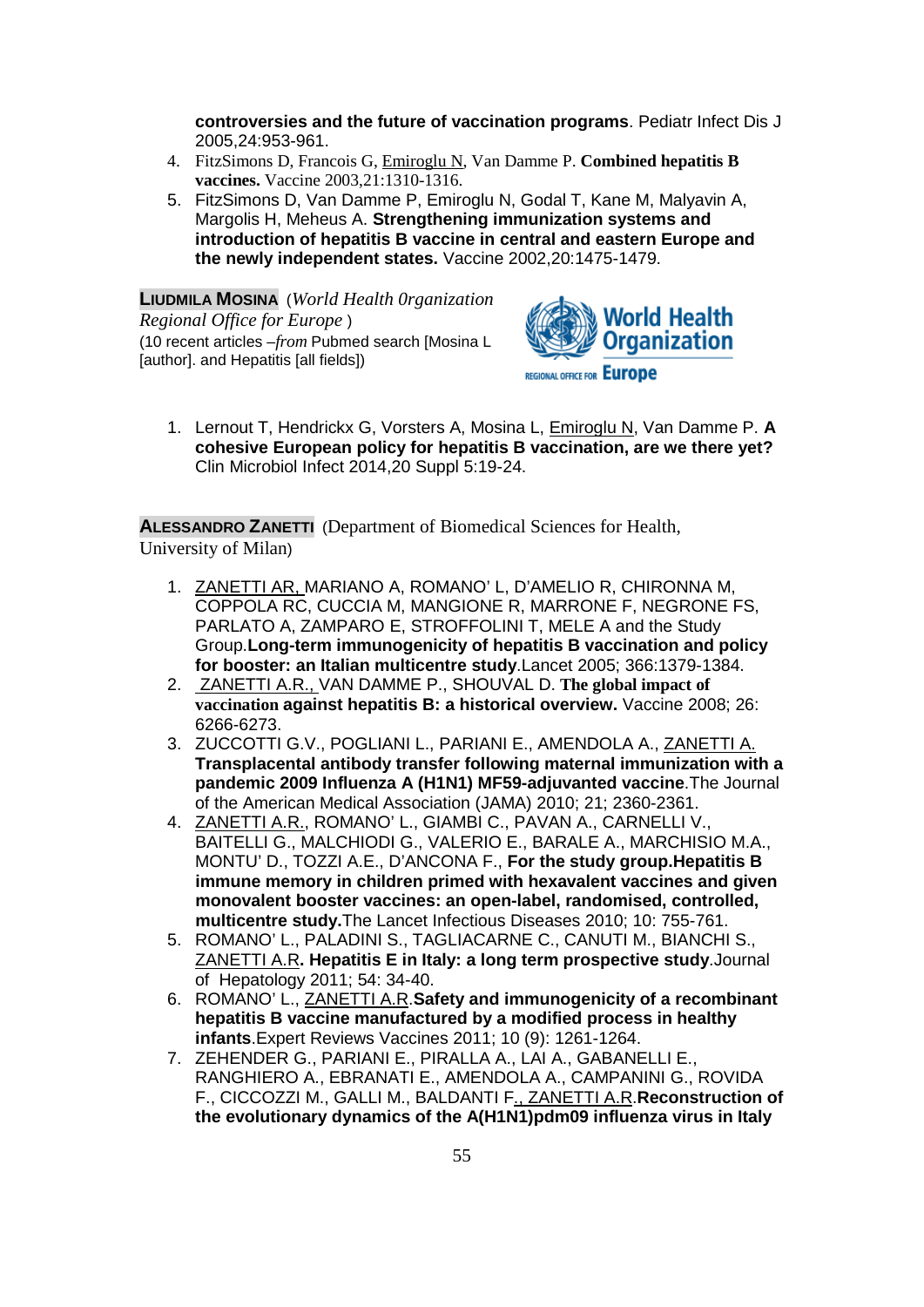**controversies and the future of vaccination programs**. Pediatr Infect Dis J 2005,24:953-961.

4. FitzSimons D, Francois G, Emiroglu N, Van Damme P. **Combined hepatitis B vaccines.** Vaccine 2003,21:1310-1316.
5. FitzSimons D, Van Damme P, Emiroglu N, Godal T, Kane M, Malyavin A, Margolis H, Meheus A. **Strengthening immunization systems and introduction of hepatitis B vaccine in central and eastern Europe and the newly independent states.** Vaccine 2002,20:1475-1479.

**LIUDMILA MOSINA** (*World Health 0rganization Regional Office for Europe* )
(10 recent articles –*from* Pubmed search [Mosina L [author]. and Hepatitis [all fields])

World Health Organization REGIONAL OFFICE FOR Europe

1. Lernout T, Hendrickx G, Vorsters A, Mosina L, Emiroglu N, Van Damme P. **A cohesive European policy for hepatitis B vaccination, are we there yet?** Clin Microbiol Infect 2014,20 Suppl 5:19-24.

**ALESSANDRO ZANETTI** (Department of Biomedical Sciences for Health, University of Milan)

1. ZANETTI AR, MARIANO A, ROMANO' L, D'AMELIO R, CHIRONNA M, COPPOLA RC, CUCCIA M, MANGIONE R, MARRONE F, NEGRONE FS, PARLATO A, ZAMPARO E, STROFFOLINI T, MELE A and the Study Group.**Long-term immunogenicity of hepatitis B vaccination and policy for booster: an Italian multicentre study**.Lancet 2005; 366:1379-1384.
2. ZANETTI A.R., VAN DAMME P., SHOUVAL D. **The global impact of vaccination against hepatitis B: a historical overview.** Vaccine 2008; 26: 6266-6273.
3. ZUCCOTTI G.V., POGLIANI L., PARIANI E., AMENDOLA A., ZANETTI A. **Transplacental antibody transfer following maternal immunization with a pandemic 2009 Influenza A (H1N1) MF59-adjuvanted vaccine**.The Journal of the American Medical Association (JAMA) 2010; 21; 2360-2361.
4. ZANETTI A.R., ROMANO' L., GIAMBI C., PAVAN A., CARNELLI V., BAITELLI G., MALCHIODI G., VALERIO E., BARALE A., MARCHISIO M.A., MONTU' D., TOZZI A.E., D'ANCONA F., **For the study group.Hepatitis B immune memory in children primed with hexavalent vaccines and given monovalent booster vaccines: an open-label, randomised, controlled, multicentre study.**The Lancet Infectious Diseases 2010; 10: 755-761.
5. ROMANO' L., PALADINI S., TAGLIACARNE C., CANUTI M., BIANCHI S., ZANETTI A.R**. Hepatitis E in Italy: a long term prospective study**.Journal of Hepatology 2011; 54: 34-40.
6. ROMANO' L., ZANETTI A.R.**Safety and immunogenicity of a recombinant hepatitis B vaccine manufactured by a modified process in healthy infants**.Expert Reviews Vaccines 2011; 10 (9): 1261-1264.
7. ZEHENDER G., PARIANI E., PIRALLA A., LAI A., GABANELLI E., RANGHIERO A., EBRANATI E., AMENDOLA A., CAMPANINI G., ROVIDA F., CICCOZZI M., GALLI M., BALDANTI F., ZANETTI A.R.**Reconstruction of the evolutionary dynamics of the A(H1N1)pdm09 influenza virus in Italy**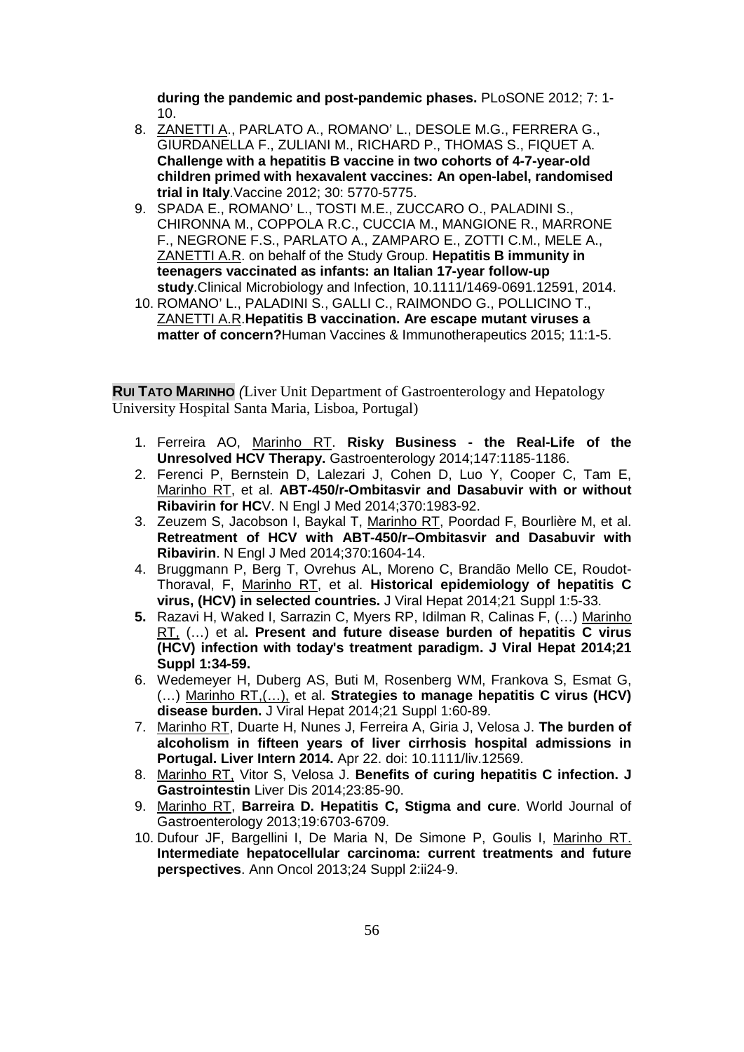**during the pandemic and post-pandemic phases.** PLoSONE 2012; 7: 1-10.

8. ZANETTI A., PARLATO A., ROMANO' L., DESOLE M.G., FERRERA G., GIURDANELLA F., ZULIANI M., RICHARD P., THOMAS S., FIQUET A. **Challenge with a hepatitis B vaccine in two cohorts of 4-7-year-old children primed with hexavalent vaccines: An open-label, randomised trial in Italy**.Vaccine 2012; 30: 5770-5775.
9. SPADA E., ROMANO' L., TOSTI M.E., ZUCCARO O., PALADINI S., CHIRONNA M., COPPOLA R.C., CUCCIA M., MANGIONE R., MARRONE F., NEGRONE F.S., PARLATO A., ZAMPARO E., ZOTTI C.M., MELE A., ZANETTI A.R. on behalf of the Study Group. **Hepatitis B immunity in teenagers vaccinated as infants: an Italian 17-year follow-up study**.Clinical Microbiology and Infection, 10.1111/1469-0691.12591, 2014.
10. ROMANO' L., PALADINI S., GALLI C., RAIMONDO G., POLLICINO T., ZANETTI A.R.**Hepatitis B vaccination. Are escape mutant viruses a matter of concern?**Human Vaccines & Immunotherapeutics 2015; 11:1-5.

**RUI TATO MARINHO** *(*Liver Unit Department of Gastroenterology and Hepatology University Hospital Santa Maria, Lisboa, Portugal)

1. Ferreira AO, Marinho RT. **Risky Business - the Real-Life of the Unresolved HCV Therapy.** Gastroenterology 2014;147:1185-1186.
2. Ferenci P, Bernstein D, Lalezari J, Cohen D, Luo Y, Cooper C, Tam E, Marinho RT, et al. **ABT-450/r-Ombitasvir and Dasabuvir with or without Ribavirin for HC**V. N Engl J Med 2014;370:1983-92.
3. Zeuzem S, Jacobson I, Baykal T, Marinho RT, Poordad F, Bourlière M, et al. **Retreatment of HCV with ABT-450/r–Ombitasvir and Dasabuvir with Ribavirin**. N Engl J Med 2014;370:1604-14.
4. Bruggmann P, Berg T, Ovrehus AL, Moreno C, Brandão Mello CE, Roudot-Thoraval, F, Marinho RT, et al. **Historical epidemiology of hepatitis C virus, (HCV) in selected countries.** J Viral Hepat 2014;21 Suppl 1:5-33.
5. Razavi H, Waked I, Sarrazin C, Myers RP, Idilman R, Calinas F, (…) Marinho RT, (…) et al**. Present and future disease burden of hepatitis C virus (HCV) infection with today's treatment paradigm. J Viral Hepat 2014;21 Suppl 1:34-59.**
6. Wedemeyer H, Duberg AS, Buti M, Rosenberg WM, Frankova S, Esmat G, (…) Marinho RT,(…), et al. **Strategies to manage hepatitis C virus (HCV) disease burden.** J Viral Hepat 2014;21 Suppl 1:60-89.
7. Marinho RT, Duarte H, Nunes J, Ferreira A, Giria J, Velosa J. **The burden of alcoholism in fifteen years of liver cirrhosis hospital admissions in Portugal. Liver Intern 2014.** Apr 22. doi: 10.1111/liv.12569.
8. Marinho RT, Vitor S, Velosa J. **Benefits of curing hepatitis C infection. J Gastrointestin** Liver Dis 2014;23:85-90.
9. Marinho RT, **Barreira D. Hepatitis C, Stigma and cure**. World Journal of Gastroenterology 2013;19:6703-6709.
10. Dufour JF, Bargellini I, De Maria N, De Simone P, Goulis I, Marinho RT. **Intermediate hepatocellular carcinoma: current treatments and future perspectives**. Ann Oncol 2013;24 Suppl 2:ii24-9.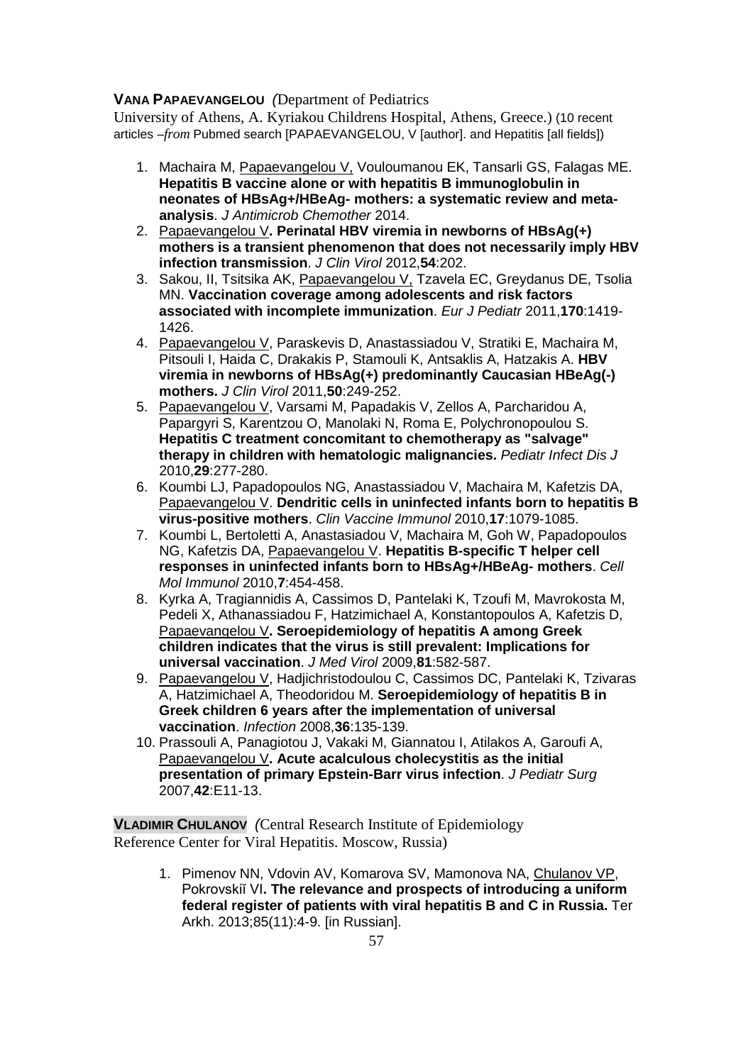**VANA PAPAEVANGELOU** *(*Department of Pediatrics
University of Athens, A. Kyriakou Childrens Hospital, Athens, Greece.) (10 recent articles –*from* Pubmed search [PAPAEVANGELOU, V [author]. and Hepatitis [all fields])

1. Machaira M, Papaevangelou V, Vouloumanou EK, Tansarli GS, Falagas ME. **Hepatitis B vaccine alone or with hepatitis B immunoglobulin in neonates of HBsAg+/HBeAg- mothers: a systematic review and meta-analysis**. *J Antimicrob Chemother* 2014.
2. Papaevangelou V**. Perinatal HBV viremia in newborns of HBsAg(+) mothers is a transient phenomenon that does not necessarily imply HBV infection transmission**. *J Clin Virol* 2012,**54**:202.
3. Sakou, II, Tsitsika AK, Papaevangelou V, Tzavela EC, Greydanus DE, Tsolia MN. **Vaccination coverage among adolescents and risk factors associated with incomplete immunization**. *Eur J Pediatr* 2011,**170**:1419-1426.
4. Papaevangelou V, Paraskevis D, Anastassiadou V, Stratiki E, Machaira M, Pitsouli I, Haida C, Drakakis P, Stamouli K, Antsaklis A, Hatzakis A. **HBV viremia in newborns of HBsAg(+) predominantly Caucasian HBeAg(-) mothers.** *J Clin Virol* 2011,**50**:249-252.
5. Papaevangelou V, Varsami M, Papadakis V, Zellos A, Parcharidou A, Papargyri S, Karentzou O, Manolaki N, Roma E, Polychronopoulou S. **Hepatitis C treatment concomitant to chemotherapy as "salvage" therapy in children with hematologic malignancies.** *Pediatr Infect Dis J* 2010,**29**:277-280.
6. Koumbi LJ, Papadopoulos NG, Anastassiadou V, Machaira M, Kafetzis DA, Papaevangelou V. **Dendritic cells in uninfected infants born to hepatitis B virus-positive mothers**. *Clin Vaccine Immunol* 2010,**17**:1079-1085.
7. Koumbi L, Bertoletti A, Anastasiadou V, Machaira M, Goh W, Papadopoulos NG, Kafetzis DA, Papaevangelou V. **Hepatitis B-specific T helper cell responses in uninfected infants born to HBsAg+/HBeAg- mothers**. *Cell Mol Immunol* 2010,**7**:454-458.
8. Kyrka A, Tragiannidis A, Cassimos D, Pantelaki K, Tzoufi M, Mavrokosta M, Pedeli X, Athanassiadou F, Hatzimichael A, Konstantopoulos A, Kafetzis D, Papaevangelou V**. Seroepidemiology of hepatitis A among Greek children indicates that the virus is still prevalent: Implications for universal vaccination**. *J Med Virol* 2009,**81**:582-587.
9. Papaevangelou V, Hadjichristodoulou C, Cassimos DC, Pantelaki K, Tzivaras A, Hatzimichael A, Theodoridou M. **Seroepidemiology of hepatitis B in Greek children 6 years after the implementation of universal vaccination**. *Infection* 2008,**36**:135-139.
10. Prassouli A, Panagiotou J, Vakaki M, Giannatou I, Atilakos A, Garoufi A, Papaevangelou V**. Acute acalculous cholecystitis as the initial presentation of primary Epstein-Barr virus infection**. *J Pediatr Surg* 2007,**42**:E11-13.

**VLADIMIR CHULANOV** *(*Central Research Institute of Epidemiology
Reference Center for Viral Hepatitis. Moscow, Russia)

1. Pimenov NN, Vdovin AV, Komarova SV, Mamonova NA, Chulanov VP, Pokrovskiĭ VI**. The relevance and prospects of introducing a uniform federal register of patients with viral hepatitis B and C in Russia.** Ter Arkh. 2013;85(11):4-9. [in Russian].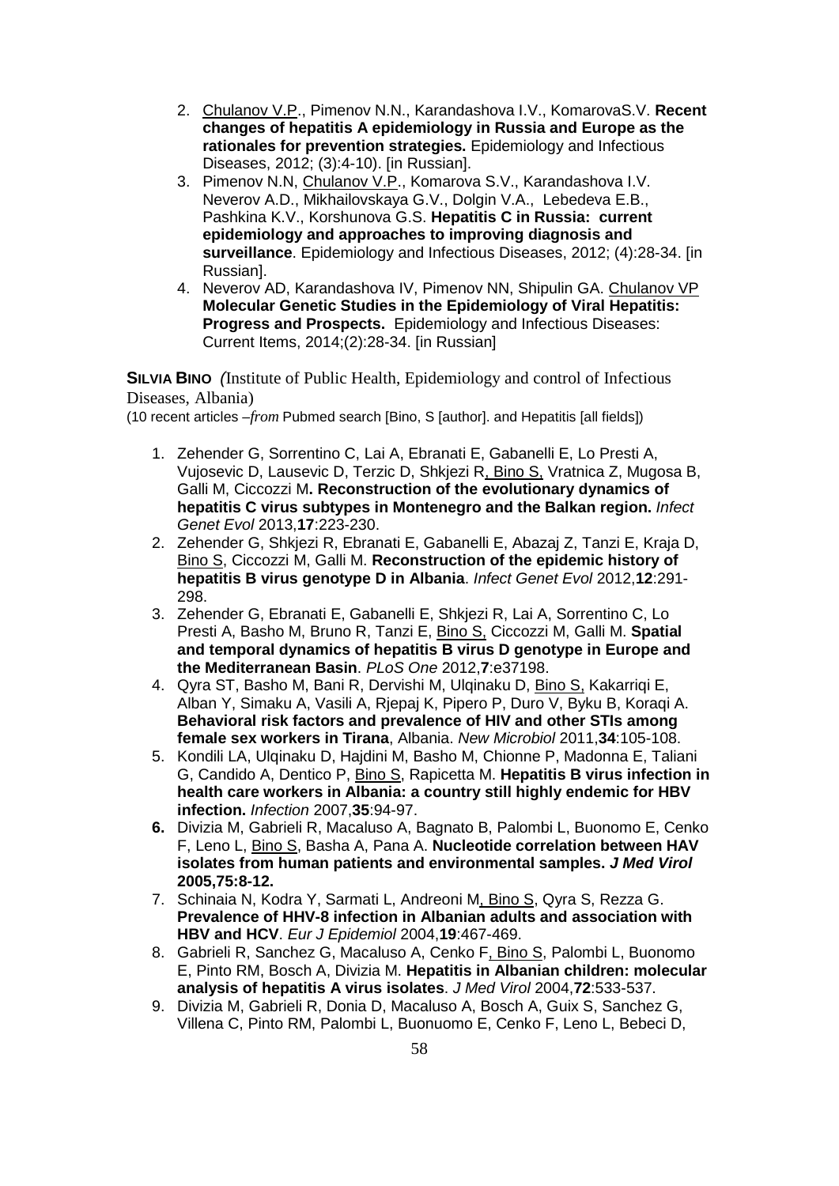2. Chulanov V.P., Pimenov N.N., Karandashova I.V., KomarovaS.V. **Recent changes of hepatitis A epidemiology in Russia and Europe as the rationales for prevention strategies.** Epidemiology and Infectious Diseases, 2012; (3):4-10). [in Russian].
3. Pimenov N.N, Chulanov V.P., Komarova S.V., Karandashova I.V. Neverov A.D., Mikhailovskaya G.V., Dolgin V.A., Lebedeva E.B., Pashkina K.V., Korshunova G.S. **Hepatitis C in Russia: current epidemiology and approaches to improving diagnosis and surveillance**. Epidemiology and Infectious Diseases, 2012; (4):28-34. [in Russian].
4. Neverov AD, Karandashova IV, Pimenov NN, Shipulin GA. Chulanov VP **Molecular Genetic Studies in the Epidemiology of Viral Hepatitis: Progress and Prospects.** Epidemiology and Infectious Diseases: Current Items, 2014;(2):28-34. [in Russian]

**SILVIA BINO** *(*Institute of Public Health, Epidemiology and control of Infectious Diseases, Albania)

(10 recent articles –*from* Pubmed search [Bino, S [author]. and Hepatitis [all fields])

1. Zehender G, Sorrentino C, Lai A, Ebranati E, Gabanelli E, Lo Presti A, Vujosevic D, Lausevic D, Terzic D, Shkjezi R, Bino S, Vratnica Z, Mugosa B, Galli M, Ciccozzi M**. Reconstruction of the evolutionary dynamics of hepatitis C virus subtypes in Montenegro and the Balkan region.** *Infect Genet Evol* 2013,**17**:223-230.
2. Zehender G, Shkjezi R, Ebranati E, Gabanelli E, Abazaj Z, Tanzi E, Kraja D, Bino S, Ciccozzi M, Galli M. **Reconstruction of the epidemic history of hepatitis B virus genotype D in Albania**. *Infect Genet Evol* 2012,**12**:291-298.
3. Zehender G, Ebranati E, Gabanelli E, Shkjezi R, Lai A, Sorrentino C, Lo Presti A, Basho M, Bruno R, Tanzi E, Bino S, Ciccozzi M, Galli M. **Spatial and temporal dynamics of hepatitis B virus D genotype in Europe and the Mediterranean Basin**. *PLoS One* 2012,**7**:e37198.
4. Qyra ST, Basho M, Bani R, Dervishi M, Ulqinaku D, Bino S, Kakarriqi E, Alban Y, Simaku A, Vasili A, Rjepaj K, Pipero P, Duro V, Byku B, Koraqi A. **Behavioral risk factors and prevalence of HIV and other STIs among female sex workers in Tirana**, Albania. *New Microbiol* 2011,**34**:105-108.
5. Kondili LA, Ulqinaku D, Hajdini M, Basho M, Chionne P, Madonna E, Taliani G, Candido A, Dentico P, Bino S, Rapicetta M. **Hepatitis B virus infection in health care workers in Albania: a country still highly endemic for HBV infection.** *Infection* 2007,**35**:94-97.
6. Divizia M, Gabrieli R, Macaluso A, Bagnato B, Palombi L, Buonomo E, Cenko F, Leno L, Bino S, Basha A, Pana A. **Nucleotide correlation between HAV isolates from human patients and environmental samples. *J Med Virol* 2005,75:8-12.**
7. Schinaia N, Kodra Y, Sarmati L, Andreoni M, Bino S, Qyra S, Rezza G. **Prevalence of HHV-8 infection in Albanian adults and association with HBV and HCV**. *Eur J Epidemiol* 2004,**19**:467-469.
8. Gabrieli R, Sanchez G, Macaluso A, Cenko F, Bino S, Palombi L, Buonomo E, Pinto RM, Bosch A, Divizia M. **Hepatitis in Albanian children: molecular analysis of hepatitis A virus isolates**. *J Med Virol* 2004,**72**:533-537.
9. Divizia M, Gabrieli R, Donia D, Macaluso A, Bosch A, Guix S, Sanchez G, Villena C, Pinto RM, Palombi L, Buonuomo E, Cenko F, Leno L, Bebeci D,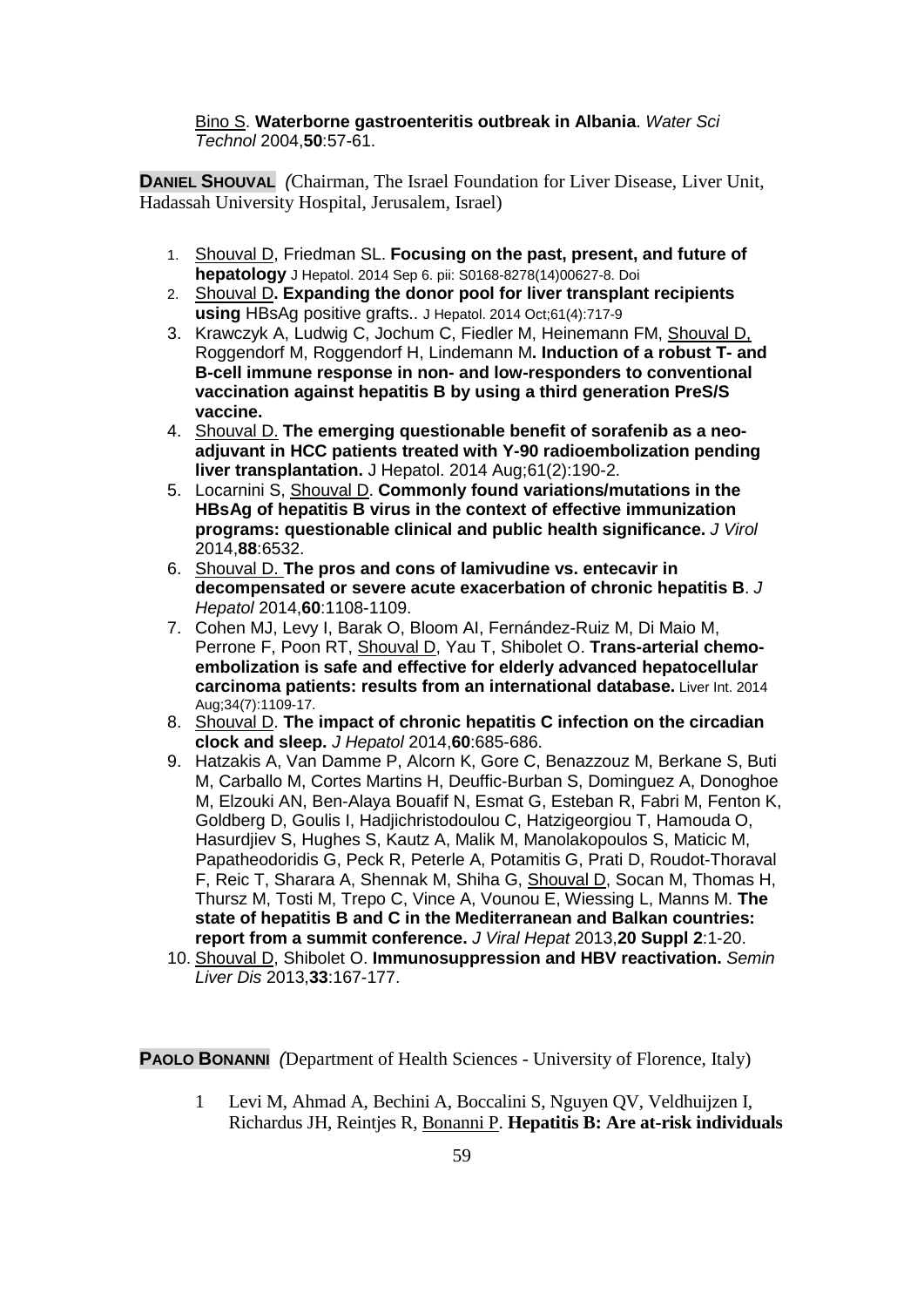Bino S. **Waterborne gastroenteritis outbreak in Albania**. *Water Sci Technol* 2004,**50**:57-61.

**DANIEL SHOUVAL** *(*Chairman, The Israel Foundation for Liver Disease, Liver Unit, Hadassah University Hospital, Jerusalem, Israel)

1. Shouval D, Friedman SL. **Focusing on the past, present, and future of hepatology** J Hepatol. 2014 Sep 6. pii: S0168-8278(14)00627-8. Doi
2. Shouval D**. Expanding the donor pool for liver transplant recipients using** HBsAg positive grafts.. J Hepatol. 2014 Oct;61(4):717-9
3. Krawczyk A, Ludwig C, Jochum C, Fiedler M, Heinemann FM, Shouval D, Roggendorf M, Roggendorf H, Lindemann M**. Induction of a robust T- and B-cell immune response in non- and low-responders to conventional vaccination against hepatitis B by using a third generation PreS/S vaccine.**
4. Shouval D. **The emerging questionable benefit of sorafenib as a neo-adjuvant in HCC patients treated with Y-90 radioembolization pending liver transplantation.** J Hepatol. 2014 Aug;61(2):190-2.
5. Locarnini S, Shouval D. **Commonly found variations/mutations in the HBsAg of hepatitis B virus in the context of effective immunization programs: questionable clinical and public health significance.** *J Virol* 2014,**88**:6532.
6. Shouval D. **The pros and cons of lamivudine vs. entecavir in decompensated or severe acute exacerbation of chronic hepatitis B**. *J Hepatol* 2014,**60**:1108-1109.
7. Cohen MJ, Levy I, Barak O, Bloom AI, Fernández-Ruiz M, Di Maio M, Perrone F, Poon RT, Shouval D, Yau T, Shibolet O. **Trans-arterial chemo-embolization is safe and effective for elderly advanced hepatocellular carcinoma patients: results from an international database.** Liver Int. 2014 Aug;34(7):1109-17.
8. Shouval D. **The impact of chronic hepatitis C infection on the circadian clock and sleep.** *J Hepatol* 2014,**60**:685-686.
9. Hatzakis A, Van Damme P, Alcorn K, Gore C, Benazzouz M, Berkane S, Buti M, Carballo M, Cortes Martins H, Deuffic-Burban S, Dominguez A, Donoghoe M, Elzouki AN, Ben-Alaya Bouafif N, Esmat G, Esteban R, Fabri M, Fenton K, Goldberg D, Goulis I, Hadjichristodoulou C, Hatzigeorgiou T, Hamouda O, Hasurdjiev S, Hughes S, Kautz A, Malik M, Manolakopoulos S, Maticic M, Papatheodoridis G, Peck R, Peterle A, Potamitis G, Prati D, Roudot-Thoraval F, Reic T, Sharara A, Shennak M, Shiha G, Shouval D, Socan M, Thomas H, Thursz M, Tosti M, Trepo C, Vince A, Vounou E, Wiessing L, Manns M. **The state of hepatitis B and C in the Mediterranean and Balkan countries: report from a summit conference.** *J Viral Hepat* 2013,**20 Suppl 2**:1-20.
10. Shouval D, Shibolet O. **Immunosuppression and HBV reactivation.** *Semin Liver Dis* 2013,**33**:167-177.

**PAOLO BONANNI** *(*Department of Health Sciences - University of Florence, Italy)

1. Levi M, Ahmad A, Bechini A, Boccalini S, Nguyen QV, Veldhuijzen I, Richardus JH, Reintjes R, Bonanni P. **Hepatitis B: Are at-risk individuals**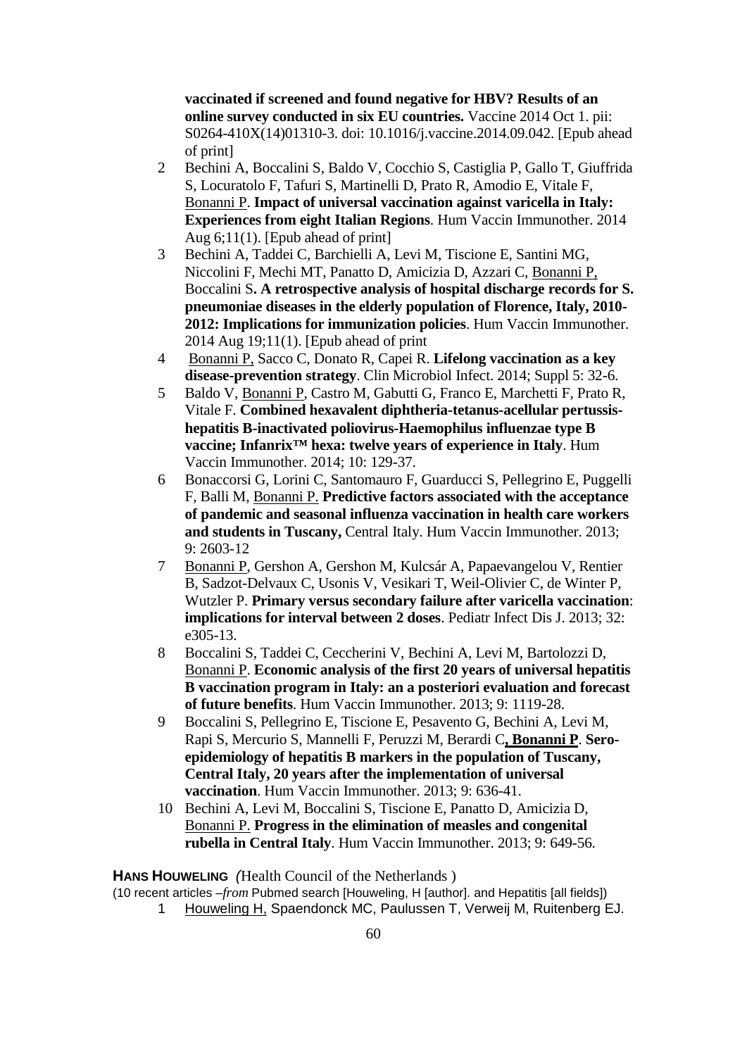**vaccinated if screened and found negative for HBV? Results of an online survey conducted in six EU countries.** Vaccine 2014 Oct 1. pii: S0264-410X(14)01310-3. doi: 10.1016/j.vaccine.2014.09.042. [Epub ahead of print]

2. Bechini A, Boccalini S, Baldo V, Cocchio S, Castiglia P, Gallo T, Giuffrida S, Locuratolo F, Tafuri S, Martinelli D, Prato R, Amodio E, Vitale F, Bonanni P. **Impact of universal vaccination against varicella in Italy: Experiences from eight Italian Regions**. Hum Vaccin Immunother. 2014 Aug 6;11(1). [Epub ahead of print]
3. Bechini A, Taddei C, Barchielli A, Levi M, Tiscione E, Santini MG, Niccolini F, Mechi MT, Panatto D, Amicizia D, Azzari C, Bonanni P, Boccalini S**. A retrospective analysis of hospital discharge records for S. pneumoniae diseases in the elderly population of Florence, Italy, 2010-2012: Implications for immunization policies**. Hum Vaccin Immunother. 2014 Aug 19;11(1). [Epub ahead of print
4. Bonanni P, Sacco C, Donato R, Capei R. **Lifelong vaccination as a key disease-prevention strategy**. Clin Microbiol Infect. 2014; Suppl 5: 32-6.
5. Baldo V, Bonanni P, Castro M, Gabutti G, Franco E, Marchetti F, Prato R, Vitale F. **Combined hexavalent diphtheria-tetanus-acellular pertussis-hepatitis B-inactivated poliovirus-Haemophilus influenzae type B vaccine; Infanrix™ hexa: twelve years of experience in Italy**. Hum Vaccin Immunother. 2014; 10: 129-37.
6. Bonaccorsi G, Lorini C, Santomauro F, Guarducci S, Pellegrino E, Puggelli F, Balli M, Bonanni P. **Predictive factors associated with the acceptance of pandemic and seasonal influenza vaccination in health care workers and students in Tuscany,** Central Italy. Hum Vaccin Immunother. 2013; 9: 2603-12
7. Bonanni P, Gershon A, Gershon M, Kulcsár A, Papaevangelou V, Rentier B, Sadzot-Delvaux C, Usonis V, Vesikari T, Weil-Olivier C, de Winter P, Wutzler P. **Primary versus secondary failure after varicella vaccination**: **implications for interval between 2 doses**. Pediatr Infect Dis J. 2013; 32: e305-13.
8. Boccalini S, Taddei C, Ceccherini V, Bechini A, Levi M, Bartolozzi D, Bonanni P. **Economic analysis of the first 20 years of universal hepatitis B vaccination program in Italy: an a posteriori evaluation and forecast of future benefits**. Hum Vaccin Immunother. 2013; 9: 1119-28.
9. Boccalini S, Pellegrino E, Tiscione E, Pesavento G, Bechini A, Levi M, Rapi S, Mercurio S, Mannelli F, Peruzzi M, Berardi C**, Bonanni P**. **Sero-epidemiology of hepatitis B markers in the population of Tuscany, Central Italy, 20 years after the implementation of universal vaccination**. Hum Vaccin Immunother. 2013; 9: 636-41.
10. Bechini A, Levi M, Boccalini S, Tiscione E, Panatto D, Amicizia D, Bonanni P. **Progress in the elimination of measles and congenital rubella in Central Italy**. Hum Vaccin Immunother. 2013; 9: 649-56.

**HANS HOUWELING** *(*Health Council of the Netherlands )

(10 recent articles –*from* Pubmed search [Houweling, H [author]. and Hepatitis [all fields])

1. Houweling H, Spaendonck MC, Paulussen T, Verweij M, Ruitenberg EJ.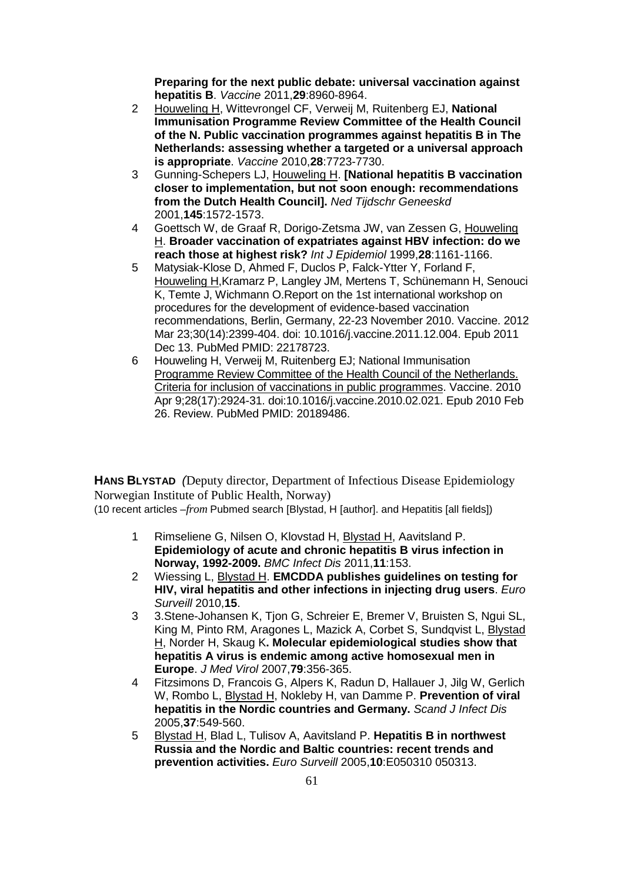**Preparing for the next public debate: universal vaccination against hepatitis B**. *Vaccine* 2011,**29**:8960-8964.

2 Houweling H, Wittevrongel CF, Verweij M, Ruitenberg EJ, **National Immunisation Programme Review Committee of the Health Council of the N. Public vaccination programmes against hepatitis B in The Netherlands: assessing whether a targeted or a universal approach is appropriate**. *Vaccine* 2010,**28**:7723-7730.

3 Gunning-Schepers LJ, Houweling H. **[National hepatitis B vaccination closer to implementation, but not soon enough: recommendations from the Dutch Health Council].** *Ned Tijdschr Geneeskd* 2001,**145**:1572-1573.

4 Goettsch W, de Graaf R, Dorigo-Zetsma JW, van Zessen G, Houweling H. **Broader vaccination of expatriates against HBV infection: do we reach those at highest risk?** *Int J Epidemiol* 1999,**28**:1161-1166.

5 Matysiak-Klose D, Ahmed F, Duclos P, Falck-Ytter Y, Forland F, Houweling H,Kramarz P, Langley JM, Mertens T, Schünemann H, Senouci K, Temte J, Wichmann O.Report on the 1st international workshop on procedures for the development of evidence-based vaccination recommendations, Berlin, Germany, 22-23 November 2010. Vaccine. 2012 Mar 23;30(14):2399-404. doi: 10.1016/j.vaccine.2011.12.004. Epub 2011 Dec 13. PubMed PMID: 22178723.

6 Houweling H, Verweij M, Ruitenberg EJ; National Immunisation Programme Review Committee of the Health Council of the Netherlands. Criteria for inclusion of vaccinations in public programmes. Vaccine. 2010 Apr 9;28(17):2924-31. doi:10.1016/j.vaccine.2010.02.021. Epub 2010 Feb 26. Review. PubMed PMID: 20189486.

**HANS BLYSTAD** *(*Deputy director, Department of Infectious Disease Epidemiology Norwegian Institute of Public Health, Norway)
(10 recent articles –*from* Pubmed search [Blystad, H [author]. and Hepatitis [all fields])

1 Rimseliene G, Nilsen O, Klovstad H, Blystad H, Aavitsland P. **Epidemiology of acute and chronic hepatitis B virus infection in Norway, 1992-2009.** *BMC Infect Dis* 2011,**11**:153.

2 Wiessing L, Blystad H. **EMCDDA publishes guidelines on testing for HIV, viral hepatitis and other infections in injecting drug users**. *Euro Surveill* 2010,**15**.

3 3.Stene-Johansen K, Tjon G, Schreier E, Bremer V, Bruisten S, Ngui SL, King M, Pinto RM, Aragones L, Mazick A, Corbet S, Sundqvist L, Blystad H, Norder H, Skaug K**. Molecular epidemiological studies show that hepatitis A virus is endemic among active homosexual men in Europe**. *J Med Virol* 2007,**79**:356-365.

4 Fitzsimons D, Francois G, Alpers K, Radun D, Hallauer J, Jilg W, Gerlich W, Rombo L, Blystad H, Nokleby H, van Damme P. **Prevention of viral hepatitis in the Nordic countries and Germany.** *Scand J Infect Dis* 2005,**37**:549-560.

5 Blystad H, Blad L, Tulisov A, Aavitsland P. **Hepatitis B in northwest Russia and the Nordic and Baltic countries: recent trends and prevention activities.** *Euro Surveill* 2005,**10**:E050310 050313.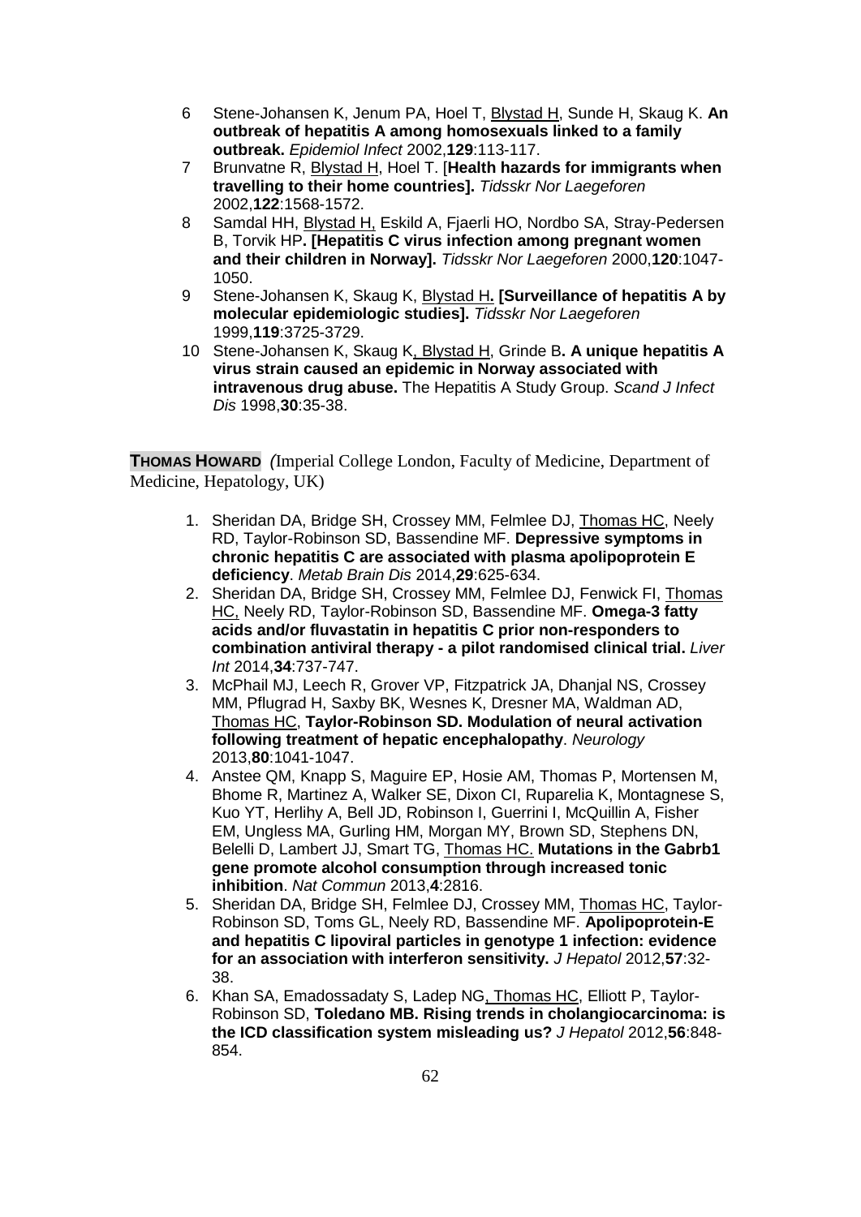6 Stene-Johansen K, Jenum PA, Hoel T, Blystad H, Sunde H, Skaug K. **An outbreak of hepatitis A among homosexuals linked to a family outbreak.** *Epidemiol Infect* 2002,**129**:113-117.

7 Brunvatne R, Blystad H, Hoel T. [**Health hazards for immigrants when travelling to their home countries].** *Tidsskr Nor Laegeforen* 2002,**122**:1568-1572.

8 Samdal HH, Blystad H, Eskild A, Fjaerli HO, Nordbo SA, Stray-Pedersen B, Torvik HP**. [Hepatitis C virus infection among pregnant women and their children in Norway].** *Tidsskr Nor Laegeforen* 2000,**120**:1047-1050.

9 Stene-Johansen K, Skaug K, Blystad H**. [Surveillance of hepatitis A by molecular epidemiologic studies].** *Tidsskr Nor Laegeforen* 1999,**119**:3725-3729.

10 Stene-Johansen K, Skaug K, Blystad H, Grinde B**. A unique hepatitis A virus strain caused an epidemic in Norway associated with intravenous drug abuse.** The Hepatitis A Study Group. *Scand J Infect Dis* 1998,**30**:35-38.

**THOMAS HOWARD** *(*Imperial College London, Faculty of Medicine, Department of Medicine, Hepatology, UK)

1. Sheridan DA, Bridge SH, Crossey MM, Felmlee DJ, Thomas HC, Neely RD, Taylor-Robinson SD, Bassendine MF. **Depressive symptoms in chronic hepatitis C are associated with plasma apolipoprotein E deficiency**. *Metab Brain Dis* 2014,**29**:625-634.
2. Sheridan DA, Bridge SH, Crossey MM, Felmlee DJ, Fenwick FI, Thomas HC, Neely RD, Taylor-Robinson SD, Bassendine MF. **Omega-3 fatty acids and/or fluvastatin in hepatitis C prior non-responders to combination antiviral therapy - a pilot randomised clinical trial.** *Liver Int* 2014,**34**:737-747.
3. McPhail MJ, Leech R, Grover VP, Fitzpatrick JA, Dhanjal NS, Crossey MM, Pflugrad H, Saxby BK, Wesnes K, Dresner MA, Waldman AD, Thomas HC, **Taylor-Robinson SD. Modulation of neural activation following treatment of hepatic encephalopathy**. *Neurology* 2013,**80**:1041-1047.
4. Anstee QM, Knapp S, Maguire EP, Hosie AM, Thomas P, Mortensen M, Bhome R, Martinez A, Walker SE, Dixon CI, Ruparelia K, Montagnese S, Kuo YT, Herlihy A, Bell JD, Robinson I, Guerrini I, McQuillin A, Fisher EM, Ungless MA, Gurling HM, Morgan MY, Brown SD, Stephens DN, Belelli D, Lambert JJ, Smart TG, Thomas HC. **Mutations in the Gabrb1 gene promote alcohol consumption through increased tonic inhibition**. *Nat Commun* 2013,**4**:2816.
5. Sheridan DA, Bridge SH, Felmlee DJ, Crossey MM, Thomas HC, Taylor-Robinson SD, Toms GL, Neely RD, Bassendine MF. **Apolipoprotein-E and hepatitis C lipoviral particles in genotype 1 infection: evidence for an association with interferon sensitivity.** *J Hepatol* 2012,**57**:32-38.
6. Khan SA, Emadossadaty S, Ladep NG, Thomas HC, Elliott P, Taylor-Robinson SD, **Toledano MB. Rising trends in cholangiocarcinoma: is the ICD classification system misleading us?** *J Hepatol* 2012,**56**:848-854.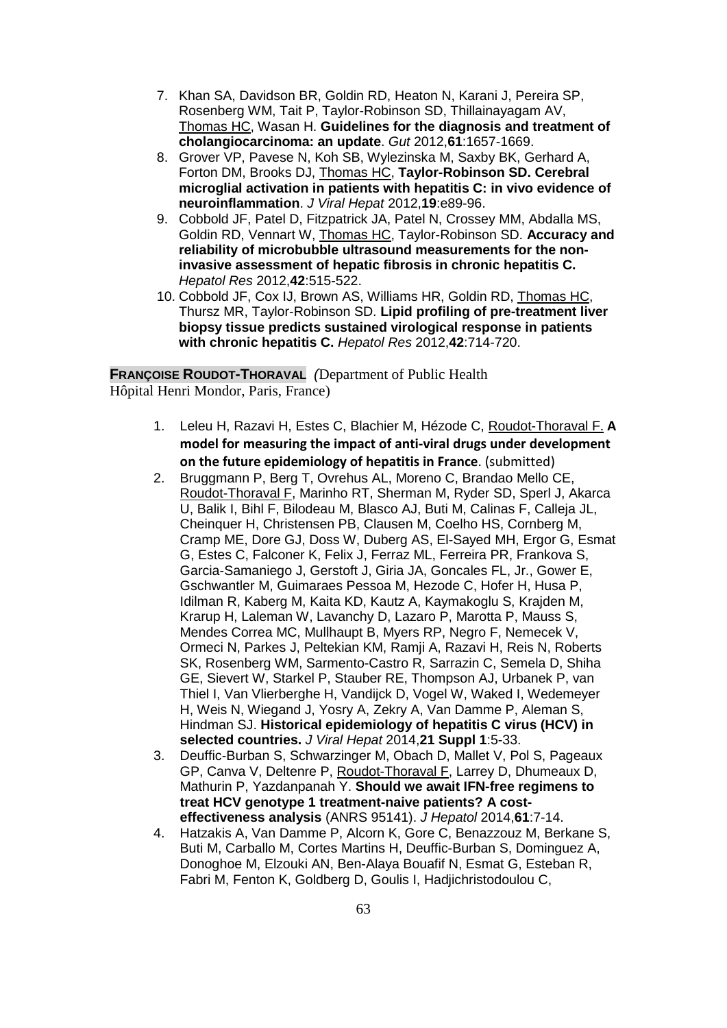7. Khan SA, Davidson BR, Goldin RD, Heaton N, Karani J, Pereira SP, Rosenberg WM, Tait P, Taylor-Robinson SD, Thillainayagam AV, Thomas HC, Wasan H. **Guidelines for the diagnosis and treatment of cholangiocarcinoma: an update**. *Gut* 2012,**61**:1657-1669.
8. Grover VP, Pavese N, Koh SB, Wylezinska M, Saxby BK, Gerhard A, Forton DM, Brooks DJ, Thomas HC, **Taylor-Robinson SD. Cerebral microglial activation in patients with hepatitis C: in vivo evidence of neuroinflammation**. *J Viral Hepat* 2012,**19**:e89-96.
9. Cobbold JF, Patel D, Fitzpatrick JA, Patel N, Crossey MM, Abdalla MS, Goldin RD, Vennart W, Thomas HC, Taylor-Robinson SD. **Accuracy and reliability of microbubble ultrasound measurements for the non-invasive assessment of hepatic fibrosis in chronic hepatitis C.** *Hepatol Res* 2012,**42**:515-522.
10. Cobbold JF, Cox IJ, Brown AS, Williams HR, Goldin RD, Thomas HC, Thursz MR, Taylor-Robinson SD. **Lipid profiling of pre-treatment liver biopsy tissue predicts sustained virological response in patients with chronic hepatitis C.** *Hepatol Res* 2012,**42**:714-720.

**FRANÇOISE ROUDOT-THORAVAL** *(*Department of Public Health Hôpital Henri Mondor, Paris, France)

1. Leleu H, Razavi H, Estes C, Blachier M, Hézode C, Roudot-Thoraval F. **A model for measuring the impact of anti-viral drugs under development on the future epidemiology of hepatitis in France**. (submitted)
2. Bruggmann P, Berg T, Ovrehus AL, Moreno C, Brandao Mello CE, Roudot-Thoraval F, Marinho RT, Sherman M, Ryder SD, Sperl J, Akarca U, Balik I, Bihl F, Bilodeau M, Blasco AJ, Buti M, Calinas F, Calleja JL, Cheinquer H, Christensen PB, Clausen M, Coelho HS, Cornberg M, Cramp ME, Dore GJ, Doss W, Duberg AS, El-Sayed MH, Ergor G, Esmat G, Estes C, Falconer K, Felix J, Ferraz ML, Ferreira PR, Frankova S, Garcia-Samaniego J, Gerstoft J, Giria JA, Goncales FL, Jr., Gower E, Gschwantler M, Guimaraes Pessoa M, Hezode C, Hofer H, Husa P, Idilman R, Kaberg M, Kaita KD, Kautz A, Kaymakoglu S, Krajden M, Krarup H, Laleman W, Lavanchy D, Lazaro P, Marotta P, Mauss S, Mendes Correa MC, Mullhaupt B, Myers RP, Negro F, Nemecek V, Ormeci N, Parkes J, Peltekian KM, Ramji A, Razavi H, Reis N, Roberts SK, Rosenberg WM, Sarmento-Castro R, Sarrazin C, Semela D, Shiha GE, Sievert W, Starkel P, Stauber RE, Thompson AJ, Urbanek P, van Thiel I, Van Vlierberghe H, Vandijck D, Vogel W, Waked I, Wedemeyer H, Weis N, Wiegand J, Yosry A, Zekry A, Van Damme P, Aleman S, Hindman SJ. **Historical epidemiology of hepatitis C virus (HCV) in selected countries.** *J Viral Hepat* 2014,**21 Suppl 1**:5-33.
3. Deuffic-Burban S, Schwarzinger M, Obach D, Mallet V, Pol S, Pageaux GP, Canva V, Deltenre P, Roudot-Thoraval F, Larrey D, Dhumeaux D, Mathurin P, Yazdanpanah Y. **Should we await IFN-free regimens to treat HCV genotype 1 treatment-naive patients? A cost-effectiveness analysis** (ANRS 95141). *J Hepatol* 2014,**61**:7-14.
4. Hatzakis A, Van Damme P, Alcorn K, Gore C, Benazzouz M, Berkane S, Buti M, Carballo M, Cortes Martins H, Deuffic-Burban S, Dominguez A, Donoghoe M, Elzouki AN, Ben-Alaya Bouafif N, Esmat G, Esteban R, Fabri M, Fenton K, Goldberg D, Goulis I, Hadjichristodoulou C,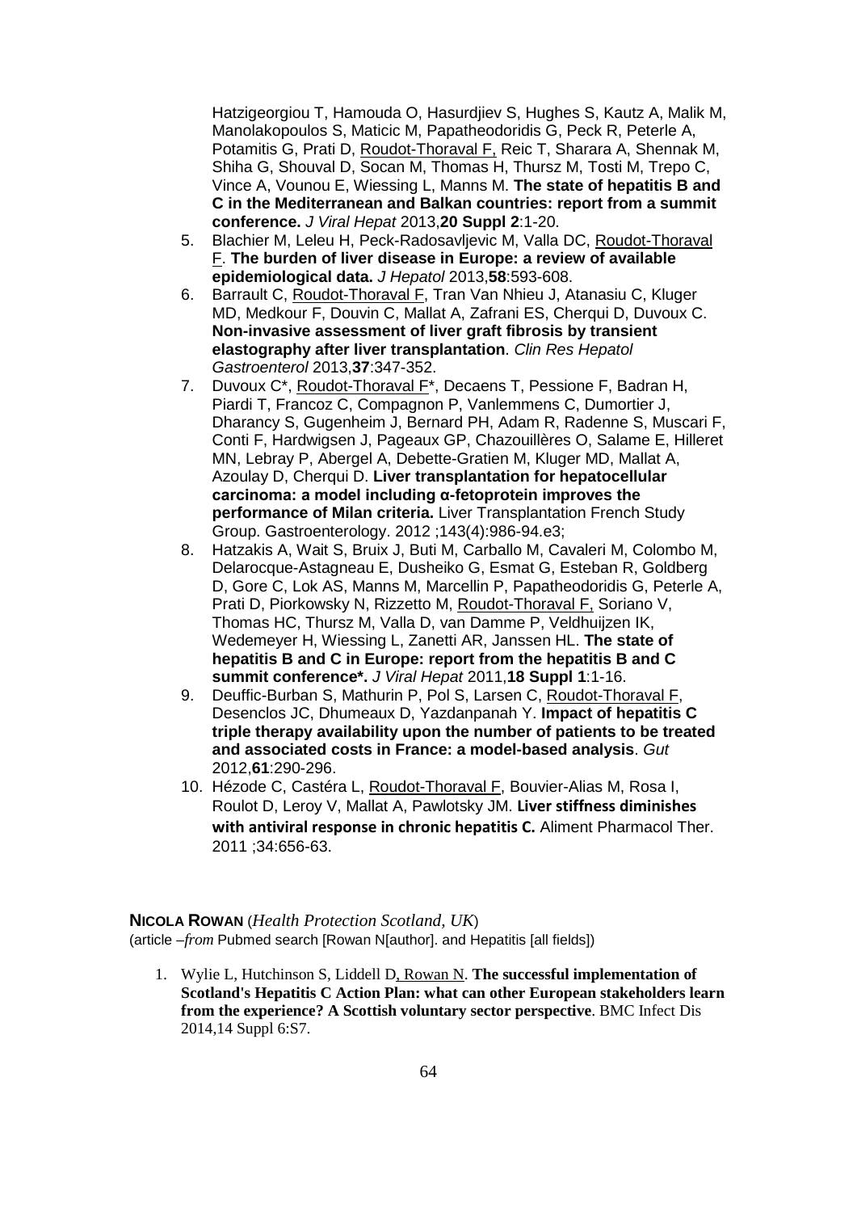Hatzigeorgiou T, Hamouda O, Hasurdjiev S, Hughes S, Kautz A, Malik M, Manolakopoulos S, Maticic M, Papatheodoridis G, Peck R, Peterle A, Potamitis G, Prati D, Roudot-Thoraval F, Reic T, Sharara A, Shennak M, Shiha G, Shouval D, Socan M, Thomas H, Thursz M, Tosti M, Trepo C, Vince A, Vounou E, Wiessing L, Manns M. **The state of hepatitis B and C in the Mediterranean and Balkan countries: report from a summit conference.** *J Viral Hepat* 2013,**20 Suppl 2**:1-20.

5. Blachier M, Leleu H, Peck-Radosavljevic M, Valla DC, Roudot-Thoraval F. **The burden of liver disease in Europe: a review of available epidemiological data.** *J Hepatol* 2013,**58**:593-608.
6. Barrault C, Roudot-Thoraval F, Tran Van Nhieu J, Atanasiu C, Kluger MD, Medkour F, Douvin C, Mallat A, Zafrani ES, Cherqui D, Duvoux C. **Non-invasive assessment of liver graft fibrosis by transient elastography after liver transplantation**. *Clin Res Hepatol Gastroenterol* 2013,**37**:347-352.
7. Duvoux C*, Roudot-Thoraval F*, Decaens T, Pessione F, Badran H, Piardi T, Francoz C, Compagnon P, Vanlemmens C, Dumortier J, Dharancy S, Gugenheim J, Bernard PH, Adam R, Radenne S, Muscari F, Conti F, Hardwigsen J, Pageaux GP, Chazouillères O, Salame E, Hilleret MN, Lebray P, Abergel A, Debette-Gratien M, Kluger MD, Mallat A, Azoulay D, Cherqui D. **Liver transplantation for hepatocellular carcinoma: a model including α-fetoprotein improves the performance of Milan criteria.** Liver Transplantation French Study Group. Gastroenterology. 2012 ;143(4):986-94.e3;
8. Hatzakis A, Wait S, Bruix J, Buti M, Carballo M, Cavaleri M, Colombo M, Delarocque-Astagneau E, Dusheiko G, Esmat G, Esteban R, Goldberg D, Gore C, Lok AS, Manns M, Marcellin P, Papatheodoridis G, Peterle A, Prati D, Piorkowsky N, Rizzetto M, Roudot-Thoraval F, Soriano V, Thomas HC, Thursz M, Valla D, van Damme P, Veldhuijzen IK, Wedemeyer H, Wiessing L, Zanetti AR, Janssen HL. **The state of hepatitis B and C in Europe: report from the hepatitis B and C summit conference*.** *J Viral Hepat* 2011,**18 Suppl 1**:1-16.
9. Deuffic-Burban S, Mathurin P, Pol S, Larsen C, Roudot-Thoraval F, Desenclos JC, Dhumeaux D, Yazdanpanah Y. **Impact of hepatitis C triple therapy availability upon the number of patients to be treated and associated costs in France: a model-based analysis**. *Gut* 2012,**61**:290-296.
10. Hézode C, Castéra L, Roudot-Thoraval F, Bouvier-Alias M, Rosa I, Roulot D, Leroy V, Mallat A, Pawlotsky JM. **Liver stiffness diminishes with antiviral response in chronic hepatitis C.** Aliment Pharmacol Ther. 2011 ;34:656-63.

**NICOLA ROWAN** (*Health Protection Scotland, UK*)
(article –*from* Pubmed search [Rowan N[author]. and Hepatitis [all fields])

1. Wylie L, Hutchinson S, Liddell D, Rowan N. **The successful implementation of Scotland's Hepatitis C Action Plan: what can other European stakeholders learn from the experience? A Scottish voluntary sector perspective**. BMC Infect Dis 2014,14 Suppl 6:S7.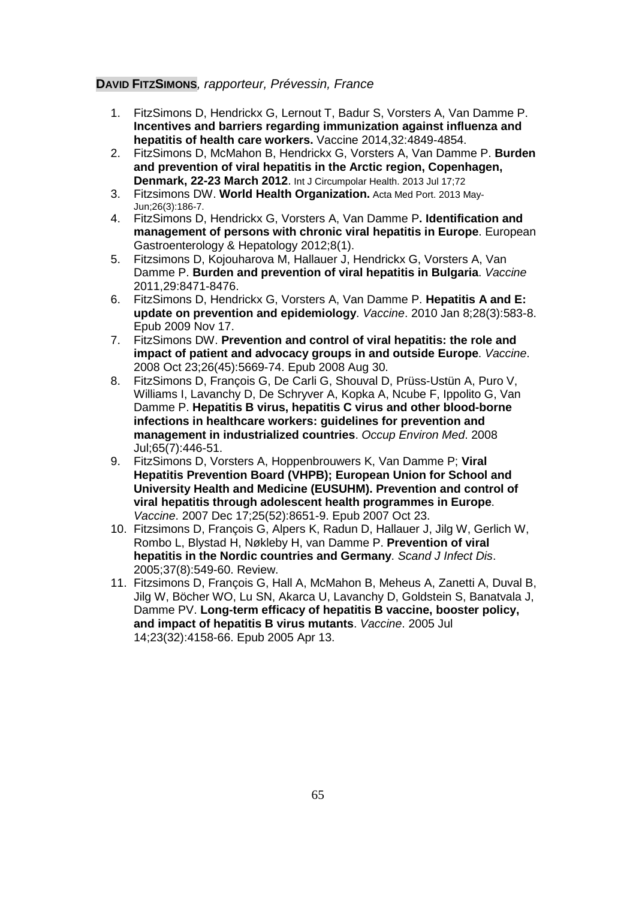**DAVID FITZSIMONS***, rapporteur, Prévessin, France*

1. FitzSimons D, Hendrickx G, Lernout T, Badur S, Vorsters A, Van Damme P. **Incentives and barriers regarding immunization against influenza and hepatitis of health care workers.** Vaccine 2014,32:4849-4854.
2. FitzSimons D, McMahon B, Hendrickx G, Vorsters A, Van Damme P. **Burden and prevention of viral hepatitis in the Arctic region, Copenhagen, Denmark, 22-23 March 2012**. Int J Circumpolar Health. 2013 Jul 17;72
3. Fitzsimons DW. **World Health Organization.** Acta Med Port. 2013 May-Jun;26(3):186-7.
4. FitzSimons D, Hendrickx G, Vorsters A, Van Damme P**. Identification and management of persons with chronic viral hepatitis in Europe**. European Gastroenterology & Hepatology 2012;8(1).
5. Fitzsimons D, Kojouharova M, Hallauer J, Hendrickx G, Vorsters A, Van Damme P. **Burden and prevention of viral hepatitis in Bulgaria**. *Vaccine* 2011,29:8471-8476.
6. FitzSimons D, Hendrickx G, Vorsters A, Van Damme P. **Hepatitis A and E: update on prevention and epidemiology**. *Vaccine*. 2010 Jan 8;28(3):583-8. Epub 2009 Nov 17.
7. FitzSimons DW. **Prevention and control of viral hepatitis: the role and impact of patient and advocacy groups in and outside Europe**. *Vaccine*. 2008 Oct 23;26(45):5669-74. Epub 2008 Aug 30.
8. FitzSimons D, François G, De Carli G, Shouval D, Prüss-Ustün A, Puro V, Williams I, Lavanchy D, De Schryver A, Kopka A, Ncube F, Ippolito G, Van Damme P. **Hepatitis B virus, hepatitis C virus and other blood-borne infections in healthcare workers: guidelines for prevention and management in industrialized countries**. *Occup Environ Med*. 2008 Jul;65(7):446-51.
9. FitzSimons D, Vorsters A, Hoppenbrouwers K, Van Damme P; **Viral Hepatitis Prevention Board (VHPB); European Union for School and University Health and Medicine (EUSUHM). Prevention and control of viral hepatitis through adolescent health programmes in Europe**. *Vaccine*. 2007 Dec 17;25(52):8651-9. Epub 2007 Oct 23.
10. Fitzsimons D, François G, Alpers K, Radun D, Hallauer J, Jilg W, Gerlich W, Rombo L, Blystad H, Nøkleby H, van Damme P. **Prevention of viral hepatitis in the Nordic countries and Germany**. *Scand J Infect Dis*. 2005;37(8):549-60. Review.
11. Fitzsimons D, François G, Hall A, McMahon B, Meheus A, Zanetti A, Duval B, Jilg W, Böcher WO, Lu SN, Akarca U, Lavanchy D, Goldstein S, Banatvala J, Damme PV. **Long-term efficacy of hepatitis B vaccine, booster policy, and impact of hepatitis B virus mutants**. *Vaccine*. 2005 Jul 14;23(32):4158-66. Epub 2005 Apr 13.